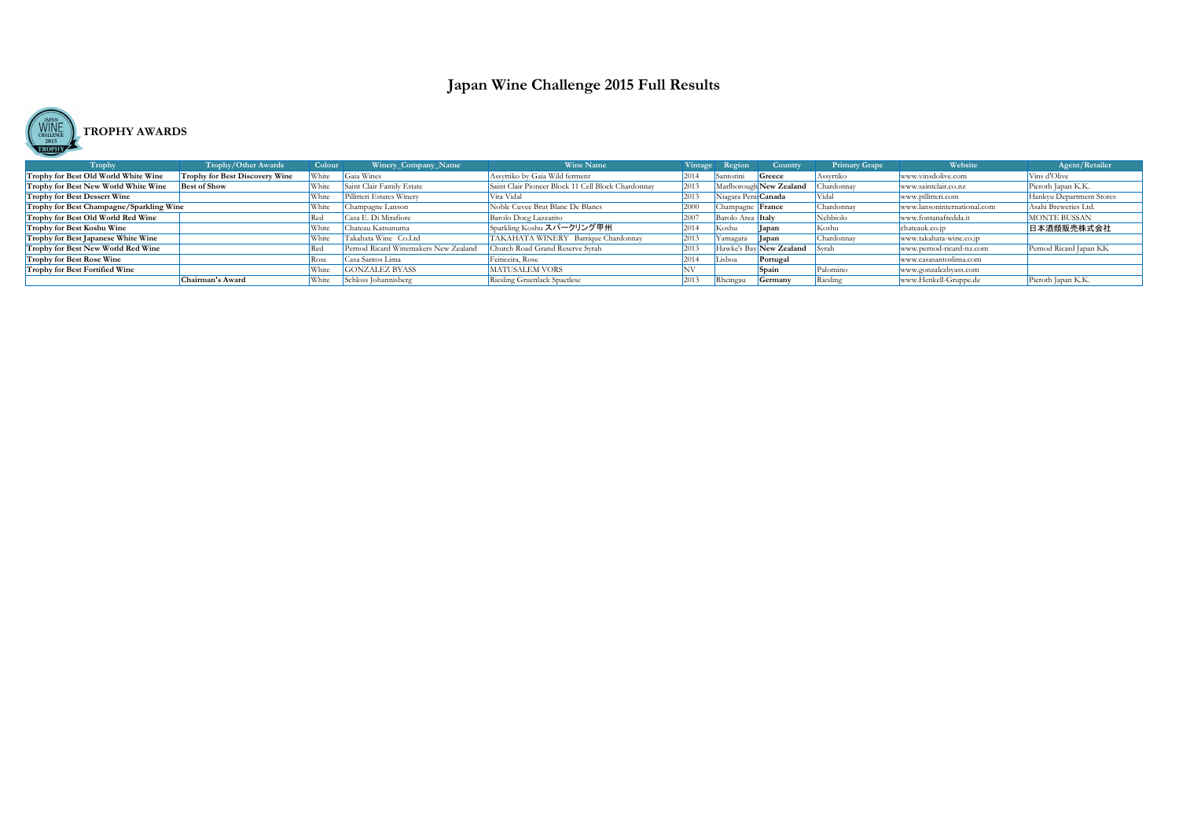# Japan Wine Challenge 2015 Full Results

## TROPHY AWARDS

| Trophy | Trophy/Other Awards | Colour | Winery_Company_Name | Wine Name | Vintage | Region | Country | Primary Grape | Website | Agent/Retailer |
|---|---|---|---|---|---|---|---|---|---|---|
| **Trophy for Best Old World White Wine** | **Trophy for Best Discovery Wine** | White | Gaia Wines | Assyrtiko by Gaia Wild ferment | 2014 | Santorini | **Greece** | Assyrtiko | www.vinsdolive.com | Vins d'Olive |
| **Trophy for Best New World White Wine** | **Best of Show** | White | Saint Clair Family Estate | Saint Clair Pioneer Block 11 Cell Block Chardonnay | 2013 | Marlborough | **New Zealand** | Chardonnay | www.saintclair.co.nz | Pieroth Japan K.K. |
| **Trophy for Best Dessert Wine** | | White | Pillitteri Estates Winery | Vita Vidal | 2013 | Niagara Peni | **Canada** | Vidal | www.pillitteri.com | Hankyu Department Stores |
| **Trophy for Best Champagne/Sparkling Wine** | | White | Champagne Lanson | Noble Cuvee Brut Blanc De Blancs | 2000 | Champagne | **France** | Chardonnay | www.lansoninternational.com | Asahi Breweries Ltd. |
| **Trophy for Best Old World Red Wine** | | Red | Casa E. Di Mirafiore | Barolo Docg Lazzarito | 2007 | Barolo Area | **Italy** | Nebbiolo | www.fontanafredda.it | MONTE BUSSAN |
| **Trophy for Best Koshu Wine** | | White | Chateau Katsunuma | Sparkling Koshu スパークリング甲州 | 2014 | Koshu | **Japan** | Koshu | chateauk.co.jp | 日本酒類販売株式会社 |
| **Trophy for Best Japanese White Wine** | | White | Takahata Wine Co.Ltd | TAKAHATA WINERY Barrique Chardonnay | 2013 | Yamagata | **Japan** | Chardonnay | www.takahata-wine.co.jp | |
| **Trophy for Best New World Red Wine** | | Red | Pernod Ricard Winemakers New Zealand | Church Road Grand Reserve Syrah | 2013 | Hawke's Bay | **New Zealand** | Syrah | www.pernod-ricard-nz.com | Pernod Ricard Japan KK |
| **Trophy for Best Rose Wine** | | Rose | Casa Santos Lima | Feiticeira, Rose | 2014 | Lisboa | **Portugal** | | www.casasantoslima.com | |
| **Trophy for Best Fortified Wine** | | White | GONZALEZ BYASS | MATUSALEM VORS | NV | | **Spain** | Palomino | www.gonzalezbyass.com | |
| | **Chairman's Award** | White | Schloss Johannisberg | Riesling Gruenlack Spaetlese | 2013 | Rheingau | **Germany** | Riesling | www.Henkell-Gruppe.de | Pieroth Japan K.K. |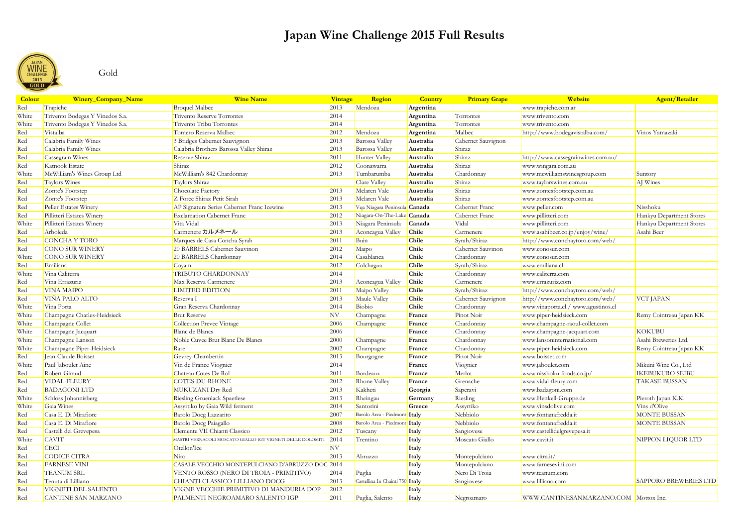# Japan Wine Challenge 2015 Full Results

Gold

| Colour | Winery_Company_Name | Wine Name | Vintage | Region | Country | Primary Grape | Website | Agent/Retailer |
|---|---|---|---|---|---|---|---|---|
| Red | Trapiche | Broquel Malbec | 2013 | Mendoza | **Argentina** | | www.trapiche.com.ar | |
| White | Trivento Bodegas Y Vinedos S.a. | Trivento Reserve Torrontes | 2014 | | **Argentina** | Torrontes | www.trivento.com | |
| White | Trivento Bodegas Y Vinedos S.a. | Trivento Tribu Torrontes | 2014 | | **Argentina** | Torrontes | www.trivento.com | |
| Red | Vistalba | Tomero Reserva Malbec | 2012 | Mendoza | **Argentina** | Malbec | http://www.bodegavistalba.com/ | Vinos Yamazaki |
| Red | Calabria Family Wines | 3 Bridges Cabernet Sauvignon | 2013 | Barossa Valley | **Australia** | Cabernet Sauvignon | | |
| Red | Calabria Family Wines | Calabria Brothers Barossa Valley Shiraz | 2013 | Barossa Valley | **Australia** | Shiraz | | |
| Red | Cassegrain Wines | Reserve Shiraz | 2011 | Hunter Valley | **Australia** | Shiraz | http://www.cassegrainwines.com.au/ | |
| Red | Katnook Estate | Shiraz | 2012 | Coonawarra | **Australia** | Shiraz | www.wingara.com.au | |
| White | McWilliam's Wines Group Ltd | McWilliam's 842 Chardonnay | 2013 | Tumbarumba | **Australia** | Chardonnay | www.mcwilliamswinesgroup.com | Suntory |
| Red | Taylors Wines | Taylors Shiraz | | Clare Valley | **Australia** | Shiraz | www.taylorswines.com.au | AJ Wines |
| Red | Zonte's Footstep | Chocolate Factory | 2013 | Mclaren Vale | **Australia** | Shiraz | www.zontesfootstep.com.au | |
| Red | Zonte's Footstep | Z Force Shiraz Petit Sirah | 2013 | Mclaren Vale | **Australia** | Shiraz | www.zontesfootstep.com.au | |
| Red | Peller Estates Winery | AP Signature Series Cabernet Franc Icewine | 2013 | Vqa Niagara Peninsula | **Canada** | Cabernet Franc | www.peller.com | Nisshoku |
| Red | Pillitteri Estates Winery | Exclamation Cabernet Franc | 2012 | Niagara-On-The-Lake | **Canada** | Cabernet Franc | www.pillitteri.com | Hankyu Department Stores |
| White | Pillitteri Estates Winery | Vita Vidal | 2013 | Niagara Peninsula | **Canada** | Vidal | www.pillitteri.com | Hankyu Department Stores |
| Red | Arboleda | Carmenere カルメネール | 2013 | Aconcagua Valley | **Chile** | Carmenere | www.asahibeer.co.jp/enjoy/wine/ | Asahi Beer |
| Red | CONCHA Y TORO | Marques de Casa Concha Syrah | 2011 | Buin | **Chile** | Syrah/Shiraz | http://www.conchaytoro.com/web/ | |
| Red | CONO SUR WINERY | 20 BARRELS Cabernet Sauvinon | 2012 | Maipo | **Chile** | Cabernet Sauvinon | www.conosur.com | |
| White | CONO SUR WINERY | 20 BARRELS Chardonnay | 2014 | Casablanca | **Chile** | Chardonnay | www.conosur.com | |
| Red | Emiliana | Coyam | 2012 | Colchagua | **Chile** | Syrah/Shiraz | www.emiliana.cl | |
| White | Vina Caliterra | TRIBUTO CHARDONNAY | 2014 | | **Chile** | Chardonnay | www.caliterra.com | |
| Red | Vina Errazuriz | Max Reserva Carmenere | 2013 | Aconcagua Valley | **Chile** | Carmenere | www.errazuriz.com | |
| Red | VINA MAIPO | LIMITED EDITION | 2011 | Maipo Valley | **Chile** | Syrah/Shiraz | http://www.conchaytoro.com/web/ | |
| Red | VIÑA PALO ALTO | Reserva I | 2013 | Maule Valley | **Chile** | Cabernet Sauvignon | http://www.conchaytoro.com/web/ | VCT JAPAN |
| White | Vina Porta | Gran Reserva Chardonnay | 2014 | Biobio | **Chile** | Chardonnay | www.vinaporta.cl / www.agustinos.cl | |
| White | Champagne Charles-Heidsieck | Brut Reserve | NV | Champagne | **France** | Pinot Noir | www.piper-heidsieck.com | Remy Cointreau Japan KK |
| White | Champagne Collet | Collection Prevee Vintage | 2006 | Champagne | **France** | Chardonnay | www.champagne-raoul-collet.com | |
| White | Champagne Jacquart | Blanc de Blancs | 2006 | | **France** | Chardonnay | www.champagne-jacquart.com | KOKUBU |
| White | Champagne Lanson | Noble Cuvee Brut Blanc De Blancs | 2000 | Champagne | **France** | Chardonnay | www.lansoninternational.com | Asahi Breweries Ltd. |
| White | Champagne Piper-Heidsieck | Rare | 2002 | Champagne | **France** | Chardonnay | www.piper-heidsieck.com | Remy Cointreau Japan KK |
| Red | Jean-Claude Boisset | Gevrey-Chambertin | 2013 | Bourgogne | **France** | Pinot Noir | www.boisset.com | |
| White | Paul Jaboulet Aine | Vin de France Viognier | 2014 | | **France** | Viognier | www.jaboulet.com | Mikuni Wine Co., Ltd |
| Red | Robert Giraud | Chateau Cotes De Rol | 2011 | Bordeaux | **France** | Merlot | www.nisshoku-foods.co.jp/ | IKEBUKURO SEIBU |
| Red | VIDAL-FLEURY | COTES-DU-RHONE | 2012 | Rhone Valley | **France** | Grenache | www.vidal-fleury.com | TAKASE BUSSAN |
| Red | BADAGONI LTD | MUKUZANI Dry Red | 2013 | Kakheti | **Georgia** | Saperavi | www.badagoni.com | |
| White | Schloss Johannisberg | Riesling Gruenlack Spaetlese | 2013 | Rheingau | **Germany** | Riesling | www.Henkell-Gruppe.de | Pieroth Japan K.K. |
| White | Gaia Wines | Assyrtiko by Gaia Wild ferment | 2014 | Santorini | **Greece** | Assyrtiko | www.vinsdolive.com | Vins d'Olive |
| Red | Casa E. Di Mirafiore | Barolo Docg Lazzarito | 2007 | Barolo Area - Piedmont | **Italy** | Nebbiolo | www.fontanafredda.it | MONTE BUSSAN |
| Red | Casa E. Di Mirafiore | Barolo Docg Paiagallo | 2008 | Barolo Area - Piedmont | **Italy** | Nebbiolo | www.fontanafredda.it | MONTE BUSSAN |
| Red | Castelli del Grevepesa | Clemente VII Chianti Classico | 2012 | Tuscany | **Italy** | Sangiovese | www.castellidelgrevepesa.it | |
| White | CAVIT | MASTRI VERNACOLI MOSCATO GIALLO IGT VIGNETI DELLE DOLOMITI | 2014 | Trentino | **Italy** | Moscato Giallo | www.cavit.it | NIPPON LIQUOR LTD |
| Red | CECI | Otellon'Ice | NV | | **Italy** | | | |
| Red | CODICE CITRA | Niro | 2013 | Abruzzo | **Italy** | Montepulciano | www.citra.it/ | |
| Red | FARNESE VINI | CASALE VECCHIO MONTEPULCIANO D'ABRUZZO DOC | 2014 | | **Italy** | Montepulciano | www.farnesevini.com | |
| Red | TEANUM SRL | VENTO ROSSO (NERO DI TROIA - PRIMITIVO) | 2014 | Puglia | **Italy** | Nero Di Troia | www.teanum.com | |
| Red | Tenuta di Lilliano | CHIANTI CLASSICO LILLIANO DOCG | 2013 | Castellina In Chainti 750 | **Italy** | Sangiovese | www.lilliano.com | SAPPORO BREWERIES LTD |
| Red | VIGNETI DEL SALENTO | VIGNE VECCHIE PRIMITIVO DI MANDURIA DOP | 2012 | | **Italy** | | | |
| Red | CANTINE SAN MARZANO | PALMENTI NEGROAMARO SALENTO IGP | 2011 | Puglia, Salento | **Italy** | Negroamaro | WWW.CANTINESANMARZANO.COM | Mottox Inc. |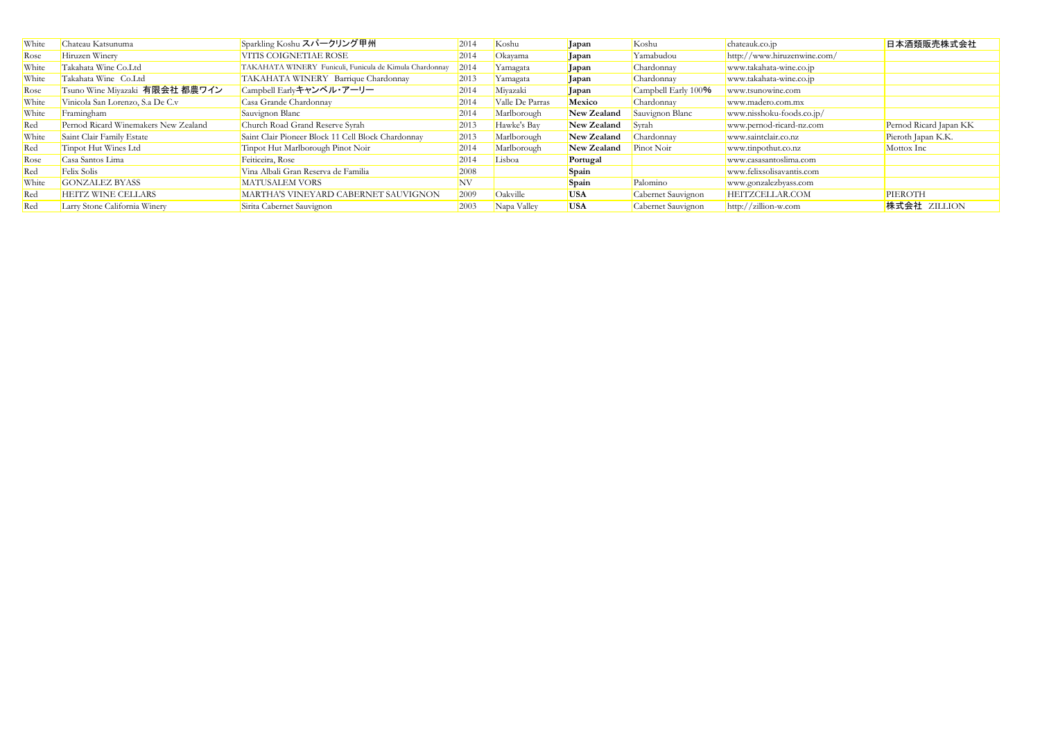| White | Chateau Katsunuma | Sparkling Koshu スパークリング甲州 | 2014 | Koshu | **Japan** | Koshu | chateauk.co.jp | 日本酒類販売株式会社 |
|---|---|---|---|---|---|---|---|---|
| Rose | Hiruzen Winery | VITIS COIGNETIAE ROSE | 2014 | Okayama | **Japan** | Yamabudou | http://www.hiruzenwine.com/ | |
| White | Takahata Wine Co.Ltd | TAKAHATA WINERY Funiculi, Funicula de Kimula Chardonnay | 2014 | Yamagata | **Japan** | Chardonnay | www.takahata-wine.co.jp | |
| White | Takahata Wine Co.Ltd | TAKAHATA WINERY Barrique Chardonnay | 2013 | Yamagata | **Japan** | Chardonnay | www.takahata-wine.co.jp | |
| Rose | Tsuno Wine Miyazaki 有限会社 都農ワイン | Campbell Earlyキャンベル・アーリー | 2014 | Miyazaki | **Japan** | Campbell Early 100% | www.tsunowine.com | |
| White | Vinicola San Lorenzo, S.a De C.v | Casa Grande Chardonnay | 2014 | Valle De Parras | **Mexico** | Chardonnay | www.madero.com.mx | |
| White | Framingham | Sauvignon Blanc | 2014 | Marlborough | **New Zealand** | Sauvignon Blanc | www.nisshoku-foods.co.jp/ | |
| Red | Pernod Ricard Winemakers New Zealand | Church Road Grand Reserve Syrah | 2013 | Hawke's Bay | **New Zealand** | Syrah | www.pernod-ricard-nz.com | Pernod Ricard Japan KK |
| White | Saint Clair Family Estate | Saint Clair Pioneer Block 11 Cell Block Chardonnay | 2013 | Marlborough | **New Zealand** | Chardonnay | www.saintclair.co.nz | Pieroth Japan K.K. |
| Red | Tinpot Hut Wines Ltd | Tinpot Hut Marlborough Pinot Noir | 2014 | Marlborough | **New Zealand** | Pinot Noir | www.tinpothut.co.nz | Mottox Inc |
| Rose | Casa Santos Lima | Feiticeira, Rose | 2014 | Lisboa | **Portugal** | | www.casasantoslima.com | |
| Red | Felix Solis | Vina Albali Gran Reserva de Familia | 2008 | | **Spain** | | www.felixsolisavantis.com | |
| White | GONZALEZ BYASS | MATUSALEM VORS | NV | | **Spain** | Palomino | www.gonzalezbyass.com | |
| Red | HEITZ WINE CELLARS | MARTHA'S VINEYARD CABERNET SAUVIGNON | 2009 | Oakville | **USA** | Cabernet Sauvignon | HEITZCELLAR.COM | PIEROTH |
| Red | Larry Stone California Winery | Sirita Cabernet Sauvignon | 2003 | Napa Valley | **USA** | Cabernet Sauvignon | http://zillion-w.com | 株式会社 ZILLION |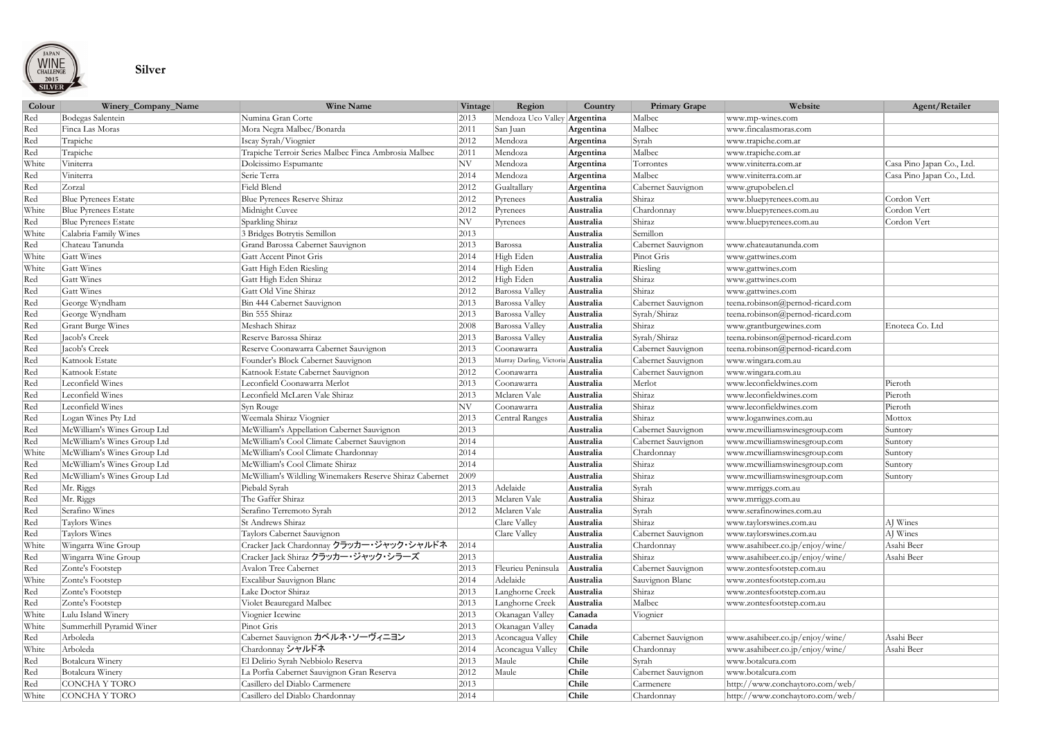## Silver

| Colour | Winery_Company_Name | Wine Name | Vintage | Region | Country | Primary Grape | Website | Agent/Retailer |
|---|---|---|---|---|---|---|---|---|
| Red | Bodegas Salentein | Numina Gran Corte | 2013 | Mendoza Uco Valley | **Argentina** | Malbec | www.mp-wines.com | |
| Red | Finca Las Moras | Mora Negra Malbec/Bonarda | 2011 | San Juan | **Argentina** | Malbec | www.fincalasmoras.com | |
| Red | Trapiche | Iscay Syrah/Viognier | 2012 | Mendoza | **Argentina** | Syrah | www.trapiche.com.ar | |
| Red | Trapiche | Trapiche Terroir Series Malbec Finca Ambrosia Malbec | 2011 | Mendoza | **Argentina** | Malbec | www.trapiche.com.ar | |
| White | Viniterra | Dolcissimo Espumante | NV | Mendoza | **Argentina** | Torrontes | www.viniterra.com.ar | Casa Pino Japan Co., Ltd. |
| Red | Viniterra | Serie Terra | 2014 | Mendoza | **Argentina** | Malbec | www.viniterra.com.ar | Casa Pino Japan Co., Ltd. |
| Red | Zorzal | Field Blend | 2012 | Gualtallary | **Argentina** | Cabernet Sauvignon | www.grupobelen.cl | |
| Red | Blue Pyrenees Estate | Blue Pyrenees Reserve Shiraz | 2012 | Pyrenees | **Australia** | Shiraz | www.bluepyrenees.com.au | Cordon Vert |
| White | Blue Pyrenees Estate | Midnight Cuvee | 2012 | Pyrenees | **Australia** | Chardonnay | www.bluepyrenees.com.au | Cordon Vert |
| Red | Blue Pyrenees Estate | Sparkling Shiraz | NV | Pyrenees | **Australia** | Shiraz | www.bluepyrenees.com.au | Cordon Vert |
| White | Calabria Family Wines | 3 Bridges Botrytis Semillon | 2013 | | **Australia** | Semillon | | |
| Red | Chateau Tanunda | Grand Barossa Cabernet Sauvignon | 2013 | Barossa | **Australia** | Cabernet Sauvignon | www.chateautanunda.com | |
| White | Gatt Wines | Gatt Accent Pinot Gris | 2014 | High Eden | **Australia** | Pinot Gris | www.gattwines.com | |
| White | Gatt Wines | Gatt High Eden Riesling | 2014 | High Eden | **Australia** | Riesling | www.gattwines.com | |
| Red | Gatt Wines | Gatt High Eden Shiraz | 2012 | High Eden | **Australia** | Shiraz | www.gattwines.com | |
| Red | Gatt Wines | Gatt Old Vine Shiraz | 2012 | Barossa Valley | **Australia** | Shiraz | www.gattwines.com | |
| Red | George Wyndham | Bin 444 Cabernet Sauvignon | 2013 | Barossa Valley | **Australia** | Cabernet Sauvignon | teena.robinson@pernod-ricard.com | |
| Red | George Wyndham | Bin 555 Shiraz | 2013 | Barossa Valley | **Australia** | Syrah/Shiraz | teena.robinson@pernod-ricard.com | |
| Red | Grant Burge Wines | Meshach Shiraz | 2008 | Barossa Valley | **Australia** | Shiraz | www.grantburgewines.com | Enoteca Co. Ltd |
| Red | Jacob's Creek | Reserve Barossa Shiraz | 2013 | Barossa Valley | **Australia** | Syrah/Shiraz | teena.robinson@pernod-ricard.com | |
| Red | Jacob's Creek | Reserve Coonawarra Cabernet Sauvignon | 2013 | Coonawarra | **Australia** | Cabernet Sauvignon | teena.robinson@pernod-ricard.com | |
| Red | Katnook Estate | Founder's Block Cabernet Sauvignon | 2013 | Murray Darling, Victoria | **Australia** | Cabernet Sauvignon | www.wingara.com.au | |
| Red | Katnook Estate | Katnook Estate Cabernet Sauvignon | 2012 | Coonawarra | **Australia** | Cabernet Sauvignon | www.wingara.com.au | |
| Red | Leconfield Wines | Leconfield Coonawarra Merlot | 2013 | Coonawarra | **Australia** | Merlot | www.leconfieldwines.com | Pieroth |
| Red | Leconfield Wines | Leconfield McLaren Vale Shiraz | 2013 | Mclaren Vale | **Australia** | Shiraz | www.leconfieldwines.com | Pieroth |
| Red | Leconfield Wines | Syn Rouge | NV | Coonawarra | **Australia** | Shiraz | www.leconfieldwines.com | Pieroth |
| Red | Logan Wines Pty Ltd | Weemala Shiraz Viognier | 2013 | Central Ranges | **Australia** | Shiraz | www.loganwines.com.au | Mottox |
| Red | McWilliam's Wines Group Ltd | McWilliam's Appellation Cabernet Sauvignon | 2013 | | **Australia** | Cabernet Sauvignon | www.mcwilliamswinesgroup.com | Suntory |
| Red | McWilliam's Wines Group Ltd | McWilliam's Cool Climate Cabernet Sauvignon | 2014 | | **Australia** | Cabernet Sauvignon | www.mcwilliamswinesgroup.com | Suntory |
| White | McWilliam's Wines Group Ltd | McWilliam's Cool Climate Chardonnay | 2014 | | **Australia** | Chardonnay | www.mcwilliamswinesgroup.com | Suntory |
| Red | McWilliam's Wines Group Ltd | McWilliam's Cool Climate Shiraz | 2014 | | **Australia** | Shiraz | www.mcwilliamswinesgroup.com | Suntory |
| Red | McWilliam's Wines Group Ltd | McWilliam's Wildling Winemakers Reserve Shiraz Cabernet | 2009 | | **Australia** | Shiraz | www.mcwilliamswinesgroup.com | Suntory |
| Red | Mr. Riggs | Piebald Syrah | 2013 | Adelaide | **Australia** | Syrah | www.mrriggs.com.au | |
| Red | Mr. Riggs | The Gaffer Shiraz | 2013 | Mclaren Vale | **Australia** | Shiraz | www.mrriggs.com.au | |
| Red | Serafino Wines | Serafino Terremoto Syrah | 2012 | Mclaren Vale | **Australia** | Syrah | www.serafinowines.com.au | |
| Red | Taylors Wines | St Andrews Shiraz | | Clare Valley | **Australia** | Shiraz | www.taylorswines.com.au | AJ Wines |
| Red | Taylors Wines | Taylors Cabernet Sauvignon | | Clare Valley | **Australia** | Cabernet Sauvignon | www.taylorswines.com.au | AJ Wines |
| White | Wingarra Wine Group | Cracker Jack Chardonnay クラッカー・ジャック・シャルドネ | 2014 | | **Australia** | Chardonnay | www.asahibeer.co.jp/enjoy/wine/ | Asahi Beer |
| Red | Wingarra Wine Group | Cracker Jack Shiraz クラッカー・ジャック・シラーズ | 2013 | | **Australia** | Shiraz | www.asahibeer.co.jp/enjoy/wine/ | Asahi Beer |
| Red | Zonte's Footstep | Avalon Tree Cabernet | 2013 | Fleurieu Peninsula | **Australia** | Cabernet Sauvignon | www.zontesfootstep.com.au | |
| White | Zonte's Footstep | Excalibur Sauvignon Blanc | 2014 | Adelaide | **Australia** | Sauvignon Blanc | www.zontesfootstep.com.au | |
| Red | Zonte's Footstep | Lake Doctor Shiraz | 2013 | Langhorne Creek | **Australia** | Shiraz | www.zontesfootstep.com.au | |
| Red | Zonte's Footstep | Violet Beauregard Malbec | 2013 | Langhorne Creek | **Australia** | Malbec | www.zontesfootstep.com.au | |
| White | Lulu Island Winery | Viognier Icewine | 2013 | Okanagan Valley | **Canada** | Viognier | | |
| White | Summerhill Pyramid Winer | Pinot Gris | 2013 | Okanagan Valley | **Canada** | | | |
| Red | Arboleda | Cabernet Sauvignon カベルネ・ソーヴィニヨン | 2013 | Aconcagua Valley | **Chile** | Cabernet Sauvignon | www.asahibeer.co.jp/enjoy/wine/ | Asahi Beer |
| White | Arboleda | Chardonnay シャルドネ | 2014 | Aconcagua Valley | **Chile** | Chardonnay | www.asahibeer.co.jp/enjoy/wine/ | Asahi Beer |
| Red | Botalcura Winery | El Delirio Syrah Nebbiolo Reserva | 2013 | Maule | **Chile** | Syrah | www.botalcura.com | |
| Red | Botalcura Winery | La Porfia Cabernet Sauvignon Gran Reserva | 2012 | Maule | **Chile** | Cabernet Sauvignon | www.botalcura.com | |
| Red | CONCHA Y TORO | Casillero del Diablo Carmenere | 2013 | | **Chile** | Carmenere | http://www.conchaytoro.com/web/ | |
| White | CONCHA Y TORO | Casillero del Diablo Chardonnay | 2014 | | **Chile** | Chardonnay | http://www.conchaytoro.com/web/ | |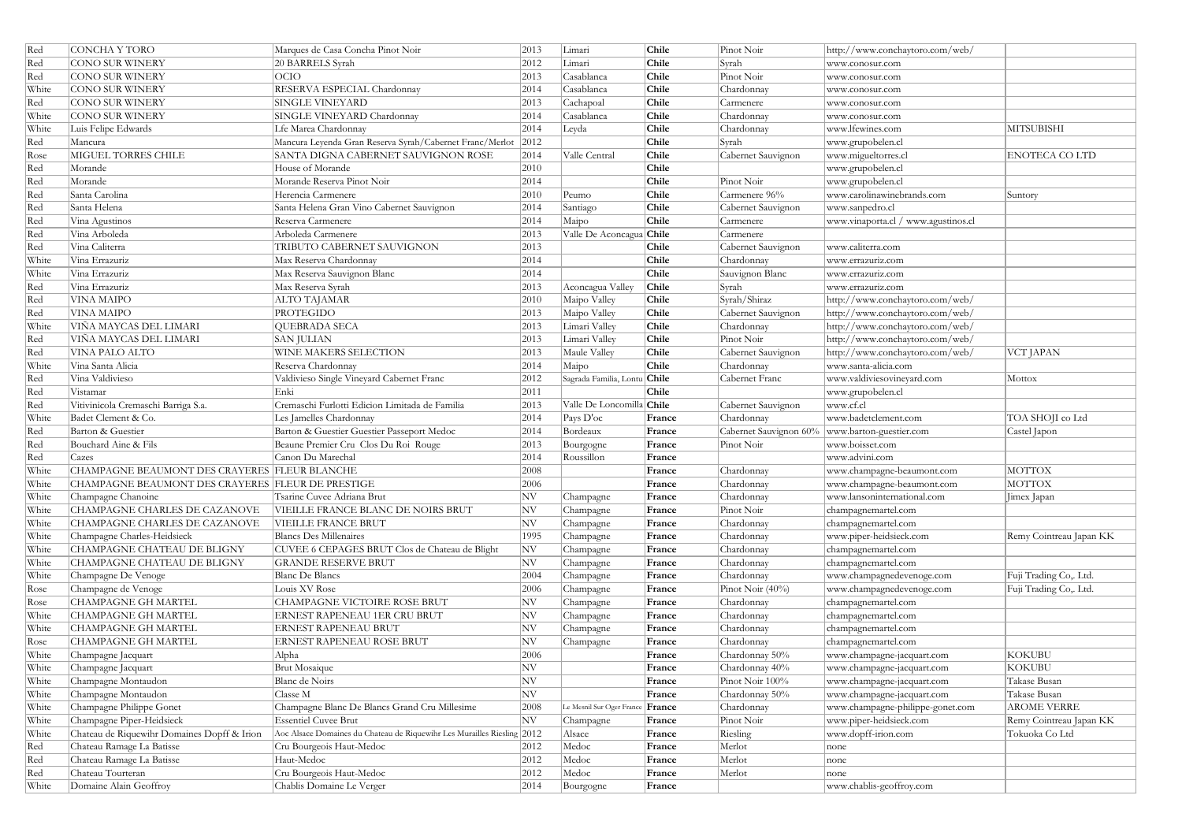| Red | CONCHA Y TORO | Marques de Casa Concha Pinot Noir | 2013 | Limari | **Chile** | Pinot Noir | http://www.conchaytoro.com/web/ | |
|---|---|---|---|---|---|---|---|---|
| Red | CONO SUR WINERY | 20 BARRELS Syrah | 2012 | Limari | **Chile** | Syrah | www.conosur.com | |
| Red | CONO SUR WINERY | OCIO | 2013 | Casablanca | **Chile** | Pinot Noir | www.conosur.com | |
| White | CONO SUR WINERY | RESERVA ESPECIAL Chardonnay | 2014 | Casablanca | **Chile** | Chardonnay | www.conosur.com | |
| Red | CONO SUR WINERY | SINGLE VINEYARD | 2013 | Cachapoal | **Chile** | Carmenere | www.conosur.com | |
| White | CONO SUR WINERY | SINGLE VINEYARD Chardonnay | 2014 | Casablanca | **Chile** | Chardonnay | www.conosur.com | |
| White | Luis Felipe Edwards | Lfe Marea Chardonnay | 2014 | Leyda | **Chile** | Chardonnay | www.lfewines.com | MITSUBISHI |
| Red | Mancura | Mancura Leyenda Gran Reserva Syrah/Cabernet Franc/Merlot | 2012 | | **Chile** | Syrah | www.grupobelen.cl | |
| Rose | MIGUEL TORRES CHILE | SANTA DIGNA CABERNET SAUVIGNON ROSE | 2014 | Valle Central | **Chile** | Cabernet Sauvignon | www.migueltorres.cl | ENOTECA CO LTD |
| Red | Morande | House of Morande | 2010 | | **Chile** | | www.grupobelen.cl | |
| Red | Morande | Morande Reserva Pinot Noir | 2014 | | **Chile** | Pinot Noir | www.grupobelen.cl | |
| Red | Santa Carolina | Herencia Carmenere | 2010 | Peumo | **Chile** | Carmenere 96% | www.carolinawinebrands.com | Suntory |
| Red | Santa Helena | Santa Helena Gran Vino Cabernet Sauvignon | 2014 | Santiago | **Chile** | Cabernet Sauvignon | www.sanpedro.cl | |
| Red | Vina Agustinos | Reserva Carmenere | 2014 | Maipo | **Chile** | Carmenere | www.vinaporta.cl / www.agustinos.cl | |
| Red | Vina Arboleda | Arboleda Carmenere | 2013 | Valle De Aconcagua | **Chile** | Carmenere | | |
| Red | Vina Caliterra | TRIBUTO CABERNET SAUVIGNON | 2013 | | **Chile** | Cabernet Sauvignon | www.caliterra.com | |
| White | Vina Errazuriz | Max Reserva Chardonnay | 2014 | | **Chile** | Chardonnay | www.errazuriz.com | |
| White | Vina Errazuriz | Max Reserva Sauvignon Blanc | 2014 | | **Chile** | Sauvignon Blanc | www.errazuriz.com | |
| Red | Vina Errazuriz | Max Reserva Syrah | 2013 | Aconcagua Valley | **Chile** | Syrah | www.errazuriz.com | |
| Red | VINA MAIPO | ALTO TAJAMAR | 2010 | Maipo Valley | **Chile** | Syrah/Shiraz | http://www.conchaytoro.com/web/ | |
| Red | VINA MAIPO | PROTEGIDO | 2013 | Maipo Valley | **Chile** | Cabernet Sauvignon | http://www.conchaytoro.com/web/ | |
| White | VIÑA MAYCAS DEL LIMARI | QUEBRADA SECA | 2013 | Limari Valley | **Chile** | Chardonnay | http://www.conchaytoro.com/web/ | |
| Red | VIÑA MAYCAS DEL LIMARI | SAN JULIAN | 2013 | Limari Valley | **Chile** | Pinot Noir | http://www.conchaytoro.com/web/ | |
| Red | VINA PALO ALTO | WINE MAKERS SELECTION | 2013 | Maule Valley | **Chile** | Cabernet Sauvignon | http://www.conchaytoro.com/web/ | VCT JAPAN |
| White | Vina Santa Alicia | Reserva Chardonnay | 2014 | Maipo | **Chile** | Chardonnay | www.santa-alicia.com | |
| Red | Vina Valdivieso | Valdivieso Single Vineyard Cabernet Franc | 2012 | Sagrada Familia, Lontu | **Chile** | Cabernet Franc | www.valdiviesovineyard.com | Mottox |
| Red | Vistamar | Enki | 2011 | | **Chile** | | www.grupobelen.cl | |
| Red | Vitivinicola Cremaschi Barriga S.a. | Cremaschi Furlotti Edicion Limitada de Familia | 2013 | Valle De Loncomilla | **Chile** | Cabernet Sauvignon | www.cf.cl | |
| White | Badet Clement & Co. | Les Jamelles Chardonnay | 2014 | Pays D'oc | **France** | Chardonnay | www.badetclement.com | TOA SHOJI co Ltd |
| Red | Barton & Guestier | Barton & Guestier Guestier Passeport Medoc | 2014 | Bordeaux | **France** | Cabernet Sauvignon 60% | www.barton-guestier.com | Castel Japon |
| Red | Bouchard Aine & Fils | Beaune Premier Cru Clos Du Roi Rouge | 2013 | Bourgogne | **France** | Pinot Noir | www.boisset.com | |
| Red | Cazes | Canon Du Marechal | 2014 | Roussillon | **France** | | www.advini.com | |
| White | CHAMPAGNE BEAUMONT DES CRAYERES | FLEUR BLANCHE | 2008 | | **France** | Chardonnay | www.champagne-beaumont.com | MOTTOX |
| White | CHAMPAGNE BEAUMONT DES CRAYERES | FLEUR DE PRESTIGE | 2006 | | **France** | Chardonnay | www.champagne-beaumont.com | MOTTOX |
| White | Champagne Chanoine | Tsarine Cuvee Adriana Brut | NV | Champagne | **France** | Chardonnay | www.lansoninternational.com | Jimex Japan |
| White | CHAMPAGNE CHARLES DE CAZANOVE | VIEILLE FRANCE BLANC DE NOIRS BRUT | NV | Champagne | **France** | Pinot Noir | champagnemartel.com | |
| White | CHAMPAGNE CHARLES DE CAZANOVE | VIEILLE FRANCE BRUT | NV | Champagne | **France** | Chardonnay | champagnemartel.com | |
| White | Champagne Charles-Heidsieck | Blancs Des Millenaires | 1995 | Champagne | **France** | Chardonnay | www.piper-heidsieck.com | Remy Cointreau Japan KK |
| White | CHAMPAGNE CHATEAU DE BLIGNY | CUVEE 6 CEPAGES BRUT Clos de Chateau de Blight | NV | Champagne | **France** | Chardonnay | champagnemartel.com | |
| White | CHAMPAGNE CHATEAU DE BLIGNY | GRANDE RESERVE BRUT | NV | Champagne | **France** | Chardonnay | champagnemartel.com | |
| White | Champagne De Venoge | Blanc De Blancs | 2004 | Champagne | **France** | Chardonnay | www.champagnedevenoge.com | Fuji Trading Co,. Ltd. |
| Rose | Champagne de Venoge | Louis XV Rose | 2006 | Champagne | **France** | Pinot Noir (40%) | www.champagnedevenoge.com | Fuji Trading Co,. Ltd. |
| Rose | CHAMPAGNE GH MARTEL | CHAMPAGNE VICTOIRE ROSE BRUT | NV | Champagne | **France** | Chardonnay | champagnemartel.com | |
| White | CHAMPAGNE GH MARTEL | ERNEST RAPENEAU 1ER CRU BRUT | NV | Champagne | **France** | Chardonnay | champagnemartel.com | |
| White | CHAMPAGNE GH MARTEL | ERNEST RAPENEAU BRUT | NV | Champagne | **France** | Chardonnay | champagnemartel.com | |
| Rose | CHAMPAGNE GH MARTEL | ERNEST RAPENEAU ROSE BRUT | NV | Champagne | **France** | Chardonnay | champagnemartel.com | |
| White | Champagne Jacquart | Alpha | 2006 | | **France** | Chardonnay 50% | www.champagne-jacquart.com | KOKUBU |
| White | Champagne Jacquart | Brut Mosaique | NV | | **France** | Chardonnay 40% | www.champagne-jacquart.com | KOKUBU |
| White | Champagne Montaudon | Blanc de Noirs | NV | | **France** | Pinot Noir 100% | www.champagne-jacquart.com | Takase Busan |
| White | Champagne Montaudon | Classe M | NV | | **France** | Chardonnay 50% | www.champagne-jacquart.com | Takase Busan |
| White | Champagne Philippe Gonet | Champagne Blanc De Blancs Grand Cru Millesime | 2008 | Le Mesnil Sur Oger France | **France** | Chardonnay | www.champagne-philippe-gonet.com | AROME VERRE |
| White | Champagne Piper-Heidsieck | Essentiel Cuvee Brut | NV | Champagne | **France** | Pinot Noir | www.piper-heidsieck.com | Remy Cointreau Japan KK |
| White | Chateau de Riquewihr Domaines Dopff & Irion | Aoc Alsace Domaines du Chateau de Riquewihr Les Murailles Riesling | 2012 | Alsace | **France** | Riesling | www.dopff-irion.com | Tokuoka Co Ltd |
| Red | Chateau Ramage La Batisse | Cru Bourgeois Haut-Medoc | 2012 | Medoc | **France** | Merlot | none | |
| Red | Chateau Ramage La Batisse | Haut-Medoc | 2012 | Medoc | **France** | Merlot | none | |
| Red | Chateau Tourteran | Cru Bourgeois Haut-Medoc | 2012 | Medoc | **France** | Merlot | none | |
| White | Domaine Alain Geoffroy | Chablis Domaine Le Verger | 2014 | Bourgogne | **France** | | www.chablis-geoffroy.com | |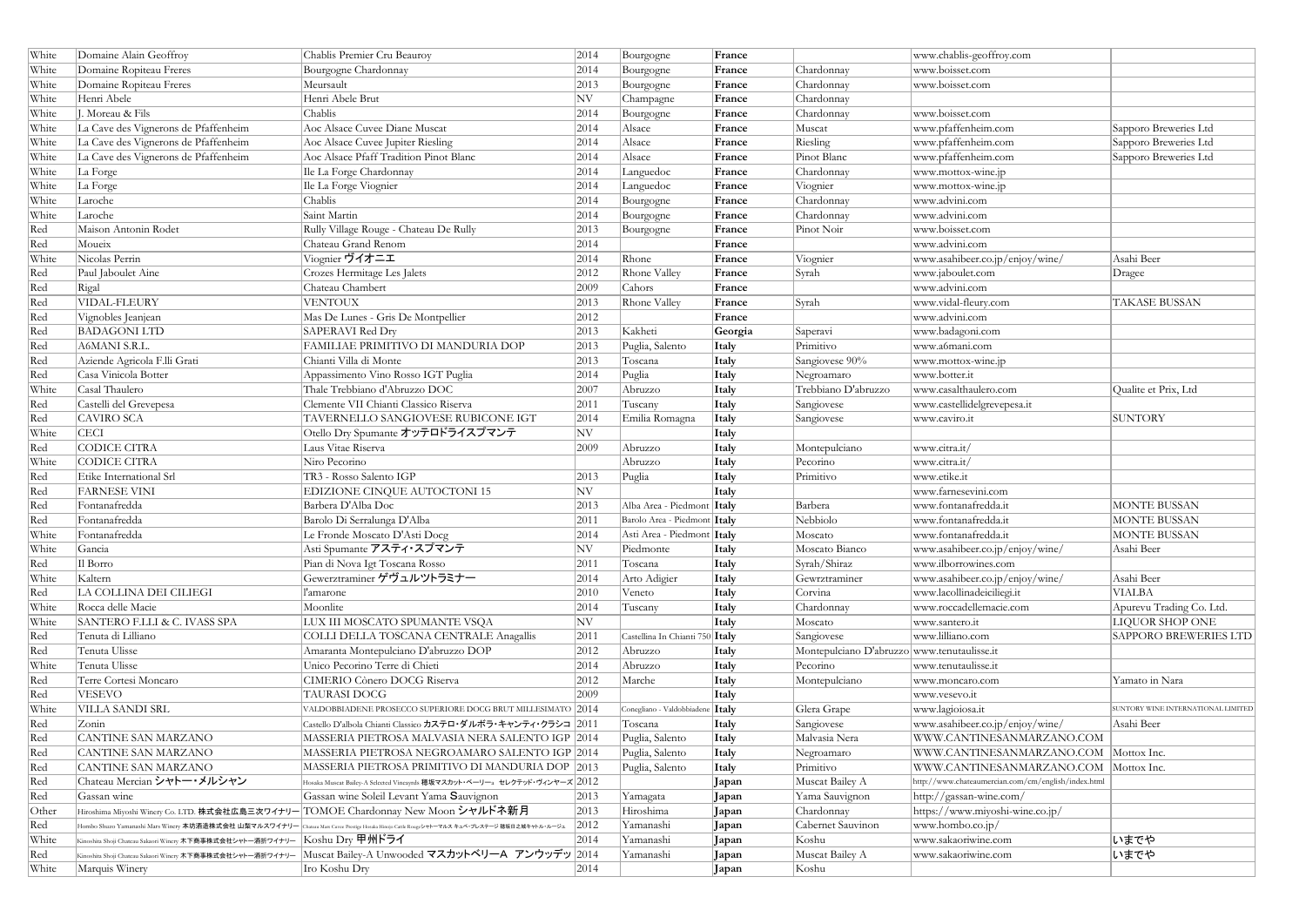| | | | | | | | | |
|---|---|---|---|---|---|---|---|---|
| White | Domaine Alain Geoffroy | Chablis Premier Cru Beauroy | 2014 | Bourgogne | **France** | | www.chablis-geoffroy.com | |
| White | Domaine Ropiteau Freres | Bourgogne Chardonnay | 2014 | Bourgogne | **France** | Chardonnay | www.boisset.com | |
| White | Domaine Ropiteau Freres | Meursault | 2013 | Bourgogne | **France** | Chardonnay | www.boisset.com | |
| White | Henri Abele | Henri Abele Brut | NV | Champagne | **France** | Chardonnay | | |
| White | J. Moreau & Fils | Chablis | 2014 | Bourgogne | **France** | Chardonnay | www.boisset.com | |
| White | La Cave des Vignerons de Pfaffenheim | Aoc Alsace Cuvee Diane Muscat | 2014 | Alsace | **France** | Muscat | www.pfaffenheim.com | Sapporo Breweries Ltd |
| White | La Cave des Vignerons de Pfaffenheim | Aoc Alsace Cuvee Jupiter Riesling | 2014 | Alsace | **France** | Riesling | www.pfaffenheim.com | Sapporo Breweries Ltd |
| White | La Cave des Vignerons de Pfaffenheim | Aoc Alsace Pfaff Tradition Pinot Blanc | 2014 | Alsace | **France** | Pinot Blanc | www.pfaffenheim.com | Sapporo Breweries Ltd |
| White | La Forge | Ile La Forge Chardonnay | 2014 | Languedoc | **France** | Chardonnay | www.mottox-wine.jp | |
| White | La Forge | Ile La Forge Viognier | 2014 | Languedoc | **France** | Viognier | www.mottox-wine.jp | |
| White | Laroche | Chablis | 2014 | Bourgogne | **France** | Chardonnay | www.advini.com | |
| White | Laroche | Saint Martin | 2014 | Bourgogne | **France** | Chardonnay | www.advini.com | |
| Red | Maison Antonin Rodet | Rully Village Rouge - Chateau De Rully | 2013 | Bourgogne | **France** | Pinot Noir | www.boisset.com | |
| Red | Moueix | Chateau Grand Renom | 2014 | | **France** | | www.advini.com | |
| White | Nicolas Perrin | Viognier ヴイオニエ | 2014 | Rhone | **France** | Viognier | www.asahibeer.co.jp/enjoy/wine/ | Asahi Beer |
| Red | Paul Jaboulet Aine | Crozes Hermitage Les Jalets | 2012 | Rhone Valley | **France** | Syrah | www.jaboulet.com | Dragee |
| Red | Rigal | Chateau Chambert | 2009 | Cahors | **France** | | www.advini.com | |
| Red | VIDAL-FLEURY | VENTOUX | 2013 | Rhone Valley | **France** | Syrah | www.vidal-fleury.com | TAKASE BUSSAN |
| Red | Vignobles Jeanjean | Mas De Lunes - Gris De Montpellier | 2012 | | **France** | | www.advini.com | |
| Red | BADAGONI LTD | SAPERAVI Red Dry | 2013 | Kakheti | **Georgia** | Saperavi | www.badagoni.com | |
| Red | A6MANI S.R.L. | FAMILIAE PRIMITIVO DI MANDURIA DOP | 2013 | Puglia, Salento | **Italy** | Primitivo | www.a6mani.com | |
| Red | Aziende Agricola F.lli Grati | Chianti Villa di Monte | 2013 | Toscana | **Italy** | Sangiovese 90% | www.mottox-wine.jp | |
| Red | Casa Vinicola Botter | Appassimento Vino Rosso IGT Puglia | 2014 | Puglia | **Italy** | Negroamaro | www.botter.it | |
| White | Casal Thaulero | Thale Trebbiano d'Abruzzo DOC | 2007 | Abruzzo | **Italy** | Trebbiano D'abruzzo | www.casalthaulero.com | Qualite et Prix, Ltd |
| Red | Castelli del Grevepesa | Clemente VII Chianti Classico Riserva | 2011 | Tuscany | **Italy** | Sangiovese | www.castellidelgrevepesa.it | |
| Red | CAVIRO SCA | TAVERNELLO SANGIOVESE RUBICONE IGT | 2014 | Emilia Romagna | **Italy** | Sangiovese | www.caviro.it | SUNTORY |
| White | CECI | Otello Dry Spumante オッテロドライスプマンテ | NV | | **Italy** | | | |
| Red | CODICE CITRA | Laus Vitae Riserva | 2009 | Abruzzo | **Italy** | Montepulciano | www.citra.it/ | |
| White | CODICE CITRA | Niro Pecorino | | Abruzzo | **Italy** | Pecorino | www.citra.it/ | |
| Red | Etike International Srl | TR3 - Rosso Salento IGP | 2013 | Puglia | **Italy** | Primitivo | www.etike.it | |
| Red | FARNESE VINI | EDIZIONE CINQUE AUTOCTONI 15 | NV | | **Italy** | | www.farnesevini.com | |
| Red | Fontanafredda | Barbera D'Alba Doc | 2013 | Alba Area - Piedmont | **Italy** | Barbera | www.fontanafredda.it | MONTE BUSSAN |
| Red | Fontanafredda | Barolo Di Serralunga D'Alba | 2011 | Barolo Area - Piedmont | **Italy** | Nebbiolo | www.fontanafredda.it | MONTE BUSSAN |
| White | Fontanafredda | Le Fronde Moscato D'Asti Docg | 2014 | Asti Area - Piedmont | **Italy** | Moscato | www.fontanafredda.it | MONTE BUSSAN |
| White | Gancia | Asti Spumante アスティ・スプマンテ | NV | Piedmonte | **Italy** | Moscato Bianco | www.asahibeer.co.jp/enjoy/wine/ | Asahi Beer |
| Red | Il Borro | Pian di Nova Igt Toscana Rosso | 2011 | Toscana | **Italy** | Syrah/Shiraz | www.ilborrowines.com | |
| White | Kaltern | Gewerztraminer ゲヴュルツトラミナー | 2014 | Arto Adigier | **Italy** | Gewrztraminer | www.asahibeer.co.jp/enjoy/wine/ | Asahi Beer |
| Red | LA COLLINA DEI CILIEGI | l'amarone | 2010 | Veneto | **Italy** | Corvina | www.lacollinadeiciliegi.it | VIALBA |
| White | Rocca delle Macie | Moonlite | 2014 | Tuscany | **Italy** | Chardonnay | www.roccadellemacie.com | Apurevu Trading Co. Ltd. |
| White | SANTERO F.LLI & C. IVASS SPA | LUX III MOSCATO SPUMANTE VSQA | NV | | **Italy** | Moscato | www.santero.it | LIQUOR SHOP ONE |
| Red | Tenuta di Lilliano | COLLI DELLA TOSCANA CENTRALE Anagallis | 2011 | Castellina In Chianti 750 | **Italy** | Sangiovese | www.lilliano.com | SAPPORO BREWERIES LTD |
| Red | Tenuta Ulisse | Amaranta Montepulciano D'abruzzo DOP | 2012 | Abruzzo | **Italy** | Montepulciano D'abruzzo | www.tenutaulisse.it | |
| White | Tenuta Ulisse | Unico Pecorino Terre di Chieti | 2014 | Abruzzo | **Italy** | Pecorino | www.tenutaulisse.it | |
| Red | Terre Cortesi Moncaro | CIMERIO Cònero DOCG Riserva | 2012 | Marche | **Italy** | Montepulciano | www.moncaro.com | Yamato in Nara |
| Red | VESEVO | TAURASI DOCG | 2009 | | **Italy** | | www.vesevo.it | |
| White | VILLA SANDI SRL | VALDOBBIADENE PROSECCO SUPERIORE DOCG BRUT MILLESIMATO | 2014 | Conegliano - Valdobbiadene | **Italy** | Glera Grape | www.lagioiosa.it | SUNTORY WINE INTERNATIONAL LIMITED |
| Red | Zonin | Castello D'albola Chianti Classico カステロ・ダルボラ・キャンティ・クラシコ | 2011 | Toscana | **Italy** | Sangiovese | www.asahibeer.co.jp/enjoy/wine/ | Asahi Beer |
| Red | CANTINE SAN MARZANO | MASSERIA PIETROSA MALVASIA NERA SALENTO IGP | 2014 | Puglia, Salento | **Italy** | Malvasia Nera | WWW.CANTINESANMARZANO.COM | |
| Red | CANTINE SAN MARZANO | MASSERIA PIETROSA NEGROAMARO SALENTO IGP | 2014 | Puglia, Salento | **Italy** | Negroamaro | WWW.CANTINESANMARZANO.COM | Mottox Inc. |
| Red | CANTINE SAN MARZANO | MASSERIA PIETROSA PRIMITIVO DI MANDURIA DOP | 2013 | Puglia, Salento | **Italy** | Primitivo | WWW.CANTINESANMARZANO.COM | Mottox Inc. |
| Red | Chateau Mercian シャトー・メルシャン | Hosaka Muscat Bailey-A Selected Vineyards 穂坂マスカット・ベーリーA セレクテッド・ヴィンヤーズ | 2012 | | **Japan** | Muscat Bailey A | http://www.chateaumercian.com/en/english/index.html | |
| Red | Gassan wine | Gassan wine Soleil Levant Yama Sauvignon | 2013 | Yamagata | **Japan** | Yama Sauvignon | http://gassan-wine.com/ | |
| Other | Hiroshima Miyoshi Winery Co. LTD. 株式会社広島三次ワイナリー | TOMOE Chardonnay New Moon シャルドネ新月 | 2013 | Hiroshima | **Japan** | Chardonnay | https://www.miyoshi-wine.co.jp/ | |
| Red | Hombo Shuzo Yamanashi Mars Winery 本坊酒造株式会社 山梨マルスワイナリー | Chateau Mars Cuvee Prestige Hosaka Hinojo Cattle Rouge シャトーマルス キュベ・プレステージ 穂坂日之城キャトル・ルージュ | 2012 | Yamanashi | **Japan** | Cabernet Sauvinon | www.hombo.co.jp/ | |
| White | Kinoshita Shoji Chateau Sakaori Winery 木下商事株式会社シャトー酒折ワイナリー | Koshu Dry 甲州ドライ | 2014 | Yamanashi | **Japan** | Koshu | www.sakaoriwine.com | いまでや |
| Red | Kinoshita Shoji Chateau Sakaori Winery 木下商事株式会社シャトー酒折ワイナリー | Muscat Bailey-A Unwooded マスカットベリーA アンウッデッ | 2014 | Yamanashi | **Japan** | Muscat Bailey A | www.sakaoriwine.com | いまでや |
| White | Marquis Winery | Iro Koshu Dry | 2014 | | **Japan** | Koshu | | |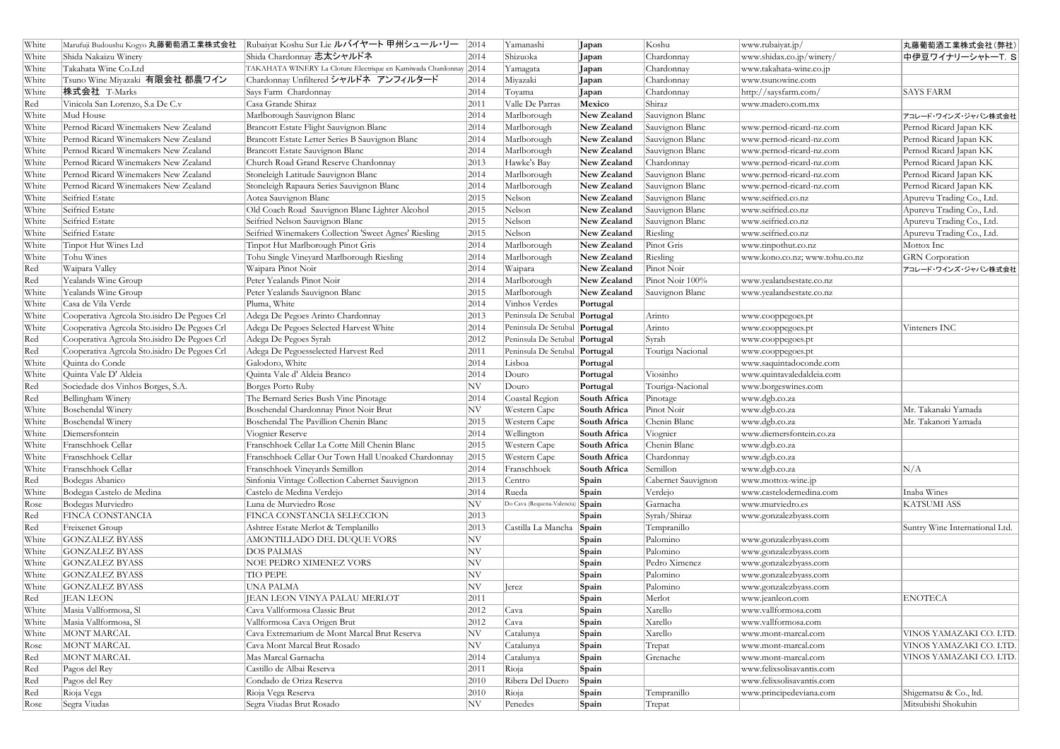| | | | | | | | | |
|---|---|---|---|---|---|---|---|---|
| White | Marufuji Budoushu Kogyo 丸藤葡萄酒工業株式会社 | Rubaiyat Koshu Sur Lie ルバイヤート 甲州シュール・リー | 2014 | Yamanashi | **Japan** | Koshu | www.rubaiyat.jp/ | 丸藤葡萄酒工業株式会社(弊社) |
| White | Shida Nakaizu Winery | Shida Chardonnay 志太シャルドネ | 2014 | Shizuoka | **Japan** | Chardonnay | www.shidax.co.jp/winery/ | 中伊豆ワイナリーシャトーT. S |
| White | Takahata Wine Co.Ltd | TAKAHATA WINERY La Cloture Electrique en Kamiwada Chardonnay | 2014 | Yamagata | **Japan** | Chardonnay | www.takahata-wine.co.jp | |
| White | Tsuno Wine Miyazaki 有限会社 都農ワイン | Chardonnay Unfiltered シャルドネ アンフィルタード | 2014 | Miyazaki | **Japan** | Chardonnay | www.tsunowine.com | |
| White | 株式会社 T-Marks | Says Farm Chardonnay | 2014 | Toyama | **Japan** | Chardonnay | http://saysfarm.com/ | SAYS FARM |
| Red | Vinicola San Lorenzo, S.a De C.v | Casa Grande Shiraz | 2011 | Valle De Parras | **Mexico** | Shiraz | www.madero.com.mx | |
| White | Mud House | Marlborough Sauvignon Blanc | 2014 | Marlborough | **New Zealand** | Sauvignon Blanc | | アコレード・ワインズ・ジャパン株式会社 |
| White | Pernod Ricard Winemakers New Zealand | Brancott Estate Flight Sauvignon Blanc | 2014 | Marlborough | **New Zealand** | Sauvignon Blanc | www.pernod-ricard-nz.com | Pernod Ricard Japan KK |
| White | Pernod Ricard Winemakers New Zealand | Brancott Estate Letter Series B Sauvignon Blanc | 2014 | Marlborough | **New Zealand** | Sauvignon Blanc | www.pernod-ricard-nz.com | Pernod Ricard Japan KK |
| White | Pernod Ricard Winemakers New Zealand | Brancott Estate Sauvignon Blanc | 2014 | Marlborough | **New Zealand** | Sauvignon Blanc | www.pernod-ricard-nz.com | Pernod Ricard Japan KK |
| White | Pernod Ricard Winemakers New Zealand | Church Road Grand Reserve Chardonnay | 2013 | Hawke's Bay | **New Zealand** | Chardonnay | www.pernod-ricard-nz.com | Pernod Ricard Japan KK |
| White | Pernod Ricard Winemakers New Zealand | Stoneleigh Latitude Sauvignon Blanc | 2014 | Marlborough | **New Zealand** | Sauvignon Blanc | www.pernod-ricard-nz.com | Pernod Ricard Japan KK |
| White | Pernod Ricard Winemakers New Zealand | Stoneleigh Rapaura Series Sauvignon Blanc | 2014 | Marlborough | **New Zealand** | Sauvignon Blanc | www.pernod-ricard-nz.com | Pernod Ricard Japan KK |
| White | Seifried Estate | Aotea Sauvignon Blanc | 2015 | Nelson | **New Zealand** | Sauvignon Blanc | www.seifried.co.nz | Apurevu Trading Co., Ltd. |
| White | Seifried Estate | Old Coach Road Sauvignon Blanc Lighter Alcohol | 2015 | Nelson | **New Zealand** | Sauvignon Blanc | www.seifried.co.nz | Apurevu Trading Co., Ltd. |
| White | Seifried Estate | Seifried Nelson Sauvignon Blanc | 2015 | Nelson | **New Zealand** | Sauvignon Blanc | www.seifried.co.nz | Apurevu Trading Co., Ltd. |
| White | Seifried Estate | Seifried Winemakers Collection 'Sweet Agnes' Riesling | 2015 | Nelson | **New Zealand** | Riesling | www.seifried.co.nz | Apurevu Trading Co., Ltd. |
| White | Tinpot Hut Wines Ltd | Tinpot Hut Marlborough Pinot Gris | 2014 | Marlborough | **New Zealand** | Pinot Gris | www.tinpothut.co.nz | Mottox Inc |
| White | Tohu Wines | Tohu Single Vineyard Marlborough Riesling | 2014 | Marlborough | **New Zealand** | Riesling | www.kono.co.nz; www.tohu.co.nz | GRN Corporation |
| Red | Waipara Valley | Waipara Pinot Noir | 2014 | Waipara | **New Zealand** | Pinot Noir | | アコレード・ワインズ・ジャパン株式会社 |
| Red | Yealands Wine Group | Peter Yealands Pinot Noir | 2014 | Marlborough | **New Zealand** | Pinot Noir 100% | www.yealandsestate.co.nz | |
| White | Yealands Wine Group | Peter Yealands Sauvignon Blanc | 2015 | Marlborough | **New Zealand** | Sauvignon Blanc | www.yealandsestate.co.nz | |
| White | Casa de Vila Verde | Pluma, White | 2014 | Vinhos Verdes | **Portugal** | | | |
| White | Cooperativa Agrcola Sto.isidro De Pegoes Crl | Adega De Pegoes Arinto Chardonnay | 2013 | Peninsula De Setubal | **Portugal** | Arinto | www.cooppegoes.pt | |
| White | Cooperativa Agrcola Sto.isidro De Pegoes Crl | Adega De Pegoes Selected Harvest White | 2014 | Peninsula De Setubal | **Portugal** | Arinto | www.cooppegoes.pt | Vinteners INC |
| Red | Cooperativa Agrcola Sto.isidro De Pegoes Crl | Adega De Pegoes Syrah | 2012 | Peninsula De Setubal | **Portugal** | Syrah | www.cooppegoes.pt | |
| Red | Cooperativa Agrcola Sto.isidro De Pegoes Crl | Adega De Pegoesselected Harvest Red | 2011 | Peninsula De Setubal | **Portugal** | Touriga Nacional | www.cooppegoes.pt | |
| White | Quinta do Conde | Galodoro, White | 2014 | Lisboa | **Portugal** | | www.saquintadoconde.com | |
| White | Quinta Vale D' Aldeia | Quinta Vale d' Aldeia Branco | 2014 | Douro | **Portugal** | Viosinho | www.quintavaledaldeia.com | |
| Red | Sociedade dos Vinhos Borges, S.A. | Borges Porto Ruby | NV | Douro | **Portugal** | Touriga-Nacional | www.borgeswines.com | |
| Red | Bellingham Winery | The Bernard Series Bush Vine Pinotage | 2014 | Coastal Region | **South Africa** | Pinotage | www.dgb.co.za | |
| White | Boschendal Winery | Boschendal Chardonnay Pinot Noir Brut | NV | Western Cape | **South Africa** | Pinot Noir | www.dgb.co.za | Mr. Takanaki Yamada |
| White | Boschendal Winery | Boschendal The Pavillion Chenin Blanc | 2015 | Western Cape | **South Africa** | Chenin Blanc | www.dgb.co.za | Mr. Takanori Yamada |
| White | Diemersfontein | Viognier Reserve | 2014 | Wellington | **South Africa** | Viognier | www.diemersfontein.co.za | |
| White | Franschhoek Cellar | Franschhoek Cellar La Cotte Mill Chenin Blanc | 2015 | Western Cape | **South Africa** | Chenin Blanc | www.dgb.co.za | |
| White | Franschhoek Cellar | Franschhoek Cellar Our Town Hall Unoaked Chardonnay | 2015 | Western Cape | **South Africa** | Chardonnay | www.dgb.co.za | |
| White | Franschhoek Cellar | Franschhoek Vineyards Semillon | 2014 | Franschhoek | **South Africa** | Semillon | www.dgb.co.za | N/A |
| Red | Bodegas Abanico | Sinfonia Vintage Collection Cabernet Sauvignon | 2013 | Centro | **Spain** | Cabernet Sauvignon | www.mottox-wine.jp | |
| White | Bodegas Castelo de Medina | Castelo de Medina Verdejo | 2014 | Rueda | **Spain** | Verdejo | www.castelodemedina.com | Inaba Wines |
| Rose | Bodegas Murviedro | Luna de Murviedro Rose | NV | Do Cava (Requena-Valencia) | **Spain** | Garnacha | www.murviedro.es | KATSUMI ASS |
| Red | FINCA CONSTANCIA | FINCA CONSTANCIA SELECCION | 2013 | | **Spain** | Syrah/Shiraz | www.gonzalezbyass.com | |
| Red | Freixenet Group | Ashtree Estate Merlot & Templanillo | 2013 | Castilla La Mancha | **Spain** | Tempranillo | | Suntry Wine International Ltd. |
| White | GONZALEZ BYASS | AMONTILLADO DEL DUQUE VORS | NV | | **Spain** | Palomino | www.gonzalezbyass.com | |
| White | GONZALEZ BYASS | DOS PALMAS | NV | | **Spain** | Palomino | www.gonzalezbyass.com | |
| White | GONZALEZ BYASS | NOE PEDRO XIMENEZ VORS | NV | | **Spain** | Pedro Ximenez | www.gonzalezbyass.com | |
| White | GONZALEZ BYASS | TIO PEPE | NV | | **Spain** | Palomino | www.gonzalezbyass.com | |
| White | GONZALEZ BYASS | UNA PALMA | NV | Jerez | **Spain** | Palomino | www.gonzalezbyass.com | |
| Red | JEAN LEON | JEAN LEON VINYA PALAU MERLOT | 2011 | | **Spain** | Merlot | www.jeanleon.com | ENOTECA |
| White | Masia Vallformosa, Sl | Cava Vallformosa Classic Brut | 2012 | Cava | **Spain** | Xarello | www.vallformosa.com | |
| White | Masia Vallformosa, Sl | Vallformosa Cava Origen Brut | 2012 | Cava | **Spain** | Xarello | www.vallformosa.com | |
| White | MONT MARCAL | Cava Extremarium de Mont Marcal Brut Reserva | NV | Catalunya | **Spain** | Xarello | www.mont-marcal.com | VINOS YAMAZAKI CO. LTD. |
| Rose | MONT MARCAL | Cava Mont Marcal Brut Rosado | NV | Catalunya | **Spain** | Trepat | www.mont-marcal.com | VINOS YAMAZAKI CO. LTD. |
| Red | MONT MARCAL | Mas Marcal Garnacha | 2014 | Catalunya | **Spain** | Grenache | www.mont-marcal.com | VINOS YAMAZAKI CO. LTD. |
| Red | Pagos del Rey | Castillo de Albai Reserva | 2011 | Rioja | **Spain** | | www.felixsolisavantis.com | |
| Red | Pagos del Rey | Condado de Oriza Reserva | 2010 | Ribera Del Duero | **Spain** | | www.felixsolisavantis.com | |
| Red | Rioja Vega | Rioja Vega Reserva | 2010 | Rioja | **Spain** | Tempranillo | www.principedeviana.com | Shigematsu & Co., ltd. |
| Rose | Segra Viudas | Segra Viudas Brut Rosado | NV | Penedes | **Spain** | Trepat | | Mitsubishi Shokuhin |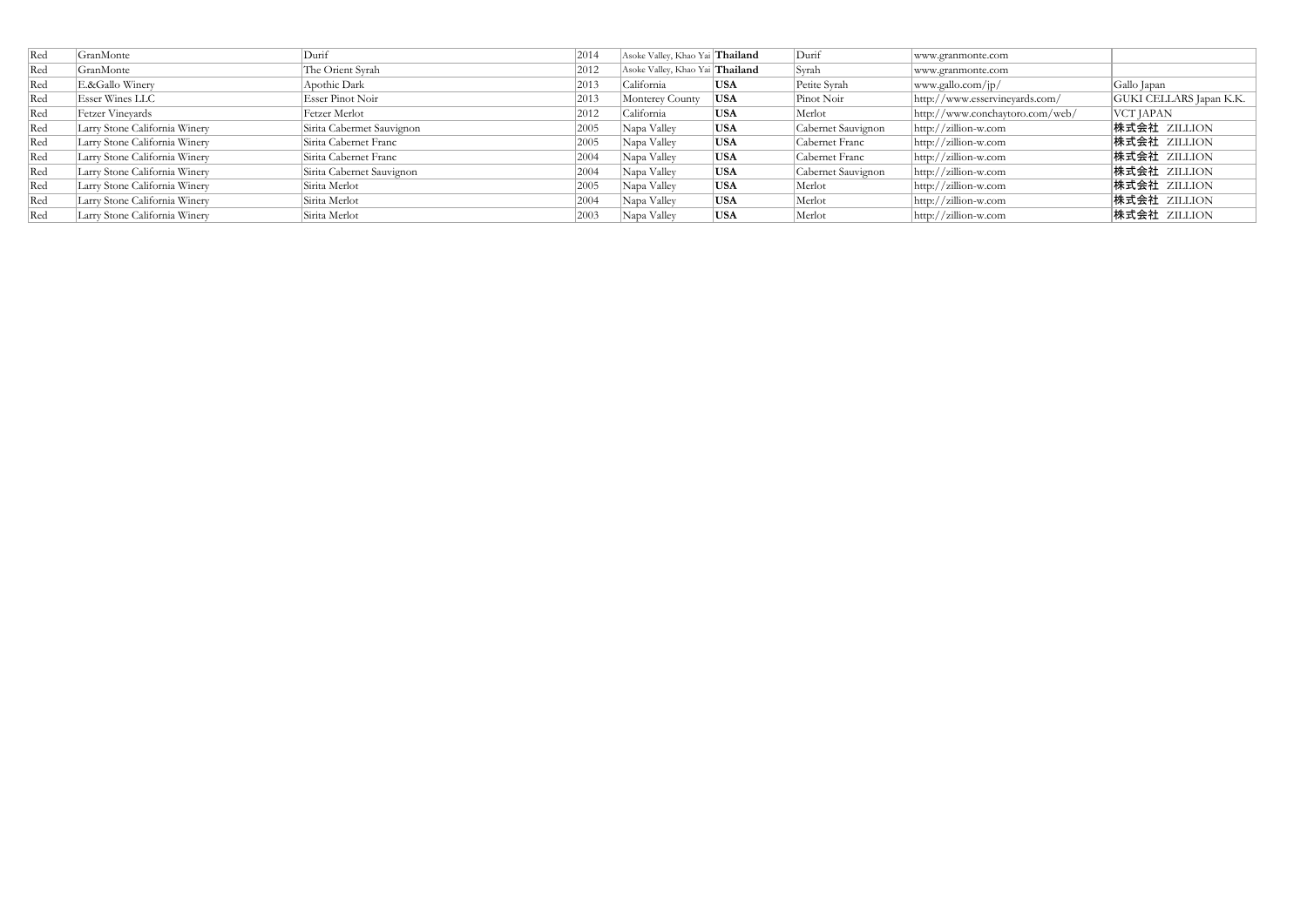| | | | | | | | | |
|---|---|---|---|---|---|---|---|---|
| Red | GranMonte | Durif | 2014 | Asoke Valley, Khao Yai | **Thailand** | Durif | www.granmonte.com | |
| Red | GranMonte | The Orient Syrah | 2012 | Asoke Valley, Khao Yai | **Thailand** | Syrah | www.granmonte.com | |
| Red | E.&Gallo Winery | Apothic Dark | 2013 | California | **USA** | Petite Syrah | www.gallo.com/jp/ | Gallo Japan |
| Red | Esser Wines LLC | Esser Pinot Noir | 2013 | Monterey County | **USA** | Pinot Noir | http://www.esservineyards.com/ | GUKI CELLARS Japan K.K. |
| Red | Fetzer Vineyards | Fetzer Merlot | 2012 | California | **USA** | Merlot | http://www.conchaytoro.com/web/ | VCT JAPAN |
| Red | Larry Stone California Winery | Sirita Cabermet Sauvignon | 2005 | Napa Valley | **USA** | Cabernet Sauvignon | http://zillion-w.com | 株式会社 ZILLION |
| Red | Larry Stone California Winery | Sirita Cabernet Franc | 2005 | Napa Valley | **USA** | Cabernet Franc | http://zillion-w.com | 株式会社 ZILLION |
| Red | Larry Stone California Winery | Sirita Cabernet Franc | 2004 | Napa Valley | **USA** | Cabernet Franc | http://zillion-w.com | 株式会社 ZILLION |
| Red | Larry Stone California Winery | Sirita Cabernet Sauvignon | 2004 | Napa Valley | **USA** | Cabernet Sauvignon | http://zillion-w.com | 株式会社 ZILLION |
| Red | Larry Stone California Winery | Sirita Merlot | 2005 | Napa Valley | **USA** | Merlot | http://zillion-w.com | 株式会社 ZILLION |
| Red | Larry Stone California Winery | Sirita Merlot | 2004 | Napa Valley | **USA** | Merlot | http://zillion-w.com | 株式会社 ZILLION |
| Red | Larry Stone California Winery | Sirita Merlot | 2003 | Napa Valley | **USA** | Merlot | http://zillion-w.com | 株式会社 ZILLION |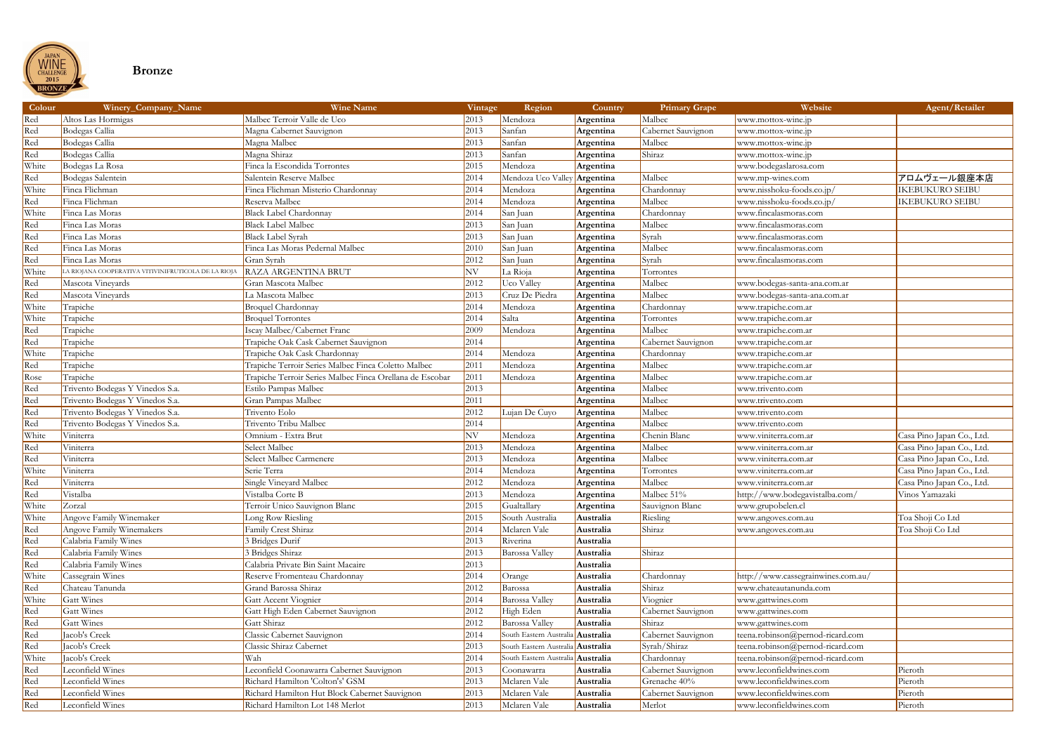**Bronze**

| Colour | Winery_Company_Name | Wine Name | Vintage | Region | Country | Primary Grape | Website | Agent/Retailer |
|---|---|---|---|---|---|---|---|---|
| Red | Altos Las Hormigas | Malbec Terroir Valle de Uco | 2013 | Mendoza | Argentina | Malbec | www.mottox-wine.jp | |
| Red | Bodegas Callia | Magna Cabernet Sauvignon | 2013 | Sanfan | Argentina | Cabernet Sauvignon | www.mottox-wine.jp | |
| Red | Bodegas Callia | Magna Malbec | 2013 | Sanfan | Argentina | Malbec | www.mottox-wine.jp | |
| Red | Bodegas Callia | Magna Shiraz | 2013 | Sanfan | Argentina | Shiraz | www.mottox-wine.jp | |
| White | Bodegas La Rosa | Finca la Escondida Torrontes | 2015 | Mendoza | Argentina | | www.bodegaslarosa.com | |
| Red | Bodegas Salentein | Salentein Reserve Malbec | 2014 | Mendoza Uco Valley | Argentina | Malbec | www.mp-wines.com | アロムヴェール銀座本店 |
| White | Finca Flichman | Finca Flichman Misterio Chardonnay | 2014 | Mendoza | Argentina | Chardonnay | www.nisshoku-foods.co.jp/ | IKEBUKURO SEIBU |
| Red | Finca Flichman | Reserva Malbec | 2014 | Mendoza | Argentina | Malbec | www.nisshoku-foods.co.jp/ | IKEBUKURO SEIBU |
| White | Finca Las Moras | Black Label Chardonnay | 2014 | San Juan | Argentina | Chardonnay | www.fincalasmoras.com | |
| Red | Finca Las Moras | Black Label Malbec | 2013 | San Juan | Argentina | Malbec | www.fincalasmoras.com | |
| Red | Finca Las Moras | Black Label Syrah | 2013 | San Juan | Argentina | Syrah | www.fincalasmoras.com | |
| Red | Finca Las Moras | Finca Las Moras Pedernal Malbec | 2010 | San Juan | Argentina | Malbec | www.fincalasmoras.com | |
| Red | Finca Las Moras | Gran Syrah | 2012 | San Juan | Argentina | Syrah | www.fincalasmoras.com | |
| White | LA RIOJANA COOPERATIVA VITIVINIFRUTICOLA DE LA RIOJA | RAZA ARGENTINA BRUT | NV | La Rioja | Argentina | Torrontes | | |
| Red | Mascota Vineyards | Gran Mascota Malbec | 2012 | Uco Valley | Argentina | Malbec | www.bodegas-santa-ana.com.ar | |
| Red | Mascota Vineyards | La Mascota Malbec | 2013 | Cruz De Piedra | Argentina | Malbec | www.bodegas-santa-ana.com.ar | |
| White | Trapiche | Broquel Chardonnay | 2014 | Mendoza | Argentina | Chardonnay | www.trapiche.com.ar | |
| White | Trapiche | Broquel Torrontes | 2014 | Salta | Argentina | Torrontes | www.trapiche.com.ar | |
| Red | Trapiche | Iscay Malbec/Cabernet Franc | 2009 | Mendoza | Argentina | Malbec | www.trapiche.com.ar | |
| Red | Trapiche | Trapiche Oak Cask Cabernet Sauvignon | 2014 | | Argentina | Cabernet Sauvignon | www.trapiche.com.ar | |
| White | Trapiche | Trapiche Oak Cask Chardonnay | 2014 | Mendoza | Argentina | Chardonnay | www.trapiche.com.ar | |
| Red | Trapiche | Trapiche Terroir Series Malbec Finca Coletto Malbec | 2011 | Mendoza | Argentina | Malbec | www.trapiche.com.ar | |
| Rose | Trapiche | Trapiche Terroir Series Malbec Finca Orellana de Escobar | 2011 | Mendoza | Argentina | Malbec | www.trapiche.com.ar | |
| Red | Trivento Bodegas Y Vinedos S.a. | Estilo Pampas Malbec | 2013 | | Argentina | Malbec | www.trivento.com | |
| Red | Trivento Bodegas Y Vinedos S.a. | Gran Pampas Malbec | 2011 | | Argentina | Malbec | www.trivento.com | |
| Red | Trivento Bodegas Y Vinedos S.a. | Trivento Eolo | 2012 | Lujan De Cuyo | Argentina | Malbec | www.trivento.com | |
| Red | Trivento Bodegas Y Vinedos S.a. | Trivento Tribu Malbec | 2014 | | Argentina | Malbec | www.trivento.com | |
| White | Viniterra | Omnium - Extra Brut | NV | Mendoza | Argentina | Chenin Blanc | www.viniterra.com.ar | Casa Pino Japan Co., Ltd. |
| Red | Viniterra | Select Malbec | 2013 | Mendoza | Argentina | Malbec | www.viniterra.com.ar | Casa Pino Japan Co., Ltd. |
| Red | Viniterra | Select Malbec Carmenere | 2013 | Mendoza | Argentina | Malbec | www.viniterra.com.ar | Casa Pino Japan Co., Ltd. |
| White | Viniterra | Serie Terra | 2014 | Mendoza | Argentina | Torrontes | www.viniterra.com.ar | Casa Pino Japan Co., Ltd. |
| Red | Viniterra | Single Vineyard Malbec | 2012 | Mendoza | Argentina | Malbec | www.viniterra.com.ar | Casa Pino Japan Co., Ltd. |
| Red | Vistalba | Vistalba Corte B | 2013 | Mendoza | Argentina | Malbec 51% | http://www.bodegavistalba.com/ | Vinos Yamazaki |
| White | Zorzal | Terroir Unico Sauvignon Blanc | 2015 | Gualtallary | Argentina | Sauvignon Blanc | www.grupobelen.cl | |
| White | Angove Family Winemaker | Long Row Riesling | 2015 | South Australia | Australia | Riesling | www.angoves.com.au | Toa Shoji Co Ltd |
| Red | Angove Family Winemakers | Family Crest Shiraz | 2014 | Mclaren Vale | Australia | Shiraz | www.angoves.com.au | Toa Shoji Co Ltd |
| Red | Calabria Family Wines | 3 Bridges Durif | 2013 | Riverina | Australia | | | |
| Red | Calabria Family Wines | 3 Bridges Shiraz | 2013 | Barossa Valley | Australia | Shiraz | | |
| Red | Calabria Family Wines | Calabria Private Bin Saint Macaire | 2013 | | Australia | | | |
| White | Cassegrain Wines | Reserve Fromenteau Chardonnay | 2014 | Orange | Australia | Chardonnay | http://www.cassegrainwines.com.au/ | |
| Red | Chateau Tanunda | Grand Barossa Shiraz | 2012 | Barossa | Australia | Shiraz | www.chateautanunda.com | |
| White | Gatt Wines | Gatt Accent Viognier | 2014 | Barossa Valley | Australia | Viognier | www.gattwines.com | |
| Red | Gatt Wines | Gatt High Eden Cabernet Sauvignon | 2012 | High Eden | Australia | Cabernet Sauvignon | www.gattwines.com | |
| Red | Gatt Wines | Gatt Shiraz | 2012 | Barossa Valley | Australia | Shiraz | www.gattwines.com | |
| Red | Jacob's Creek | Classic Cabernet Sauvignon | 2014 | South Eastern Australia | Australia | Cabernet Sauvignon | teena.robinson@pernod-ricard.com | |
| Red | Jacob's Creek | Classic Shiraz Cabernet | 2013 | South Eastern Australia | Australia | Syrah/Shiraz | teena.robinson@pernod-ricard.com | |
| White | Jacob's Creek | Wah | 2014 | South Eastern Australia | Australia | Chardonnay | teena.robinson@pernod-ricard.com | |
| Red | Leconfield Wines | Leconfield Coonawarra Cabernet Sauvignon | 2013 | Coonawarra | Australia | Cabernet Sauvignon | www.leconfieldwines.com | Pieroth |
| Red | Leconfield Wines | Richard Hamilton 'Colton's' GSM | 2013 | Mclaren Vale | Australia | Grenache 40% | www.leconfieldwines.com | Pieroth |
| Red | Leconfield Wines | Richard Hamilton Hut Block Cabernet Sauvignon | 2013 | Mclaren Vale | Australia | Cabernet Sauvignon | www.leconfieldwines.com | Pieroth |
| Red | Leconfield Wines | Richard Hamilton Lot 148 Merlot | 2013 | Mclaren Vale | Australia | Merlot | www.leconfieldwines.com | Pieroth |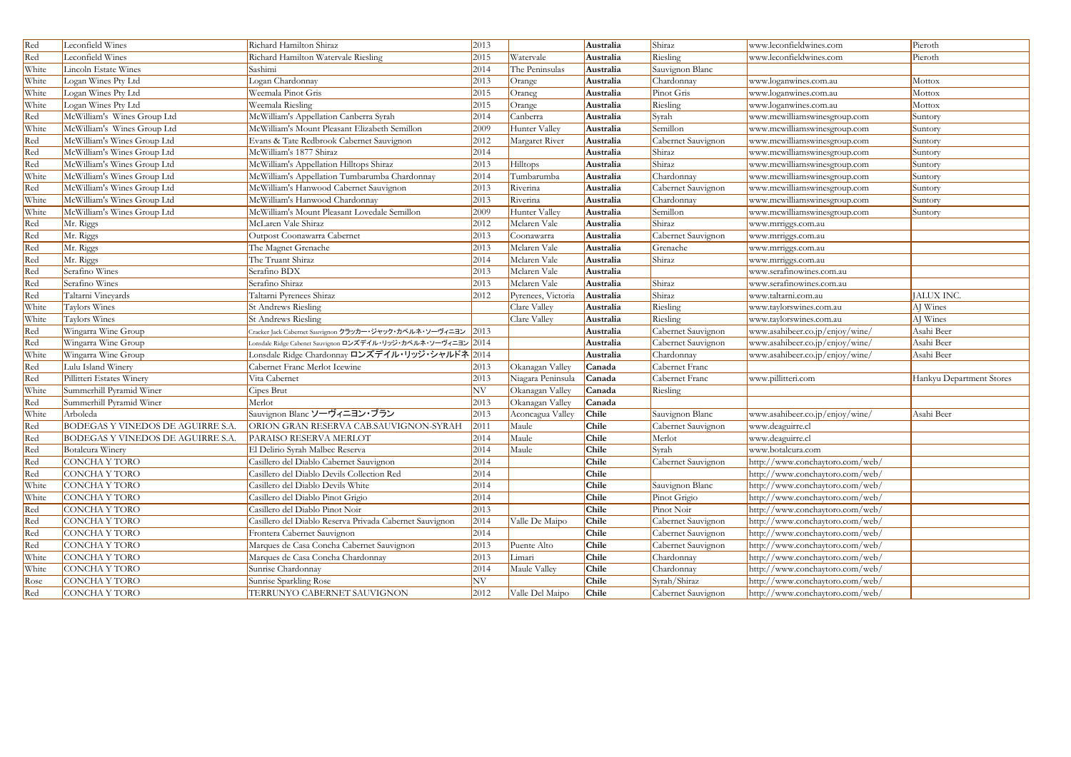| | | | | | | | | |
|---|---|---|---|---|---|---|---|---|
| Red | Leconfield Wines | Richard Hamilton Shiraz | 2013 | | **Australia** | Shiraz | www.leconfieldwines.com | Pieroth |
| Red | Leconfield Wines | Richard Hamilton Watervale Riesling | 2015 | Watervale | **Australia** | Riesling | www.leconfieldwines.com | Pieroth |
| White | Lincoln Estate Wines | Sashimi | 2014 | The Peninsulas | **Australia** | Sauvignon Blanc | | |
| White | Logan Wines Pty Ltd | Logan Chardonnay | 2013 | Orange | **Australia** | Chardonnay | www.loganwines.com.au | Mottox |
| White | Logan Wines Pty Ltd | Weemala Pinot Gris | 2015 | Oraneg | **Australia** | Pinot Gris | www.loganwines.com.au | Mottox |
| White | Logan Wines Pty Ltd | Weemala Riesling | 2015 | Orange | **Australia** | Riesling | www.loganwines.com.au | Mottox |
| Red | McWilliam's Wines Group Ltd | McWilliam's Appellation Canberra Syrah | 2014 | Canberra | **Australia** | Syrah | www.mcwilliamswinesgroup.com | Suntory |
| White | McWilliam's Wines Group Ltd | McWilliam's Mount Pleasant Elizabeth Semillon | 2009 | Hunter Valley | **Australia** | Semillon | www.mcwilliamswinesgroup.com | Suntory |
| Red | McWilliam's Wines Group Ltd | Evans & Tate Redbrook Cabernet Sauvignon | 2012 | Margaret River | **Australia** | Cabernet Sauvignon | www.mcwilliamswinesgroup.com | Suntory |
| Red | McWilliam's Wines Group Ltd | McWilliam's 1877 Shiraz | 2014 | | **Australia** | Shiraz | www.mcwilliamswinesgroup.com | Suntory |
| Red | McWilliam's Wines Group Ltd | McWilliam's Appellation Hilltops Shiraz | 2013 | Hilltops | **Australia** | Shiraz | www.mcwilliamswinesgroup.com | Suntory |
| White | McWilliam's Wines Group Ltd | McWilliam's Appellation Tumbarumba Chardonnay | 2014 | Tumbarumba | **Australia** | Chardonnay | www.mcwilliamswinesgroup.com | Suntory |
| Red | McWilliam's Wines Group Ltd | McWilliam's Hanwood Cabernet Sauvignon | 2013 | Riverina | **Australia** | Cabernet Sauvignon | www.mcwilliamswinesgroup.com | Suntory |
| White | McWilliam's Wines Group Ltd | McWilliam's Hanwood Chardonnay | 2013 | Riverina | **Australia** | Chardonnay | www.mcwilliamswinesgroup.com | Suntory |
| White | McWilliam's Wines Group Ltd | McWilliam's Mount Pleasant Lovedale Semillon | 2009 | Hunter Valley | **Australia** | Semillon | www.mcwilliamswinesgroup.com | Suntory |
| Red | Mr. Riggs | McLaren Vale Shiraz | 2012 | Mclaren Vale | **Australia** | Shiraz | www.mrriggs.com.au | |
| Red | Mr. Riggs | Outpost Coonawarra Cabernet | 2013 | Coonawarra | **Australia** | Cabernet Sauvignon | www.mrriggs.com.au | |
| Red | Mr. Riggs | The Magnet Grenache | 2013 | Mclaren Vale | **Australia** | Grenache | www.mrriggs.com.au | |
| Red | Mr. Riggs | The Truant Shiraz | 2014 | Mclaren Vale | **Australia** | Shiraz | www.mrriggs.com.au | |
| Red | Serafino Wines | Serafino BDX | 2013 | Mclaren Vale | **Australia** | | www.serafinowines.com.au | |
| Red | Serafino Wines | Serafino Shiraz | 2013 | Mclaren Vale | **Australia** | Shiraz | www.serafinowines.com.au | |
| Red | Taltarni Vineyards | Taltarni Pyrenees Shiraz | 2012 | Pyrenees, Victoria | **Australia** | Shiraz | www.taltarni.com.au | JALUX INC. |
| White | Taylors Wines | St Andrews Riesling | | Clare Valley | **Australia** | Riesling | www.taylorswines.com.au | AJ Wines |
| White | Taylors Wines | St Andrews Riesling | | Clare Valley | **Australia** | Riesling | www.taylorswines.com.au | AJ Wines |
| Red | Wingarra Wine Group | Cracker Jack Cabernet Sauvignon クラッカー・ジャック・カベルネ・ソーヴィニヨン | 2013 | | **Australia** | Cabernet Sauvignon | www.asahibeer.co.jp/enjoy/wine/ | Asahi Beer |
| Red | Wingarra Wine Group | Lonsdale Ridge Cabernet Sauvignon ロンズデイル・リッジ・カベルネ・ソーヴィニヨン | 2014 | | **Australia** | Cabernet Sauvignon | www.asahibeer.co.jp/enjoy/wine/ | Asahi Beer |
| White | Wingarra Wine Group | Lonsdale Ridge Chardonnay ロンズデイル・リッジ・シャルドネ | 2014 | | **Australia** | Chardonnay | www.asahibeer.co.jp/enjoy/wine/ | Asahi Beer |
| Red | Lulu Island Winery | Cabernet Franc Merlot Icewine | 2013 | Okanagan Valley | **Canada** | Cabernet Franc | | |
| Red | Pillitteri Estates Winery | Vita Cabernet | 2013 | Niagara Peninsula | **Canada** | Cabernet Franc | www.pillitteri.com | Hankyu Department Stores |
| White | Summerhill Pyramid Winer | Cipes Brut | NV | Okanagan Valley | **Canada** | Riesling | | |
| Red | Summerhill Pyramid Winer | Merlot | 2013 | Okanagan Valley | **Canada** | | | |
| White | Arboleda | Sauvignon Blanc ソーヴィニヨン・ブラン | 2013 | Aconcagua Valley | **Chile** | Sauvignon Blanc | www.asahibeer.co.jp/enjoy/wine/ | Asahi Beer |
| Red | BODEGAS Y VINEDOS DE AGUIRRE S.A. | ORION GRAN RESERVA CAB.SAUVIGNON-SYRAH | 2011 | Maule | **Chile** | Cabernet Sauvignon | www.deaguirre.cl | |
| Red | BODEGAS Y VINEDOS DE AGUIRRE S.A. | PARAISO RESERVA MERLOT | 2014 | Maule | **Chile** | Merlot | www.deaguirre.cl | |
| Red | Botalcura Winery | El Delirio Syrah Malbec Reserva | 2014 | Maule | **Chile** | Syrah | www.botalcura.com | |
| Red | CONCHA Y TORO | Casillero del Diablo Cabernet Sauvignon | 2014 | | **Chile** | Cabernet Sauvignon | http://www.conchaytoro.com/web/ | |
| Red | CONCHA Y TORO | Casillero del Diablo Devils Collection Red | 2014 | | **Chile** | | http://www.conchaytoro.com/web/ | |
| White | CONCHA Y TORO | Casillero del Diablo Devils White | 2014 | | **Chile** | Sauvignon Blanc | http://www.conchaytoro.com/web/ | |
| White | CONCHA Y TORO | Casillero del Diablo Pinot Grigio | 2014 | | **Chile** | Pinot Grigio | http://www.conchaytoro.com/web/ | |
| Red | CONCHA Y TORO | Casillero del Diablo Pinot Noir | 2013 | | **Chile** | Pinot Noir | http://www.conchaytoro.com/web/ | |
| Red | CONCHA Y TORO | Casillero del Diablo Reserva Privada Cabernet Sauvignon | 2014 | Valle De Maipo | **Chile** | Cabernet Sauvignon | http://www.conchaytoro.com/web/ | |
| Red | CONCHA Y TORO | Frontera Cabernet Sauvignon | 2014 | | **Chile** | Cabernet Sauvignon | http://www.conchaytoro.com/web/ | |
| Red | CONCHA Y TORO | Marques de Casa Concha Cabernet Sauvignon | 2013 | Puente Alto | **Chile** | Cabernet Sauvignon | http://www.conchaytoro.com/web/ | |
| White | CONCHA Y TORO | Marques de Casa Concha Chardonnay | 2013 | Limari | **Chile** | Chardonnay | http://www.conchaytoro.com/web/ | |
| White | CONCHA Y TORO | Sunrise Chardonnay | 2014 | Maule Valley | **Chile** | Chardonnay | http://www.conchaytoro.com/web/ | |
| Rose | CONCHA Y TORO | Sunrise Sparkling Rose | NV | | **Chile** | Syrah/Shiraz | http://www.conchaytoro.com/web/ | |
| Red | CONCHA Y TORO | TERRUNYO CABERNET SAUVIGNON | 2012 | Valle Del Maipo | **Chile** | Cabernet Sauvignon | http://www.conchaytoro.com/web/ | |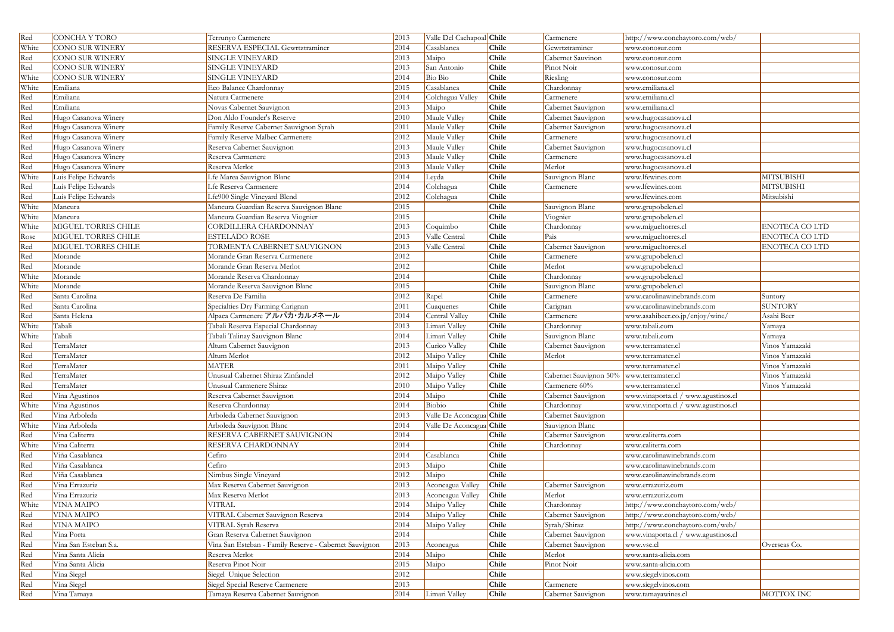| Red | CONCHA Y TORO | Terrunyo Carmenere | 2013 | Valle Del Cachapoal | Chile | Carmenere | http://www.conchaytoro.com/web/ | |
|---|---|---|---|---|---|---|---|---|
| White | CONO SUR WINERY | RESERVA ESPECIAL Gewrtztraminer | 2014 | Casablanca | Chile | Gewrtztraminer | www.conosur.com | |
| Red | CONO SUR WINERY | SINGLE VINEYARD | 2013 | Maipo | Chile | Cabernet Sauvinon | www.conosur.com | |
| Red | CONO SUR WINERY | SINGLE VINEYARD | 2013 | San Antonio | Chile | Pinot Noir | www.conosur.com | |
| White | CONO SUR WINERY | SINGLE VINEYARD | 2014 | Bio Bio | Chile | Riesling | www.conosur.com | |
| White | Emiliana | Eco Balance Chardonnay | 2015 | Casablanca | Chile | Chardonnay | www.emiliana.cl | |
| Red | Emiliana | Natura Carmenere | 2014 | Colchagua Valley | Chile | Carmenere | www.emiliana.cl | |
| Red | Emiliana | Novas Cabernet Sauvignon | 2013 | Maipo | Chile | Cabernet Sauvignon | www.emiliana.cl | |
| Red | Hugo Casanova Winery | Don Aldo Founder's Reserve | 2010 | Maule Valley | Chile | Cabernet Sauvignon | www.hugocasanova.cl | |
| Red | Hugo Casanova Winery | Family Reserve Cabernet Sauvignon Syrah | 2011 | Maule Valley | Chile | Cabernet Sauvignon | www.hugocasanova.cl | |
| Red | Hugo Casanova Winery | Family Reserve Malbec Carmenere | 2012 | Maule Valley | Chile | Carmenere | www.hugocasanova.cl | |
| Red | Hugo Casanova Winery | Reserva Cabernet Sauvignon | 2013 | Maule Valley | Chile | Cabernet Sauvignon | www.hugocasanova.cl | |
| Red | Hugo Casanova Winery | Reserva Carmenere | 2013 | Maule Valley | Chile | Carmenere | www.hugocasanova.cl | |
| Red | Hugo Casanova Winery | Reserva Merlot | 2013 | Maule Valley | Chile | Merlot | www.hugocasanova.cl | |
| White | Luis Felipe Edwards | Lfe Marea Sauvignon Blanc | 2014 | Leyda | Chile | Sauvignon Blanc | www.lfewines.com | MITSUBISHI |
| Red | Luis Felipe Edwards | Lfe Reserva Carmenere | 2014 | Colchagua | Chile | Carmenere | www.lfewines.com | MITSUBISHI |
| Red | Luis Felipe Edwards | Lfe900 Single Vineyard Blend | 2012 | Colchagua | Chile | | www.lfewines.com | Mitsubishi |
| White | Mancura | Mancura Guardian Reserva Sauvignon Blanc | 2015 | | Chile | Sauvignon Blanc | www.grupobelen.cl | |
| White | Mancura | Mancura Guardian Reserva Viognier | 2015 | | Chile | Viognier | www.grupobelen.cl | |
| White | MIGUEL TORRES CHILE | CORDILLERA CHARDONNAY | 2013 | Coquimbo | Chile | Chardonnay | www.migueltorres.cl | ENOTECA CO LTD |
| Rose | MIGUEL TORRES CHILE | ESTELADO ROSE | 2013 | Valle Central | Chile | Pais | www.migueltorres.cl | ENOTECA CO LTD |
| Red | MIGUEL TORRES CHILE | TORMENTA CABERNET SAUVIGNON | 2013 | Valle Central | Chile | Cabernet Sauvignon | www.migueltorres.cl | ENOTECA CO LTD |
| Red | Morande | Morande Gran Reserva Carmenere | 2012 | | Chile | Carmenere | www.grupobelen.cl | |
| Red | Morande | Morande Gran Reserva Merlot | 2012 | | Chile | Merlot | www.grupobelen.cl | |
| White | Morande | Morande Reserva Chardonnay | 2014 | | Chile | Chardonnay | www.grupobelen.cl | |
| White | Morande | Morande Reserva Sauvignon Blanc | 2015 | | Chile | Sauvignon Blanc | www.grupobelen.cl | |
| Red | Santa Carolina | Reserva De Familia | 2012 | Rapel | Chile | Carmenere | www.carolinawinebrands.com | Suntory |
| Red | Santa Carolina | Specialties Dry Farming Carignan | 2011 | Cuaquenes | Chile | Carignan | www.carolinawinebrands.com | SUNTORY |
| Red | Santa Helena | Alpaca Carmenere アルパカ･カルメネール | 2014 | Central Valley | Chile | Carmenere | www.asahibeer.co.jp/enjoy/wine/ | Asahi Beer |
| White | Tabali | Tabali Reserva Especial Chardonnay | 2013 | Limari Valley | Chile | Chardonnay | www.tabali.com | Yamaya |
| White | Tabali | Tabali Talinay Sauvignon Blanc | 2014 | Limari Valley | Chile | Sauvignon Blanc | www.tabali.com | Yamaya |
| Red | TerraMater | Altum Cabernet Sauvignon | 2013 | Curico Valley | Chile | Cabernet Sauvignon | www.terramater.cl | Vinos Yamazaki |
| Red | TerraMater | Altum Merlot | 2012 | Maipo Valley | Chile | Merlot | www.terramater.cl | Vinos Yamazaki |
| Red | TerraMater | MATER | 2011 | Maipo Valley | Chile | | www.terramater.cl | Vinos Yamazaki |
| Red | TerraMater | Unusual Cabernet Shiraz Zinfandel | 2012 | Maipo Valley | Chile | Cabernet Sauvignon 50% | www.terramater.cl | Vinos Yamazaki |
| Red | TerraMater | Unusual Carmenere Shiraz | 2010 | Maipo Valley | Chile | Carmenere 60% | www.terramater.cl | Vinos Yamazaki |
| Red | Vina Agustinos | Reserva Cabernet Sauvignon | 2014 | Maipo | Chile | Cabernet Sauvignon | www.vinaporta.cl / www.agustinos.cl | |
| White | Vina Agustinos | Reserva Chardonnay | 2014 | Biobio | Chile | Chardonnay | www.vinaporta.cl / www.agustinos.cl | |
| Red | Vina Arboleda | Arboleda Cabernet Sauvignon | 2013 | Valle De Aconcagua | Chile | Cabernet Sauvignon | | |
| White | Vina Arboleda | Arboleda Sauvignon Blanc | 2014 | Valle De Aconcagua | Chile | Sauvignon Blanc | | |
| Red | Vina Caliterra | RESERVA CABERNET SAUVIGNON | 2014 | | Chile | Cabernet Sauvignon | www.caliterra.com | |
| White | Vina Caliterra | RESERVA CHARDONNAY | 2014 | | Chile | Chardonnay | www.caliterra.com | |
| Red | Viña Casablanca | Cefiro | 2014 | Casablanca | Chile | | www.carolinawinebrands.com | |
| Red | Viña Casablanca | Cefiro | 2013 | Maipo | Chile | | www.carolinawinebrands.com | |
| Red | Viña Casablanca | Nimbus Single Vineyard | 2012 | Maipo | Chile | | www.carolinawinebrands.com | |
| Red | Vina Errazuriz | Max Reserva Cabernet Sauvignon | 2013 | Aconcagua Valley | Chile | Cabernet Sauvignon | www.errazuriz.com | |
| Red | Vina Errazuriz | Max Reserva Merlot | 2013 | Aconcagua Valley | Chile | Merlot | www.errazuriz.com | |
| White | VINA MAIPO | VITRAL | 2014 | Maipo Valley | Chile | Chardonnay | http://www.conchaytoro.com/web/ | |
| Red | VINA MAIPO | VITRAL Cabernet Sauvignon Reserva | 2014 | Maipo Valley | Chile | Cabernet Sauvignon | http://www.conchaytoro.com/web/ | |
| Red | VINA MAIPO | VITRAL Syrah Reserva | 2014 | Maipo Valley | Chile | Syrah/Shiraz | http://www.conchaytoro.com/web/ | |
| Red | Vina Porta | Gran Reserva Cabernet Sauvignon | 2014 | | Chile | Cabernet Sauvignon | www.vinaporta.cl / www.agustinos.cl | |
| Red | Vina San Esteban S.a. | Vina San Esteban - Family Reserve - Cabernet Sauvignon | 2013 | Aconcagua | Chile | Cabernet Sauvignon | www.vse.cl | Overseas Co. |
| Red | Vina Santa Alicia | Reserva Merlot | 2014 | Maipo | Chile | Merlot | www.santa-alicia.com | |
| Red | Vina Santa Alicia | Reserva Pinot Noir | 2015 | Maipo | Chile | Pinot Noir | www.santa-alicia.com | |
| Red | Vina Siegel | Siegel Unique Selection | 2012 | | Chile | | www.siegelvinos.com | |
| Red | Vina Siegel | Siegel Special Reserve Carmenere | 2013 | | Chile | Carmenere | www.siegelvinos.com | |
| Red | Vina Tamaya | Tamaya Reserva Cabernet Sauvignon | 2014 | Limari Valley | Chile | Cabernet Sauvignon | www.tamayawines.cl | MOTTOX INC |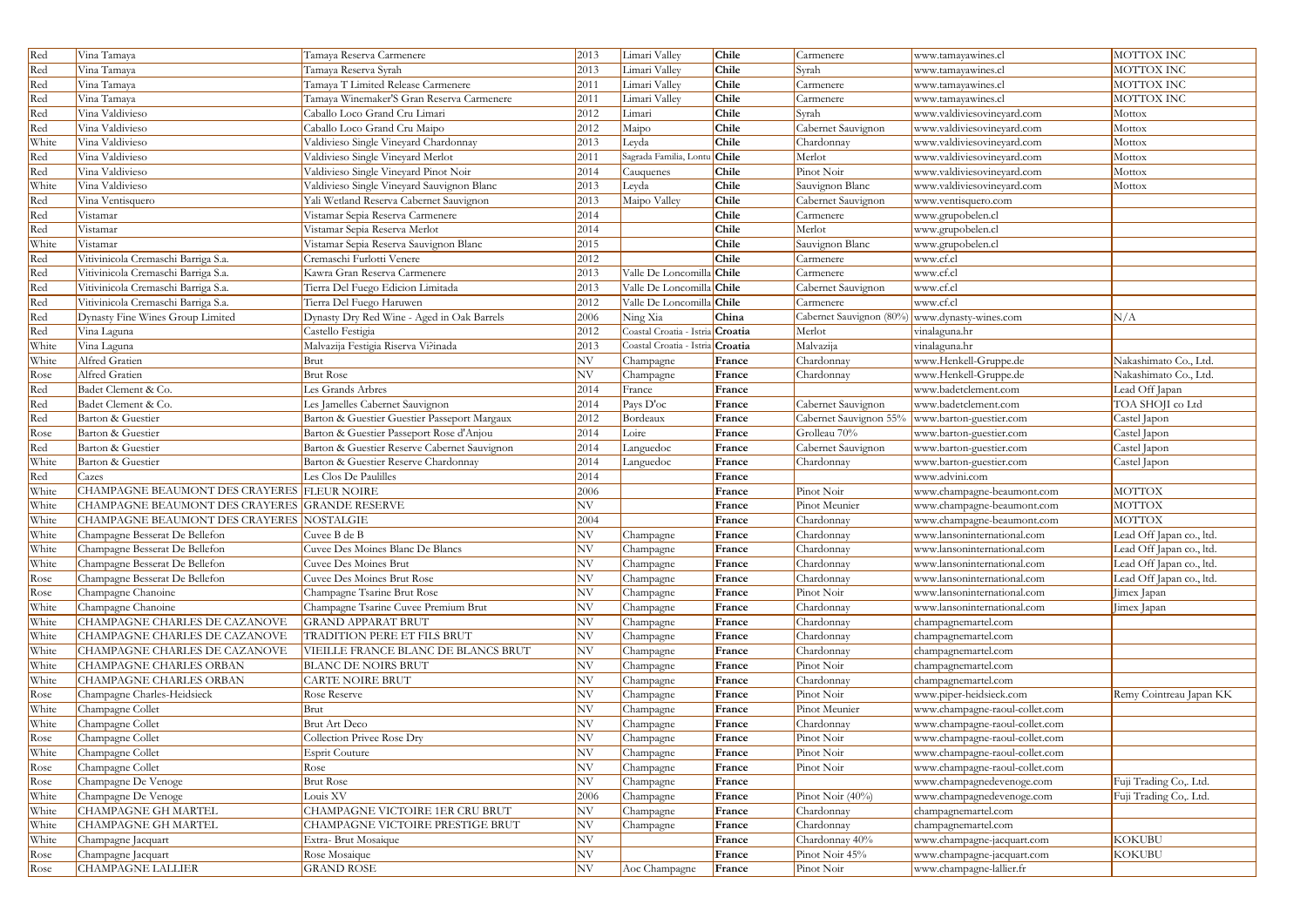| Red | Vina Tamaya | Tamaya Reserva Carmenere | 2013 | Limari Valley | Chile | Carmenere | www.tamayawines.cl | MOTTOX INC |
|---|---|---|---|---|---|---|---|---|
| Red | Vina Tamaya | Tamaya Reserva Syrah | 2013 | Limari Valley | Chile | Syrah | www.tamayawines.cl | MOTTOX INC |
| Red | Vina Tamaya | Tamaya T Limited Release Carmenere | 2011 | Limari Valley | Chile | Carmenere | www.tamayawines.cl | MOTTOX INC |
| Red | Vina Tamaya | Tamaya Winemaker'S Gran Reserva Carmenere | 2011 | Limari Valley | Chile | Carmenere | www.tamayawines.cl | MOTTOX INC |
| Red | Vina Valdivieso | Caballo Loco Grand Cru Limari | 2012 | Limari | Chile | Syrah | www.valdiviesovineyard.com | Mottox |
| Red | Vina Valdivieso | Caballo Loco Grand Cru Maipo | 2012 | Maipo | Chile | Cabernet Sauvignon | www.valdiviesovineyard.com | Mottox |
| White | Vina Valdivieso | Valdivieso Single Vineyard Chardonnay | 2013 | Leyda | Chile | Chardonnay | www.valdiviesovineyard.com | Mottox |
| Red | Vina Valdivieso | Valdivieso Single Vineyard Merlot | 2011 | Sagrada Familia, Lontu | Chile | Merlot | www.valdiviesovineyard.com | Mottox |
| Red | Vina Valdivieso | Valdivieso Single Vineyard Pinot Noir | 2014 | Cauquenes | Chile | Pinot Noir | www.valdiviesovineyard.com | Mottox |
| White | Vina Valdivieso | Valdivieso Single Vineyard Sauvignon Blanc | 2013 | Leyda | Chile | Sauvignon Blanc | www.valdiviesovineyard.com | Mottox |
| Red | Vina Ventisquero | Yali Wetland Reserva Cabernet Sauvignon | 2013 | Maipo Valley | Chile | Cabernet Sauvignon | www.ventisquero.com | |
| Red | Vistamar | Vistamar Sepia Reserva Carmenere | 2014 | | Chile | Carmenere | www.grupobelen.cl | |
| Red | Vistamar | Vistamar Sepia Reserva Merlot | 2014 | | Chile | Merlot | www.grupobelen.cl | |
| White | Vistamar | Vistamar Sepia Reserva Sauvignon Blanc | 2015 | | Chile | Sauvignon Blanc | www.grupobelen.cl | |
| Red | Vitivinicola Cremaschi Barriga S.a. | Cremaschi Furlotti Venere | 2012 | | Chile | Carmenere | www.cf.cl | |
| Red | Vitivinicola Cremaschi Barriga S.a. | Kawra Gran Reserva Carmenere | 2013 | Valle De Loncomilla | Chile | Carmenere | www.cf.cl | |
| Red | Vitivinicola Cremaschi Barriga S.a. | Tierra Del Fuego Edicion Limitada | 2013 | Valle De Loncomilla | Chile | Cabernet Sauvignon | www.cf.cl | |
| Red | Vitivinicola Cremaschi Barriga S.a. | Tierra Del Fuego Haruwen | 2012 | Valle De Loncomilla | Chile | Carmenere | www.cf.cl | |
| Red | Dynasty Fine Wines Group Limited | Dynasty Dry Red Wine - Aged in Oak Barrels | 2006 | Ning Xia | China | Cabernet Sauvignon (80%) | www.dynasty-wines.com | N/A |
| Red | Vina Laguna | Castello Festigia | 2012 | Coastal Croatia - Istria | Croatia | Merlot | vinalaguna.hr | |
| White | Vina Laguna | Malvazija Festigia Riserva Vi?inada | 2013 | Coastal Croatia - Istria | Croatia | Malvazija | vinalaguna.hr | |
| White | Alfred Gratien | Brut | NV | Champagne | France | Chardonnay | www.Henkell-Gruppe.de | Nakashimato Co., Ltd. |
| Rose | Alfred Gratien | Brut Rose | NV | Champagne | France | Chardonnay | www.Henkell-Gruppe.de | Nakashimato Co., Ltd. |
| Red | Badet Clement & Co. | Les Grands Arbres | 2014 | France | France | | www.badetclement.com | Lead Off Japan |
| Red | Badet Clement & Co. | Les Jamelles Cabernet Sauvignon | 2014 | Pays D'oc | France | Cabernet Sauvignon | www.badetclement.com | TOA SHOJI co Ltd |
| Red | Barton & Guestier | Barton & Guestier Guestier Passeport Margaux | 2012 | Bordeaux | France | Cabernet Sauvignon 55% | www.barton-guestier.com | Castel Japon |
| Rose | Barton & Guestier | Barton & Guestier Passeport Rose d'Anjou | 2014 | Loire | France | Grolleau 70% | www.barton-guestier.com | Castel Japon |
| Red | Barton & Guestier | Barton & Guestier Reserve Cabernet Sauvignon | 2014 | Languedoc | France | Cabernet Sauvignon | www.barton-guestier.com | Castel Japon |
| White | Barton & Guestier | Barton & Guestier Reserve Chardonnay | 2014 | Languedoc | France | Chardonnay | www.barton-guestier.com | Castel Japon |
| Red | Cazes | Les Clos De Paulilles | 2014 | | France | | www.advini.com | |
| White | CHAMPAGNE BEAUMONT DES CRAYERES | FLEUR NOIRE | 2006 | | France | Pinot Noir | www.champagne-beaumont.com | MOTTOX |
| White | CHAMPAGNE BEAUMONT DES CRAYERES | GRANDE RESERVE | NV | | France | Pinot Meunier | www.champagne-beaumont.com | MOTTOX |
| White | CHAMPAGNE BEAUMONT DES CRAYERES | NOSTALGIE | 2004 | | France | Chardonnay | www.champagne-beaumont.com | MOTTOX |
| White | Champagne Besserat De Bellefon | Cuvee B de B | NV | Champagne | France | Chardonnay | www.lansoninternational.com | Lead Off Japan co., ltd. |
| White | Champagne Besserat De Bellefon | Cuvee Des Moines Blanc De Blancs | NV | Champagne | France | Chardonnay | www.lansoninternational.com | Lead Off Japan co., ltd. |
| White | Champagne Besserat De Bellefon | Cuvee Des Moines Brut | NV | Champagne | France | Chardonnay | www.lansoninternational.com | Lead Off Japan co., ltd. |
| Rose | Champagne Besserat De Bellefon | Cuvee Des Moines Brut Rose | NV | Champagne | France | Chardonnay | www.lansoninternational.com | Lead Off Japan co., ltd. |
| Rose | Champagne Chanoine | Champagne Tsarine Brut Rose | NV | Champagne | France | Pinot Noir | www.lansoninternational.com | Jimex Japan |
| White | Champagne Chanoine | Champagne Tsarine Cuvee Premium Brut | NV | Champagne | France | Chardonnay | www.lansoninternational.com | Jimex Japan |
| White | CHAMPAGNE CHARLES DE CAZANOVE | GRAND APPARAT BRUT | NV | Champagne | France | Chardonnay | champagnemartel.com | |
| White | CHAMPAGNE CHARLES DE CAZANOVE | TRADITION PERE ET FILS BRUT | NV | Champagne | France | Chardonnay | champagnemartel.com | |
| White | CHAMPAGNE CHARLES DE CAZANOVE | VIEILLE FRANCE BLANC DE BLANCS BRUT | NV | Champagne | France | Chardonnay | champagnemartel.com | |
| White | CHAMPAGNE CHARLES ORBAN | BLANC DE NOIRS BRUT | NV | Champagne | France | Pinot Noir | champagnemartel.com | |
| White | CHAMPAGNE CHARLES ORBAN | CARTE NOIRE BRUT | NV | Champagne | France | Chardonnay | champagnemartel.com | |
| Rose | Champagne Charles-Heidsieck | Rose Reserve | NV | Champagne | France | Pinot Noir | www.piper-heidsieck.com | Remy Cointreau Japan KK |
| White | Champagne Collet | Brut | NV | Champagne | France | Pinot Meunier | www.champagne-raoul-collet.com | |
| White | Champagne Collet | Brut Art Deco | NV | Champagne | France | Chardonnay | www.champagne-raoul-collet.com | |
| Rose | Champagne Collet | Collection Privee Rose Dry | NV | Champagne | France | Pinot Noir | www.champagne-raoul-collet.com | |
| White | Champagne Collet | Esprit Couture | NV | Champagne | France | Pinot Noir | www.champagne-raoul-collet.com | |
| Rose | Champagne Collet | Rose | NV | Champagne | France | Pinot Noir | www.champagne-raoul-collet.com | |
| Rose | Champagne De Venoge | Brut Rose | NV | Champagne | France | | www.champagnedevenoge.com | Fuji Trading Co,. Ltd. |
| White | Champagne De Venoge | Louis XV | 2006 | Champagne | France | Pinot Noir (40%) | www.champagnedevenoge.com | Fuji Trading Co,. Ltd. |
| White | CHAMPAGNE GH MARTEL | CHAMPAGNE VICTOIRE 1ER CRU BRUT | NV | Champagne | France | Chardonnay | champagnemartel.com | |
| White | CHAMPAGNE GH MARTEL | CHAMPAGNE VICTOIRE PRESTIGE BRUT | NV | Champagne | France | Chardonnay | champagnemartel.com | |
| White | Champagne Jacquart | Extra- Brut Mosaique | NV | | France | Chardonnay 40% | www.champagne-jacquart.com | KOKUBU |
| Rose | Champagne Jacquart | Rose Mosaique | NV | | France | Pinot Noir 45% | www.champagne-jacquart.com | KOKUBU |
| Rose | CHAMPAGNE LALLIER | GRAND ROSE | NV | Aoc Champagne | France | Pinot Noir | www.champagne-lallier.fr | |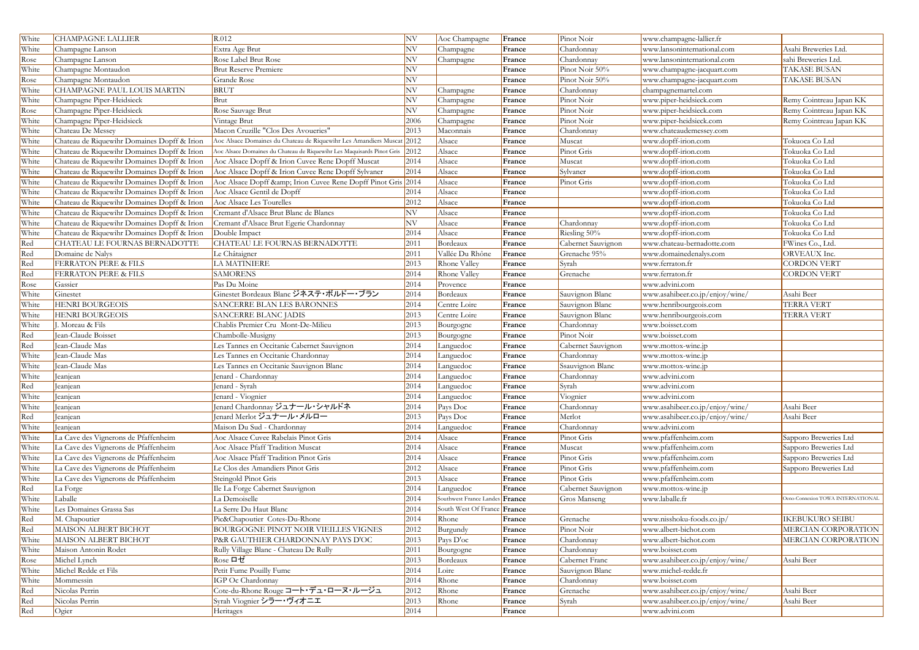| | | | | | | | | |
|---|---|---|---|---|---|---|---|---|
| White | CHAMPAGNE LALLIER | R.012 | NV | Aoc Champagne | **France** | Pinot Noir | www.champagne-lallier.fr | |
| White | Champagne Lanson | Extra Age Brut | NV | Champagne | **France** | Chardonnay | www.lansoninternational.com | Asahi Breweries Ltd. |
| Rose | Champagne Lanson | Rose Label Brut Rose | NV | Champagne | **France** | Chardonnay | www.lansoninternational.com | sahi Breweries Ltd. |
| White | Champagne Montaudon | Brut Reserve Premiere | NV | | **France** | Pinot Noir 50% | www.champagne-jacquart.com | TAKASE BUSAN |
| Rose | Champagne Montaudon | Grande Rose | NV | | **France** | Pinot Noir 50% | www.champagne-jacquart.com | TAKASE BUSAN |
| White | CHAMPAGNE PAUL LOUIS MARTIN | BRUT | NV | Champagne | **France** | Chardonnay | champagnemartel.com | |
| White | Champagne Piper-Heidsieck | Brut | NV | Champagne | **France** | Pinot Noir | www.piper-heidsieck.com | Remy Cointreau Japan KK |
| Rose | Champagne Piper-Heidsieck | Rose Sauvage Brut | NV | Champagne | **France** | Pinot Noir | www.piper-heidsieck.com | Remy Cointreau Japan KK |
| White | Champagne Piper-Heidsieck | Vintage Brut | 2006 | Champagne | **France** | Pinot Noir | www.piper-heidsieck.com | Remy Cointreau Japan KK |
| White | Chateau De Messey | Macon Cruzille "Clos Des Avoueries" | 2013 | Maconnais | **France** | Chardonnay | www.chateaudemessey.com | |
| White | Chateau de Riquewihr Domaines Dopff & Irion | Aoc Alsace Domaines du Chateau de Riquewihr Les Amandiers Muscat | 2012 | Alsace | **France** | Muscat | www.dopff-irion.com | Tokuoca Co Ltd |
| White | Chateau de Riquewihr Domaines Dopff & Irion | Aoc Alsace Domaines du Chateau de Riquewihr Les Maquisards Pinot Gris | 2012 | Alsace | **France** | Pinot Gris | www.dopff-irion.com | Tokuoka Co Ltd |
| White | Chateau de Riquewihr Domaines Dopff & Irion | Aoc Alsace Dopff & Irion Cuvee Rene Dopff Muscat | 2014 | Alsace | **France** | Muscat | www.dopff-irion.com | Tokuoka Co Ltd |
| White | Chateau de Riquewihr Domaines Dopff & Irion | Aoc Alsace Dopff & Irion Cuvee Rene Dopff Sylvaner | 2014 | Alsace | **France** | Sylvaner | www.dopff-irion.com | Tokuoka Co Ltd |
| White | Chateau de Riquewihr Domaines Dopff & Irion | Aoc Alsace Dopff &amp; Irion Cuvee Rene Dopff Pinot Gris | 2014 | Alsace | **France** | Pinot Gris | www.dopff-irion.com | Tokuoka Co Ltd |
| White | Chateau de Riquewihr Domaines Dopff & Irion | Aoc Alsace Gentil de Dopff | 2014 | Alsace | **France** | | www.dopff-irion.com | Tokuoka Co Ltd |
| White | Chateau de Riquewihr Domaines Dopff & Irion | Aoc Alsace Les Tourelles | 2012 | Alsace | **France** | | www.dopff-irion.com | Tokuoka Co Ltd |
| White | Chateau de Riquewihr Domaines Dopff & Irion | Cremant d'Alsace Brut Blanc de Blancs | NV | Alsace | **France** | | www.dopff-irion.com | Tokuoka Co Ltd |
| White | Chateau de Riquewihr Domaines Dopff & Irion | Cremant d'Alsace Brut Egerie Chardonnay | NV | Alsace | **France** | Chardonnay | www.dopff-irion.com | Tokuoka Co Ltd |
| White | Chateau de Riquewihr Domaines Dopff & Irion | Double Impact | 2014 | Alsace | **France** | Riesling 50% | www.dopff-irion.com | Tokuoka Co Ltd |
| Red | CHATEAU LE FOURNAS BERNADOTTE | CHATEAU LE FOURNAS BERNADOTTE | 2011 | Bordeaux | **France** | Cabernet Sauvignon | www.chateau-bernadotte.com | FWines Co., Ltd. |
| Red | Domaine de Nalys | Le Châtaigner | 2011 | Vallée Du Rhône | **France** | Grenache 95% | www.domainedenalys.com | ORVEAUX Inc. |
| Red | FERRATON PERE & FILS | LA MATINIERE | 2013 | Rhone Valley | **France** | Syrah | www.ferraton.fr | CORDON VERT |
| Red | FERRATON PERE & FILS | SAMORENS | 2014 | Rhone Valley | **France** | Grenache | www.ferraton.fr | CORDON VERT |
| Rose | Gassier | Pas Du Moine | 2014 | Provence | **France** | | www.advini.com | |
| White | Ginestet | Ginestet Bordeaux Blanc ジネスティ・ボルドー・ブラン | 2014 | Bordeaux | **France** | Sauvignon Blanc | www.asahibeer.co.jp/enjoy/wine/ | Asahi Beer |
| White | HENRI BOURGEOIS | SANCERRE BLAN LES BARONNES | 2014 | Centre Loire | **France** | Sauvignon Blanc | www.henribourgeois.com | TERRA VERT |
| White | HENRI BOURGEOIS | SANCERRE BLANC JADIS | 2013 | Centre Loire | **France** | Sauvignon Blanc | www.henribourgeois.com | TERRA VERT |
| White | J. Moreau & Fils | Chablis Premier Cru Mont-De-Milieu | 2013 | Bourgogne | **France** | Chardonnay | www.boisset.com | |
| Red | Jean-Claude Boisset | Chambolle-Musigny | 2013 | Bourgogne | **France** | Pinot Noir | www.boisset.com | |
| Red | Jean-Claude Mas | Les Tannes en Occitanie Cabernet Sauvignon | 2014 | Languedoc | **France** | Cabernet Sauvignon | www.mottox-wine.jp | |
| White | Jean-Claude Mas | Les Tannes en Occitanie Chardonnay | 2014 | Languedoc | **France** | Chardonnay | www.mottox-wine.jp | |
| White | Jean-Claude Mas | Les Tannes en Occitanie Sauvignon Blanc | 2014 | Languedoc | **France** | Ssauvignon Blanc | www.mottox-wine.jp | |
| White | Jeanjean | Jenard - Chardonnay | 2014 | Languedoc | **France** | Chardonnay | www.advini.com | |
| Red | Jeanjean | Jenard - Syrah | 2014 | Languedoc | **France** | Syrah | www.advini.com | |
| White | Jeanjean | Jenard - Viognier | 2014 | Languedoc | **France** | Viognier | www.advini.com | |
| White | Jeanjean | Jenard Chardonnay ジュナール・シャルドネ | 2014 | Pays Doc | **France** | Chardonnay | www.asahibeer.co.jp/enjoy/wine/ | Asahi Beer |
| Red | Jeanjean | Jenard Merlot ジュナール・メルロー | 2013 | Pays Doc | **France** | Merlot | www.asahibeer.co.jp/enjoy/wine/ | Asahi Beer |
| White | Jeanjean | Maison Du Sud - Chardonnay | 2014 | Languedoc | **France** | Chardonnay | www.advini.com | |
| White | La Cave des Vignerons de Pfaffenheim | Aoc Alsace Cuvee Rabelais Pinot Gris | 2014 | Alsace | **France** | Pinot Gris | www.pfaffenheim.com | Sapporo Breweries Ltd |
| White | La Cave des Vignerons de Pfaffenheim | Aoc Alsace Pfaff Tradition Muscat | 2014 | Alsace | **France** | Muscat | www.pfaffenheim.com | Sapporo Breweries Ltd |
| White | La Cave des Vignerons de Pfaffenheim | Aoc Alsace Pfaff Tradition Pinot Gris | 2014 | Alsace | **France** | Pinot Gris | www.pfaffenheim.com | Sapporo Breweries Ltd |
| White | La Cave des Vignerons de Pfaffenheim | Le Clos des Amandiers Pinot Gris | 2012 | Alsace | **France** | Pinot Gris | www.pfaffenheim.com | Sapporo Breweries Ltd |
| White | La Cave des Vignerons de Pfaffenheim | Steingold Pinot Gris | 2013 | Alsace | **France** | Pinot Gris | www.pfaffenheim.com | |
| Red | La Forge | Ile La Forge Cabernet Sauvignon | 2014 | Languedoc | **France** | Cabernet Sauvignon | www.mottox-wine.jp | |
| White | Laballe | La Demoiselle | 2014 | Southwest France Landes | **France** | Gros Manseng | www.laballe.fr | Oeno-Connexion TOWA INTERNATIONAL |
| White | Les Domaines Grassa Sas | La Serre Du Haut Blanc | 2014 | South West Of France | **France** | | | |
| Red | M. Chapoutier | Pic&Chapoutier Cotes-Du-Rhone | 2014 | Rhone | **France** | Grenache | www.nisshoku-foods.co.jp/ | IKEBUKURO SEIBU |
| Red | MAISON ALBERT BICHOT | BOURGOGNE PINOT NOIR VIEILLES VIGNES | 2012 | Burgundy | **France** | Pinot Noir | www.albert-bichot.com | MERCIAN CORPORATION |
| White | MAISON ALBERT BICHOT | P&R GAUTHIER CHARDONNAY PAYS D'OC | 2013 | Pays D'oc | **France** | Chardonnay | www.albert-bichot.com | MERCIAN CORPORATION |
| White | Maison Antonin Rodet | Rully Village Blanc - Chateau De Rully | 2011 | Bourgogne | **France** | Chardonnay | www.boisset.com | |
| Rose | Michel Lynch | Rose ロゼ | 2013 | Bordeaux | **France** | Cabernet Franc | www.asahibeer.co.jp/enjoy/wine/ | Asahi Beer |
| White | Michel Redde et Fils | Petit Fume Pouilly Fume | 2014 | Loire | **France** | Sauvignon Blanc | www.michel-redde.fr | |
| White | Mommessin | IGP Oc Chardonnay | 2014 | Rhone | **France** | Chardonnay | www.boisset.com | |
| Red | Nicolas Perrin | Cote-du-Rhone Rouge コート・デュ・ローヌ・ルージュ | 2012 | Rhone | **France** | Grenache | www.asahibeer.co.jp/enjoy/wine/ | Asahi Beer |
| Red | Nicolas Perrin | Syrah Viognier シラー・ヴィオニエ | 2013 | Rhone | **France** | Syrah | www.asahibeer.co.jp/enjoy/wine/ | Asahi Beer |
| Red | Ogier | Heritages | 2014 | | **France** | | www.advini.com | |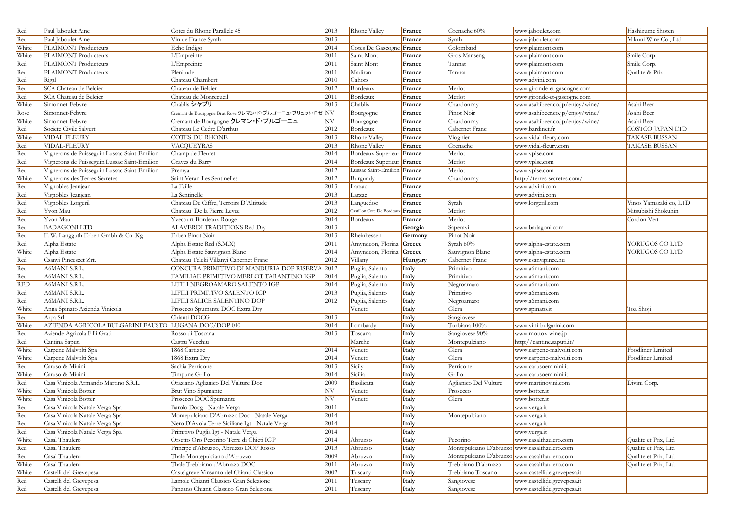| | | | | | | | | |
|---|---|---|---|---|---|---|---|---|
| Red | Paul Jaboulet Aine | Cotes du Rhone Parallele 45 | 2013 | Rhone Valley | **France** | Grenache 60% | www.jaboulet.com | Hashizume Shoten |
| Red | Paul Jaboulet Aine | Vin de France Syrah | 2013 | | **France** | Syrah | www.jaboulet.com | Mikuni Wine Co., Ltd |
| White | PLAIMONT Producteurs | Echo Indigo | 2014 | Cotes De Gascogne | **France** | Colombard | www.plaimont.com | |
| White | PLAIMONT Producteurs | L'Empreinte | 2011 | Saint Mont | **France** | Gros Manseng | www.plaimont.com | Smile Corp. |
| Red | PLAIMONT Producteurs | L'Empreinte | 2011 | Saint Mont | **France** | Tannat | www.plaimont.com | Smile Corp. |
| Red | PLAIMONT Producteurs | Plenitude | 2011 | Madiran | **France** | Tannat | www.plaimont.com | Qualite & Prix |
| Red | Rigal | Chateau Chambert | 2010 | Cahors | **France** | | www.advini.com | |
| Red | SCA Chateau de Belcier | Chateau de Belcier | 2012 | Bordeaux | **France** | Merlot | www.gironde-et-gascogne.com | |
| Red | SCA Chateau de Belcier | Chateau de Monrecueil | 2011 | Bordeaux | **France** | Merlot | www.gironde-et-gascogne.com | |
| White | Simonnet-Febvre | Chablis シャブリ | 2013 | Chablis | **France** | Chardonnay | www.asahibeer.co.jp/enjoy/wine/ | Asahi Beer |
| Rose | Simonnet-Febvre | Cremant de Bourgogne Brut Rose クレマン・ド・ブルゴーニュ・ブリュット・ロゼ | NV | Bourgogne | **France** | Pinot Noir | www.asahibeer.co.jp/enjoy/wine/ | Asahi Beer |
| White | Simonnet-Febvre | Cremant de Bourgogne クレマン・ド・ブルゴーニュ | NV | Bourgogne | **France** | Chardonnay | www.asahibeer.co.jp/enjoy/wine/ | Asahi Beer |
| Red | Societe Civile Salvert | Chateau Le Cedre D'arthus | 2012 | Bordeaux | **France** | Cabernet Franc | www.bardinet.fr | COSTCO JAPAN LTD |
| White | VIDAL-FLEURY | COTES-DU-RHONE | 2013 | Rhone Valley | **France** | Viognier | www.vidal-fleury.com | TAKASE BUSSAN |
| Red | VIDAL-FLEURY | VACQUEYRAS | 2013 | Rhone Valley | **France** | Grenache | www.vidal-fleury.com | TAKASE BUSSAN |
| Red | Vignerons de Puisseguin Lussac Saint-Emilion | Champ de Fleuret | 2014 | Bordeaux Superieur | **France** | Merlot | www.vplse.com | |
| Red | Vignerons de Puisseguin Lussac Saint-Emilion | Graves du Barry | 2014 | Bordeaux Superieur | **France** | Merlot | www.vplse.com | |
| Red | Vignerons de Puisseguin Lussac Saint-Emilion | Premya | 2012 | Lussac Saint-Emilion | **France** | Merlot | www.vplse.com | |
| White | Vignerons des Terres Secretes | Saint Veran Les Sentinelles | 2012 | Burgundy | **France** | Chardonnay | http://terres-secretes.com/ | |
| Red | Vignobles Jeanjean | La Faille | 2013 | Larzac | **France** | | www.advini.com | |
| Red | Vignobles Jeanjean | La Sentinelle | 2013 | Larzac | **France** | | www.advini.com | |
| Red | Vignobles Lorgeril | Chateau De Ciffre, Terroirs D'Altitude | 2013 | Languedoc | **France** | Syrah | www.lorgeril.com | Vinos Yamazaki co, LTD |
| Red | Yvon Mau | Chateau De la Pierre Levee | 2012 | Castillon Cote De Bordeaux | **France** | Merlot | | Mitsubishi Shokuhin |
| Red | Yvon Mau | Yvecourt Bordeaux Rouge | 2014 | Bordeaux | **France** | Merlot | | Cordon Vert |
| Red | BADAGONI LTD | ALAVERDI TRADITIONS Red Dry | 2013 | | **Georgia** | Saperavi | www.badagoni.com | |
| Red | F. W. Langguth Erben Gmbh & Co. Kg | Erben Pinot Noir | 2013 | Rheinhessen | **Germany** | Pinot Noir | | |
| Red | Alpha Estate | Alpha Estate Red (S.M.X) | 2011 | Amyndeon, Florina | **Greece** | Syrah 60% | www.alpha-estate.com | YORUGOS CO LTD |
| White | Alpha Estate | Alpha Estate Sauvignon Blanc | 2014 | Amyndeon, Florina | **Greece** | Sauvignon Blanc | www.alpha-estate.com | YORUGOS CO LTD |
| Red | Csanyi Pinceszet Zrt. | Chateau Teleki Villanyi Cabernet Franc | 2012 | Villany | **Hungary** | Cabernet Franc | www.csanyipince.hu | |
| Red | A6MANI S.R.L. | CONCURA PRIMITIVO DI MANDURIA DOP RISERVA | 2012 | Puglia, Salento | **Italy** | Primitivo | www.a6mani.com | |
| Red | A6MANI S.R.L. | FAMILIAE PRIMITIVO MERLOT TARANTINO IGP | 2014 | Puglia, Salento | **Italy** | Primitivo | www.a6mani.com | |
| RED | A6MANI S.R.L. | LIFILI NEGROAMARO SALENTO IGP | 2014 | Puglia, Salento | **Italy** | Negroamaro | www.a6mani.com | |
| Red | A6MANI S.R.L. | LIFILI PRIMITIVO SALENTO IGP | 2013 | Puglia, Salento | **Italy** | Primitivo | www.a6mani.com | |
| Red | A6MANI S.R.L. | LIFILI SALICE SALENTINO DOP | 2012 | Puglia, Salento | **Italy** | Negroamaro | www.a6mani.com | |
| White | Anna Spinato Azienda Vinicola | Prosecco Spumante DOC Extra Dry | | Veneto | **Italy** | Glera | www.spinato.it | Toa Shoji |
| Red | Arpa Srl | Chianti DOCG | 2013 | | **Italy** | Sangiovese | | |
| White | AZIENDA AGRICOLA BULGARINI FAUSTO | LUGANA DOC/DOP 010 | 2014 | Lombardy | **Italy** | Turbiana 100% | www.vini-bulgarini.com | |
| Red | Aziende Agricola F.lli Grati | Rosso di Toscana | 2013 | Toscana | **Italy** | Sangiovese 90% | www.mottox-wine.jp | |
| Red | Cantina Saputi | Castru Vecchiu | | Marche | **Italy** | Montepulciano | http://cantine.saputi.it/ | |
| White | Carpene Malvolti Spa | 1868 Cartizze | 2014 | Veneto | **Italy** | Glera | www.carpene-malvolti.com | Foodliner Limited |
| White | Carpene Malvolti Spa | 1868 Extra Dry | 2014 | Veneto | **Italy** | Glera | www.carpene-malvolti.com | Foodliner Limited |
| Red | Caruso & Minini | Sachia Perricone | 2013 | Sicily | **Italy** | Perricone | www.carusoeminini.it | |
| White | Caruso & Minini | Timpune Grillo | 2014 | Sicilia | **Italy** | Grillo | www.carusoeminini.it | |
| Red | Casa Vinicola Armando Martino S.R.L. | Oraziano Aglianico Del Vulture Doc | 2009 | Basilicata | **Italy** | Aglianico Del Vulture | www.martinovini.com | Divini Corp. |
| White | Casa Vinicola Botter | Brut Vino Spumante | NV | Veneto | **Italy** | Prosecco | www.botter.it | |
| White | Casa Vinicola Botter | Prosecco DOC Spumante | NV | Veneto | **Italy** | Glera | www.botter.it | |
| Red | Casa Vinicola Natale Verga Spa | Barolo Docg - Natale Verga | 2011 | | **Italy** | | www.verga.it | |
| Red | Casa Vinicola Natale Verga Spa | Montepulciano D'Abruzzo Doc - Natale Verga | 2014 | | **Italy** | Montepulciano | www.verga.it | |
| Red | Casa Vinicola Natale Verga Spa | Nero D'Avola Terre Siciliane Igt - Natale Verga | 2014 | | **Italy** | | www.verga.it | |
| Red | Casa Vinicola Natale Verga Spa | Primitivo Puglia Igt - Natale Verga | 2014 | | **Italy** | | www.verga.it | |
| White | Casal Thaulero | Orsetto Oro Pecorino Terre di Chieti IGP | 2014 | Abruzzo | **Italy** | Pecorino | www.casalthaulero.com | Qualite et Prix, Ltd |
| Red | Casal Thaulero | Principe d'Abruzzo, Abruzzo DOP Rosso | 2013 | Abruzzo | **Italy** | Montepulciano D'abruzzo | www.casalthaulero.com | Qualite et Prix, Ltd |
| Red | Casal Thaulero | Thale Montepulciano d'Abruzzo | 2009 | Abruzzo | **Italy** | Montepulciano D'abruzzo | www.casalthaulero.com | Qualite et Prix, Ltd |
| White | Casal Thaulero | Thale Trebbiano d'Abruzzo DOC | 2011 | Abruzzo | **Italy** | Trebbiano D'abruzzo | www.casalthaulero.com | Qualite et Prix, Ltd |
| White | Castelli del Grevepesa | Castelgreve Vinsanto del Chianti Classico | 2002 | Tuscany | **Italy** | Trebbiano Toscano | www.castellidelgrevepesa.it | |
| Red | Castelli del Grevepesa | Lamole Chianti Classico Gran Selezione | 2011 | Tuscany | **Italy** | Sangiovese | www.castellidelgrevepesa.it | |
| Red | Castelli del Grevepesa | Panzano Chianti Classico Gran Selezione | 2011 | Tuscany | **Italy** | Sangiovese | www.castellidelgrevepesa.it | |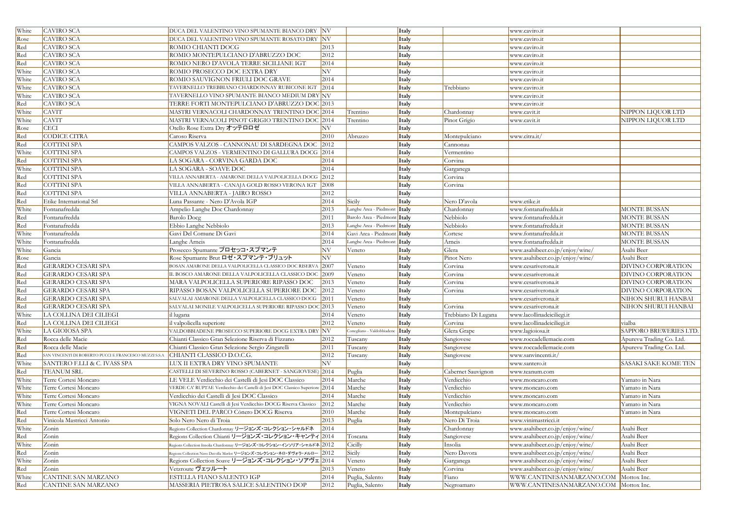| | | | | | | | | |
|---|---|---|---|---|---|---|---|---|
| White | CAVIRO SCA | DUCA DEL VALENTINO VINO SPUMANTE BIANCO DRY | NV | | Italy | | www.caviro.it | |
| Rose | CAVIRO SCA | DUCA DEL VALENTINO VINO SPUMANTE ROSATO DRY | NV | | Italy | | www.caviro.it | |
| Red | CAVIRO SCA | ROMIO CHIANTI DOCG | 2013 | | Italy | | www.caviro.it | |
| Red | CAVIRO SCA | ROMIO MONTEPULCIANO D'ABRUZZO DOC | 2012 | | Italy | | www.caviro.it | |
| Red | CAVIRO SCA | ROMIO NERO D'AVOLA TERRE SICILIANE IGT | 2014 | | Italy | | www.caviro.it | |
| White | CAVIRO SCA | ROMIO PROSECCO DOC EXTRA DRY | NV | | Italy | | www.caviro.it | |
| White | CAVIRO SCA | ROMIO SAUVIGNON FRIULI DOC GRAVE | 2014 | | Italy | | www.caviro.it | |
| White | CAVIRO SCA | TAVERNELLO TREBBIANO CHARDONNAY RUBICONE IGT | 2014 | | Italy | Trebbiano | www.caviro.it | |
| White | CAVIRO SCA | TAVERNELLO VINO SPUMANTE BIANCO MEDIUM DRY | NV | | Italy | | www.caviro.it | |
| Red | CAVIRO SCA | TERRE FORTI MONTEPULCIANO D'ABRUZZO DOC | 2013 | | Italy | | www.caviro.it | |
| White | CAVIT | MASTRI VERNACOLI CHARDONNAY TRENTINO DOC | 2014 | Trentino | Italy | Chardonnay | www.cavit.it | NIPPON LIQUOR LTD |
| White | CAVIT | MASTRI VERNACOLI PINOT GRIGIO TRENTINO DOC | 2014 | Trentino | Italy | Pinot Grigio | www.cavit.it | NIPPON LIQUOR LTD |
| Rose | CECI | Otello Rose Extra Dry オッテロロゼ | NV | | Italy | | | |
| Red | CODICE CITRA | Caroso Riserva | 2010 | Abruzzo | Italy | Montepulciano | www.citra.it/ | |
| Red | COTTINI SPA | CAMPOS VALZOS - CANNONAU DI SARDEGNA DOC | 2012 | | Italy | Cannonau | | |
| White | COTTINI SPA | CAMPOS VALZOS - VERMENTINO DI GALLURA DOCG | 2014 | | Italy | Vermentino | | |
| Red | COTTINI SPA | LA SOGARA - CORVINA GARDA DOC | 2014 | | Italy | Corvina | | |
| White | COTTINI SPA | LA SOGARA - SOAVE DOC | 2014 | | Italy | Garganega | | |
| Red | COTTINI SPA | VILLA ANNABERTA - AMARONE DELLA VALPOLICELLA DOCG | 2012 | | Italy | Corvina | | |
| Red | COTTINI SPA | VILLA ANNABERTA - CANAJA GOLD ROSSO VERONA IGT | 2008 | | Italy | Corvina | | |
| Red | COTTINI SPA | VILLA ANNABERTA - JAIRO ROSSO | 2012 | | Italy | | | |
| Red | Etike International Srl | Luna Passante - Nero D'Avola IGP | 2014 | Sicily | Italy | Nero D'avola | www.etike.it | |
| White | Fontanafredda | Ampelio Langhe Doc Chardonnay | 2013 | Langhe Area - Piedmont | Italy | Chardonnay | www.fontanafredda.it | MONTE BUSSAN |
| Red | Fontanafredda | Barolo Docg | 2011 | Barolo Area - Piedmont | Italy | Nebbiolo | www.fontanafredda.it | MONTE BUSSAN |
| Red | Fontanafredda | Ebbio Langhe Nebbiolo | 2013 | Langhe Area - Piedmont | Italy | Nebbiolo | www.fontanafredda.it | MONTE BUSSAN |
| White | Fontanafredda | Gavi Del Comune Di Gavi | 2014 | Gavi Area - Piedmont | Italy | Cortese | www.fontanafredda.it | MONTE BUSSAN |
| White | Fontanafredda | Langhe Arneis | 2014 | Langhe Area - Piedmont | Italy | Arneis | www.fontanafredda.it | MONTE BUSSAN |
| White | Gancia | Prosecco Spumante プロセッコ・スプマンテ | NV | Veneto | Italy | Glera | www.asahibeer.co.jp/enjoy/wine/ | Asahi Beer |
| Rose | Gancia | Rose Spumante Brut ロゼ・スプマンテ・ブリュット | NV | | Italy | Pinot Nero | www.asahibeer.co.jp/enjoy/wine/ | Asahi Beer |
| Red | GERARDO CESARI SPA | BOSAN AMARONE DELLA VALPOLICELLA CLASSICO DOC RISERVA | 2007 | Veneto | Italy | Corvina | www.cesariverona.it | DIVINO CORPORATION |
| Red | GERARDO CESARI SPA | IL BOSCO AMARONE DELLA VALPOLICELLA CLASSICO DOC | 2009 | Veneto | Italy | Corvina | www.cesariverona.it | DIVINO CORPORATION |
| Red | GERARDO CESARI SPA | MARA VALPOLICELLA SUPERIORE RIPASSO DOC | 2013 | Veneto | Italy | Corvina | www.cesariverona.it | DIVINO CORPORATION |
| Red | GERARDO CESARI SPA | RIPASSO BOSAN VALPOLICELLA SUPERIORE DOC | 2012 | Veneto | Italy | Corvina | www.cesariverona.it | DIVINO CORPORATION |
| Red | GERARDO CESARI SPA | SALVALAI AMARONE DELLA VALPOLICELLA CLASSICO DOCG | 2011 | Veneto | Italy | | www.cesariverona.it | NIHON SHURUI HANBAI |
| Red | GERARDO CESARI SPA | SALVALAI MONILE VALPOLICELLA SUPERIORE RIPASSO DOC | 2013 | Veneto | Italy | Corvina | www.cesariverona.it | NIHON SHURUI HANBAI |
| White | LA COLLINA DEI CILIEGI | il lugana | 2014 | Veneto | Italy | Trebbiano Di Lugana | www.lacollinadeiciliegi.it | |
| Red | LA COLLINA DEI CILIEGI | il valpolicella superiore | 2012 | Veneto | Italy | Corvina | www.lacollinadeiciliegi.it | vialba |
| White | LA GIOIOSA SPA | VALDOBBIADENE PROSECCO SUPERIORE DOCG EXTRA DRY | NV | Conegliano - Valdobbiadene | Italy | Glera Grape | www.lagioiosa.it | SAPPORO BREWERIES LTD. |
| Red | Rocca delle Macie | Chianti Classico Gran Selezione Riserva di Fizzano | 2012 | Tuscany | Italy | Sangiovese | www.roccadellemacie.com | Apurevu Trading Co. Ltd. |
| Red | Rocca delle Macie | Chianti Classico Gran Selezione Sergio Zingarelli | 2011 | Tuscany | Italy | Sangiovese | www.roccadellemacie.com | Apurevu Trading Co. Ltd. |
| Red | SAN VINCENTI DI ROBERTO PUCCI E FRANCESCO MUZZI S.S.A | CHIANTI CLASSICO D.O.C.G. | 2012 | Tuscany | Italy | Sangiovese | www.sanvincenti.it/ | |
| White | SANTERO F.LLI & C. IVASS SPA | LUX II EXTRA DRY VINO SPUMANTE | NV | | Italy | | www.santero.it | SASAKI SAKE KOME TEN |
| Red | TEANUM SRL | CASTELLI DI SEVERINO ROSSO (CABERNET - SANGIOVESE) | 2014 | Puglia | Italy | Cabernet Sauvignon | www.teanum.com | |
| White | Terre Cortesi Moncaro | LE VELE Verdicchio dei Castelli di Jesi DOC Classico | 2014 | Marche | Italy | Verdicchio | www.moncaro.com | Yamato in Nara |
| White | Terre Cortesi Moncaro | VERDE CA' RUPTAE Verdicchio dei Castelli di Jesi DOC Classico Superiore | 2014 | Marche | Italy | Verdicchio | www.moncaro.com | Yamato in Nara |
| White | Terre Cortesi Moncaro | Verdicchio dei Castelli di Jesi DOC Classico | 2014 | Marche | Italy | Verdicchio | www.moncaro.com | Yamato in Nara |
| White | Terre Cortesi Moncaro | VIGNA NOVALI Castelli di Jesi Verdicchio DOCG Riserva Classico | 2012 | Marche | Italy | Verdicchio | www.moncaro.com | Yamato in Nara |
| Red | Terre Cortesi Moncaro | VIGNETI DEL PARCO Cònero DOCG Riserva | 2010 | Marche | Italy | Montepulciano | www.moncaro.com | Yamato in Nara |
| Red | Vinicola Mastricci Antonio | Solo Nero Nero di Troia | 2013 | Puglia | Italy | Nero Di Troia | www.vinimastricci.it | |
| White | Zonin | Regions Collection Chardonnay リージョンズ・コレクション・シャルドネ | 2014 | | Italy | Chardonnay | www.asahibeer.co.jp/enjoy/wine/ | Asahi Beer |
| Red | Zonin | Regions Collection Chianti リージョンズ・コレクション・キャンティ | 2014 | Toscana | Italy | Sangiovese | www.asahibeer.co.jp/enjoy/wine/ | Asahi Beer |
| White | Zonin | Regions Collection Insolia Chardonnay リージョンズ・コレクション・インソリア・シャルドネ | 2012 | Cicilly | Italy | Insolia | www.asahibeer.co.jp/enjoy/wine/ | Asahi Beer |
| Red | Zonin | Regions Collection Nero Davolla Merlot リージョンズ・コレクション・ネロ・ダヴォラ・メルロー | 2012 | Sicily | Italy | Nero Davora | www.asahibeer.co.jp/enjoy/wine/ | Asahi Beer |
| White | Zonin | Regions Collection Soave リージョンズ・コレクション・ソアヴェ | 2014 | Veneto | Italy | Garganega | www.asahibeer.co.jp/enjoy/wine/ | Asahi Beer |
| Red | Zonin | Vetzroute ヴェッルート | 2013 | Veneto | Italy | Corvina | www.asahibeer.co.jp/enjoy/wine/ | Asahi Beer |
| White | CANTINE SAN MARZANO | ESTELLA FIANO SALENTO IGP | 2014 | Puglia, Salento | Italy | Fiano | WWW.CANTINESANMARZANO.COM | Mottox Inc. |
| Red | CANTINE SAN MARZANO | MASSERIA PIETROSA SALICE SALENTINO DOP | 2012 | Puglia, Salento | Italy | Negroamaro | WWW.CANTINESANMARZANO.COM | Mottox Inc. |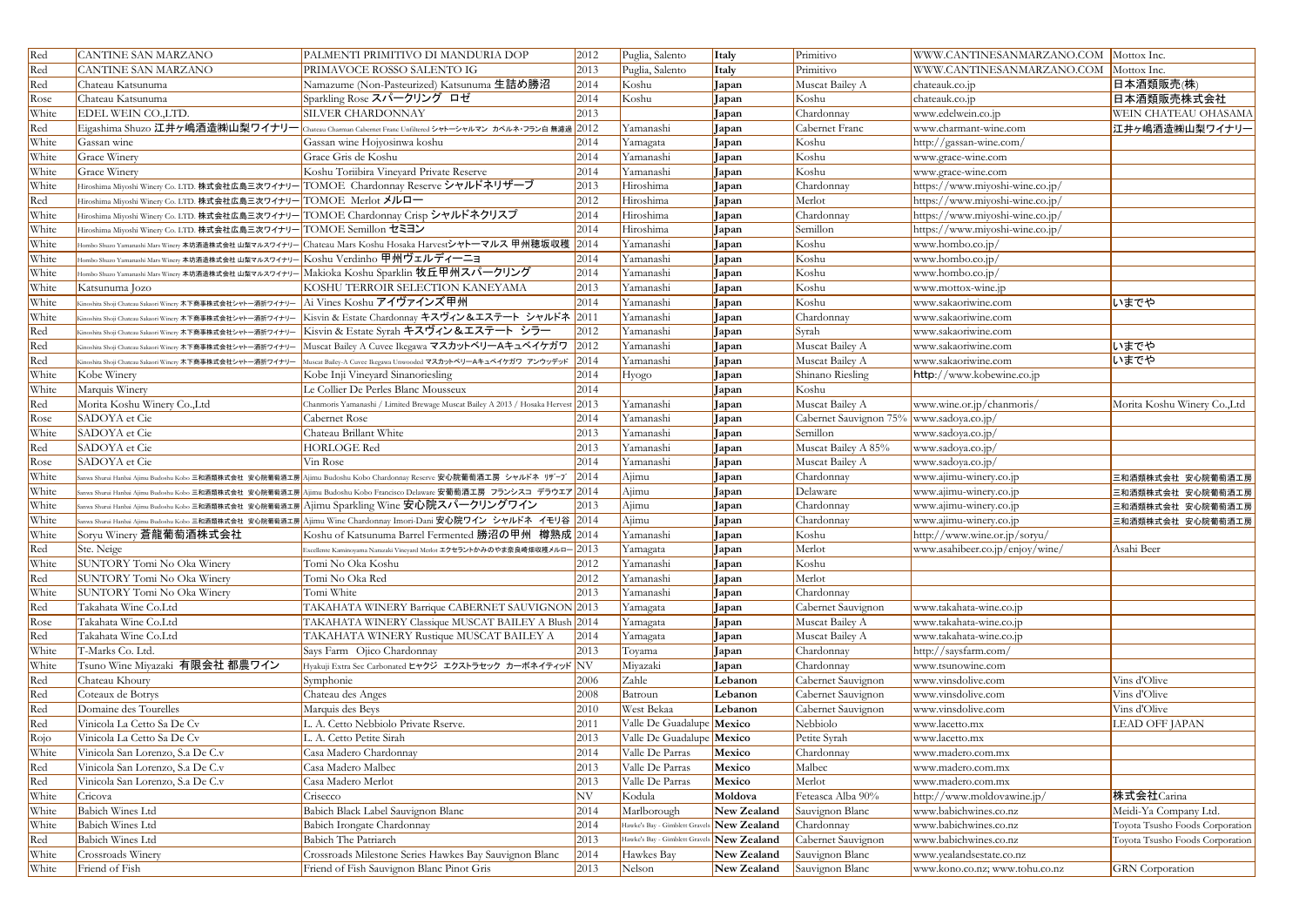| | | | | | | | | |
|---|---|---|---|---|---|---|---|---|
| Red | CANTINE SAN MARZANO | PALMENTI PRIMITIVO DI MANDURIA DOP | 2012 | Puglia, Salento | **Italy** | Primitivo | WWW.CANTINESANMARZANO.COM | Mottox Inc. |
| Red | CANTINE SAN MARZANO | PRIMAVOCE ROSSO SALENTO IG | 2013 | Puglia, Salento | **Italy** | Primitivo | WWW.CANTINESANMARZANO.COM | Mottox Inc. |
| Red | Chateau Katsunuma | Namazume (Non-Pasteurized) Katsunuma 生詰め勝沼 | 2014 | Koshu | **Japan** | Muscat Bailey A | chateauk.co.jp | 日本酒類販売(株) |
| Rose | Chateau Katsunuma | Sparkling Rose スパークリング ロゼ | 2014 | Koshu | **Japan** | Koshu | chateauk.co.jp | 日本酒類販売株式会社 |
| White | EDEL WEIN CO.,LTD. | SILVER CHARDONNAY | 2013 | | **Japan** | Chardonnay | www.edelwein.co.jp | WEIN CHATEAU OHASAMA |
| Red | Eigashima Shuzo 江井ヶ嶋酒造㈱山梨ワイナリー | Chateau Charman Cabernet Franc Unfiltered シャトーシャルマン カベルネ・フラン白 無濾過 | 2012 | Yamanashi | **Japan** | Cabernet Franc | www.charmant-wine.com | 江井ヶ嶋酒造㈱山梨ワイナリー |
| White | Gassan wine | Gassan wine Hojyosinwa koshu | 2014 | Yamagata | **Japan** | Koshu | http://gassan-wine.com/ | |
| White | Grace Winery | Grace Gris de Koshu | 2014 | Yamanashi | **Japan** | Koshu | www.grace-wine.com | |
| White | Grace Winery | Koshu Toriibira Vineyard Private Reserve | 2014 | Yamanashi | **Japan** | Koshu | www.grace-wine.com | |
| White | Hiroshima Miyoshi Winery Co. LTD. 株式会社広島三次ワイナリー | TOMOE Chardonnay Reserve シャルドネリザーブ | 2013 | Hiroshima | **Japan** | Chardonnay | https://www.miyoshi-wine.co.jp/ | |
| Red | Hiroshima Miyoshi Winery Co. LTD. 株式会社広島三次ワイナリー | TOMOE Merlot メルロー | 2012 | Hiroshima | **Japan** | Merlot | https://www.miyoshi-wine.co.jp/ | |
| White | Hiroshima Miyoshi Winery Co. LTD. 株式会社広島三次ワイナリー | TOMOE Chardonnay Crisp シャルドネクリスプ | 2014 | Hiroshima | **Japan** | Chardonnay | https://www.miyoshi-wine.co.jp/ | |
| White | Hiroshima Miyoshi Winery Co. LTD. 株式会社広島三次ワイナリー | TOMOE Semillon セミヨン | 2014 | Hiroshima | **Japan** | Semillon | https://www.miyoshi-wine.co.jp/ | |
| White | Hombo Shuzo Yamanashi Mars Winery 本坊酒造株式会社 山梨マルスワイナリー | Chateau Mars Koshu Hosaka Harvestシャトーマルス 甲州穂坂収穫 | 2014 | Yamanashi | **Japan** | Koshu | www.hombo.co.jp/ | |
| White | Hombo Shuzo Yamanashi Mars Winery 本坊酒造株式会社 山梨マルスワイナリー | Koshu Verdinho 甲州ヴェルディーニョ | 2014 | Yamanashi | **Japan** | Koshu | www.hombo.co.jp/ | |
| White | Hombo Shuzo Yamanashi Mars Winery 本坊酒造株式会社 山梨マルスワイナリー | Makioka Koshu Sparklin 牧丘甲州スパークリング | 2014 | Yamanashi | **Japan** | Koshu | www.hombo.co.jp/ | |
| White | Katsunuma Jozo | KOSHU TERROIR SELECTION KANEYAMA | 2013 | Yamanashi | **Japan** | Koshu | www.mottox-wine.jp | |
| White | Kinoshita Shoji Chateau Sakaori Winery 木下商事株式会社シャトー酒折ワイナリー | Ai Vines Koshu アイヴァインズ甲州 | 2014 | Yamanashi | **Japan** | Koshu | www.sakaoriwine.com | いまでや |
| White | Kinoshita Shoji Chateau Sakaori Winery 木下商事株式会社シャトー酒折ワイナリー | Kisvin & Estate Chardonnay キスヴィン＆エステート シャルドネ | 2011 | Yamanashi | **Japan** | Chardonnay | www.sakaoriwine.com | |
| Red | Kinoshita Shoji Chateau Sakaori Winery 木下商事株式会社シャトー酒折ワイナリー | Kisvin & Estate Syrah キスヴィン＆エステート シラー | 2012 | Yamanashi | **Japan** | Syrah | www.sakaoriwine.com | |
| Red | Kinoshita Shoji Chateau Sakaori Winery 木下商事株式会社シャトー酒折ワイナリー | Muscat Bailey A Cuvee Ikegawa マスカットベリーAキュベイケガワ | 2012 | Yamanashi | **Japan** | Muscat Bailey A | www.sakaoriwine.com | いまでや |
| Red | Kinoshita Shoji Chateau Sakaori Winery 木下商事株式会社シャトー酒折ワイナリー | Muscat Bailey-A Cuvee Ikegawa Unwooded マスカットベリーAキュベイケガワ アンウッデッド | 2014 | Yamanashi | **Japan** | Muscat Bailey A | www.sakaoriwine.com | いまでや |
| White | Kobe Winery | Kobe Inji Vineyard Sinanoriesling | 2014 | Hyogo | **Japan** | Shinano Riesling | http://www.kobewine.co.jp | |
| White | Marquis Winery | Le Collier De Perles Blanc Mousseux | 2014 | | **Japan** | Koshu | | |
| Red | Morita Koshu Winery Co.,Ltd | Chanmoris Yamanashi / Limited Brewage Muscat Bailey A 2013 / Hosaka Hervest | 2013 | Yamanashi | **Japan** | Muscat Bailey A | www.wine.or.jp/chanmoris/ | Morita Koshu Winery Co.,Ltd |
| Rose | SADOYA et Cie | Cabernet Rose | 2014 | Yamanashi | **Japan** | Cabernet Sauvignon 75% | www.sadoya.co.jp/ | |
| White | SADOYA et Cie | Chateau Brillant White | 2013 | Yamanashi | **Japan** | Semillon | www.sadoya.co.jp/ | |
| Red | SADOYA et Cie | HORLOGE Red | 2013 | Yamanashi | **Japan** | Muscat Bailey A 85% | www.sadoya.co.jp/ | |
| Rose | SADOYA et Cie | Vin Rose | 2014 | Yamanashi | **Japan** | Muscat Bailey A | www.sadoya.co.jp/ | |
| White | Sanwa Shurui Hanbai Ajimu Budoshu Kobo 三和酒類株式会社 安心院葡萄酒工房 | Ajimu Budoshu Kobo Chardonnay Reserve 安心院葡萄酒工房 シャルドネ リザーブ | 2014 | Ajimu | **Japan** | Chardonnay | www.ajimu-winery.co.jp | 三和酒類株式会社 安心院葡萄酒工房 |
| White | Sanwa Shurui Hanbai Ajimu Budoshu Kobo 三和酒類株式会社 安心院葡萄酒工房 | Ajimu Budoshu Kobo Francisco Delaware 安葡萄酒工房 フランシスコ デラウエア | 2014 | Ajimu | **Japan** | Delaware | www.ajimu-winery.co.jp | 三和酒類株式会社 安心院葡萄酒工房 |
| White | Sanwa Shurui Hanbai Ajimu Budoshu Kobo 三和酒類株式会社 安心院葡萄酒工房 | Ajimu Sparkling Wine 安心院スパークリングワイン | 2013 | Ajimu | **Japan** | Chardonnay | www.ajimu-winery.co.jp | 三和酒類株式会社 安心院葡萄酒工房 |
| White | Sanwa Shurui Hanbai Ajimu Budoshu Kobo 三和酒類株式会社 安心院葡萄酒工房 | Ajimu Wine Chardonnay Imori-Dani 安心院ワイン シャルドネ イモリ谷 | 2014 | Ajimu | **Japan** | Chardonnay | www.ajimu-winery.co.jp | 三和酒類株式会社 安心院葡萄酒工房 |
| White | Soryu Winery 蒼龍葡萄酒株式会社 | Koshu of Katsunuma Barrel Fermented 勝沼の甲州 樽熟成 | 2014 | Yamanashi | **Japan** | Koshu | http://www.wine.or.jp/soryu/ | |
| Red | Ste. Neige | Excellente Kaminoyama Narazaki Vineyard Merlot エクセラントかみのやま奈良崎畑収穫メルロー | 2013 | Yamagata | **Japan** | Merlot | www.asahibeer.co.jp/enjoy/wine/ | Asahi Beer |
| White | SUNTORY Tomi No Oka Winery | Tomi No Oka Koshu | 2012 | Yamanashi | **Japan** | Koshu | | |
| Red | SUNTORY Tomi No Oka Winery | Tomi No Oka Red | 2012 | Yamanashi | **Japan** | Merlot | | |
| White | SUNTORY Tomi No Oka Winery | Tomi White | 2013 | Yamanashi | **Japan** | Chardonnay | | |
| Red | Takahata Wine Co.Ltd | TAKAHATA WINERY Barrique CABERNET SAUVIGNON | 2013 | Yamagata | **Japan** | Cabernet Sauvignon | www.takahata-wine.co.jp | |
| Rose | Takahata Wine Co.Ltd | TAKAHATA WINERY Classique MUSCAT BAILEY A Blush | 2014 | Yamagata | **Japan** | Muscat Bailey A | www.takahata-wine.co.jp | |
| Red | Takahata Wine Co.Ltd | TAKAHATA WINERY Rustique MUSCAT BAILEY A | 2014 | Yamagata | **Japan** | Muscat Bailey A | www.takahata-wine.co.jp | |
| White | T-Marks Co. Ltd. | Says Farm Ojico Chardonnay | 2013 | Toyama | **Japan** | Chardonnay | http://saysfarm.com/ | |
| White | Tsuno Wine Miyazaki 有限会社 都農ワイン | Hyakuji Extra Sec Carbonated ヒャクジ エクストラセック カーボネイティッド | NV | Miyazaki | **Japan** | Chardonnay | www.tsunowine.com | |
| Red | Chateau Khoury | Symphonie | 2006 | Zahle | **Lebanon** | Cabernet Sauvignon | www.vinsdolive.com | Vins d'Olive |
| Red | Coteaux de Botrys | Chateau des Anges | 2008 | Batroun | **Lebanon** | Cabernet Sauvignon | www.vinsdolive.com | Vins d'Olive |
| Red | Domaine des Tourelles | Marquis des Beys | 2010 | West Bekaa | **Lebanon** | Cabernet Sauvignon | www.vinsdolive.com | Vins d'Olive |
| Red | Vinicola La Cetto Sa De Cv | L. A. Cetto Nebbiolo Private Rserve. | 2011 | Valle De Guadalupe | **Mexico** | Nebbiolo | www.lacetto.mx | LEAD OFF JAPAN |
| Rojo | Vinicola La Cetto Sa De Cv | L. A. Cetto Petite Sirah | 2013 | Valle De Guadalupe | **Mexico** | Petite Syrah | www.lacetto.mx | |
| White | Vinicola San Lorenzo, S.a De C.v | Casa Madero Chardonnay | 2014 | Valle De Parras | **Mexico** | Chardonnay | www.madero.com.mx | |
| Red | Vinicola San Lorenzo, S.a De C.v | Casa Madero Malbec | 2013 | Valle De Parras | **Mexico** | Malbec | www.madero.com.mx | |
| Red | Vinicola San Lorenzo, S.a De C.v | Casa Madero Merlot | 2013 | Valle De Parras | **Mexico** | Merlot | www.madero.com.mx | |
| White | Cricova | Crisecco | NV | Kodula | **Moldova** | Feteasca Alba 90% | http://www.moldovawine.jp/ | 株式会社Carina |
| White | Babich Wines Ltd | Babich Black Label Sauvignon Blanc | 2014 | Marlborough | **New Zealand** | Sauvignon Blanc | www.babichwines.co.nz | Meidi-Ya Company Ltd. |
| White | Babich Wines Ltd | Babich Irongate Chardonnay | 2014 | Hawke's Bay - Gimblett Gravels | **New Zealand** | Chardonnay | www.babichwines.co.nz | Toyota Tsusho Foods Corporation |
| Red | Babich Wines Ltd | Babich The Patriarch | 2013 | Hawke's Bay - Gimblett Gravels | **New Zealand** | Cabernet Sauvignon | www.babichwines.co.nz | Toyota Tsusho Foods Corporation |
| White | Crossroads Winery | Crossroads Milestone Series Hawkes Bay Sauvignon Blanc | 2014 | Hawkes Bay | **New Zealand** | Sauvignon Blanc | www.yealandsestate.co.nz | |
| White | Friend of Fish | Friend of Fish Sauvignon Blanc Pinot Gris | 2013 | Nelson | **New Zealand** | Sauvignon Blanc | www.kono.co.nz; www.tohu.co.nz | GRN Corporation |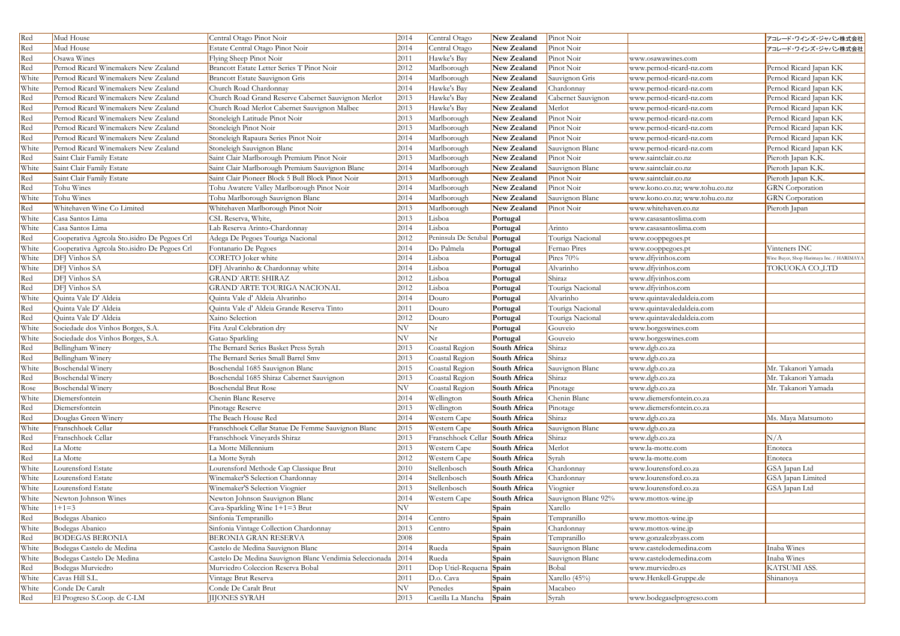| | | | | | | | | |
|---|---|---|---|---|---|---|---|---|
| Red | Mud House | Central Otago Pinot Noir | 2014 | Central Otago | **New Zealand** | Pinot Noir | | アコレード・ワインズ・ジャパン株式会社 |
| Red | Mud House | Estate Central Otago Pinot Noir | 2014 | Central Otago | **New Zealand** | Pinot Noir | | アコレード・ワインズ・ジャパン株式会社 |
| Red | Osawa Wines | Flying Sheep Pinot Noir | 2011 | Hawke's Bay | **New Zealand** | Pinot Noir | www.osawawines.com | |
| Red | Pernod Ricard Winemakers New Zealand | Brancott Estate Letter Series T Pinot Noir | 2012 | Marlborough | **New Zealand** | Pinot Noir | www.pernod-ricard-nz.com | Pernod Ricard Japan KK |
| White | Pernod Ricard Winemakers New Zealand | Brancott Estate Sauvignon Gris | 2014 | Marlborough | **New Zealand** | Sauvignon Gris | www.pernod-ricard-nz.com | Pernod Ricard Japan KK |
| White | Pernod Ricard Winemakers New Zealand | Church Road Chardonnay | 2014 | Hawke's Bay | **New Zealand** | Chardonnay | www.pernod-ricard-nz.com | Pernod Ricard Japan KK |
| Red | Pernod Ricard Winemakers New Zealand | Church Road Grand Reserve Cabernet Sauvignon Merlot | 2013 | Hawke's Bay | **New Zealand** | Cabernet Sauvignon | www.pernod-ricard-nz.com | Pernod Ricard Japan KK |
| Red | Pernod Ricard Winemakers New Zealand | Church Road Merlot Cabernet Sauvignon Malbec | 2013 | Hawke's Bay | **New Zealand** | Merlot | www.pernod-ricard-nz.com | Pernod Ricard Japan KK |
| Red | Pernod Ricard Winemakers New Zealand | Stoneleigh Latitude Pinot Noir | 2013 | Marlborough | **New Zealand** | Pinot Noir | www.pernod-ricard-nz.com | Pernod Ricard Japan KK |
| Red | Pernod Ricard Winemakers New Zealand | Stoneleigh Pinot Noir | 2013 | Marlborough | **New Zealand** | Pinot Noir | www.pernod-ricard-nz.com | Pernod Ricard Japan KK |
| Red | Pernod Ricard Winemakers New Zealand | Stoneleigh Rapaura Series Pinot Noir | 2014 | Marlborough | **New Zealand** | Pinot Noir | www.pernod-ricard-nz.com | Pernod Ricard Japan KK |
| White | Pernod Ricard Winemakers New Zealand | Stoneleigh Sauvignon Blanc | 2014 | Marlborough | **New Zealand** | Sauvignon Blanc | www.pernod-ricard-nz.com | Pernod Ricard Japan KK |
| Red | Saint Clair Family Estate | Saint Clair Marlborough Premium Pinot Noir | 2013 | Marlborough | **New Zealand** | Pinot Noir | www.saintclair.co.nz | Pieroth Japan K.K. |
| White | Saint Clair Family Estate | Saint Clair Marlborough Premium Sauvignon Blanc | 2014 | Marlborough | **New Zealand** | Sauvignon Blanc | www.saintclair.co.nz | Pieroth Japan K.K. |
| Red | Saint Clair Family Estate | Saint Clair Pioneer Block 5 Bull Block Pinot Noir | 2013 | Marlborough | **New Zealand** | Pinot Noir | www.saintclair.co.nz | Pieroth Japan K.K. |
| Red | Tohu Wines | Tohu Awatere Valley Marlborough Pinot Noir | 2014 | Marlborough | **New Zealand** | Pinot Noir | www.kono.co.nz; www.tohu.co.nz | GRN Corporation |
| White | Tohu Wines | Tohu Marlborough Sauvignon Blanc | 2014 | Marlborough | **New Zealand** | Sauvignon Blanc | www.kono.co.nz; www.tohu.co.nz | GRN Corporation |
| Red | Whitehaven Wine Co Limited | Whitehaven Marlborough Pinot Noir | 2013 | Marlborough | **New Zealand** | Pinot Noir | www.whitehaven.co.nz | Pieroth Japan |
| White | Casa Santos Lima | CSL Reserva, White, | 2013 | Lisboa | **Portugal** | | www.casasantoslima.com | |
| White | Casa Santos Lima | Lab Reserva Arinto-Chardonnay | 2014 | Lisboa | **Portugal** | Arinto | www.casasantoslima.com | |
| Red | Cooperativa Agrcola Sto.isidro De Pegoes Crl | Adega De Pegoes Touriga Nacional | 2012 | Peninsula De Setubal | **Portugal** | Touriga Nacional | www.cooppegoes.pt | |
| White | Cooperativa Agrcola Sto.isidro De Pegoes Crl | Fontanario De Pegoes | 2014 | Do Palmela | **Portugal** | Fernao Pires | www.cooppegoes.pt | Vinteners INC |
| White | DFJ Vinhos SA | CORETO Joker white | 2014 | Lisboa | **Portugal** | Pires 70% | www.dfjvinhos.com | Wine Buyer, Shop Harimaya Inc. / HARIMAYA |
| White | DFJ Vinhos SA | DFJ Alvarinho & Chardonnay white | 2014 | Lisboa | **Portugal** | Alvarinho | www.dfjvinhos.com | TOKUOKA CO.,LTD |
| Red | DFJ Vinhos SA | GRAND`ARTE SHIRAZ | 2012 | Lisboa | **Portugal** | Shiraz | www.dfjvinhos.com | |
| Red | DFJ Vinhos SA | GRAND`ARTE TOURIGA NACIONAL | 2012 | Lisboa | **Portugal** | Touriga Nacional | www.dfjvinhos.com | |
| White | Quinta Vale D' Aldeia | Quinta Vale d' Aldeia Alvarinho | 2014 | Douro | **Portugal** | Alvarinho | www.quintavaledaldeia.com | |
| Red | Quinta Vale D' Aldeia | Quinta Vale d' Aldeia Grande Reserva Tinto | 2011 | Douro | **Portugal** | Touriga Nacional | www.quintavaledaldeia.com | |
| Red | Quinta Vale D' Aldeia | Xaino Selection | 2012 | Douro | **Portugal** | Touriga Nacional | www.quintavaledaldeia.com | |
| White | Sociedade dos Vinhos Borges, S.A. | Fita Azul Celebration dry | NV | Nr | **Portugal** | Gouveio | www.borgeswines.com | |
| White | Sociedade dos Vinhos Borges, S.A. | Gatao Sparkling | NV | Nr | **Portugal** | Gouveio | www.borgeswines.com | |
| Red | Bellingham Winery | The Bernard Series Basket Press Syrah | 2013 | Coastal Region | **South Africa** | Shiraz | www.dgb.co.za | |
| Red | Bellingham Winery | The Bernard Series Small Barrel Smv | 2013 | Coastal Region | **South Africa** | Shiraz | www.dgb.co.za | |
| White | Boschendal Winery | Boschendal 1685 Sauvignon Blanc | 2015 | Coastal Region | **South Africa** | Sauvignon Blanc | www.dgb.co.za | Mr. Takanori Yamada |
| Red | Boschendal Winery | Boschendal 1685 Shiraz Cabernet Sauvignon | 2013 | Coastal Region | **South Africa** | Shiraz | www.dgb.co.za | Mr. Takanori Yamada |
| Rose | Boschendal Winery | Boschendal Brut Rose | NV | Coastal Region | **South Africa** | Pinotage | www.dgb.co.za | Mr. Takanori Yamada |
| White | Diemersfontein | Chenin Blanc Reserve | 2014 | Wellington | **South Africa** | Chenin Blanc | www.diemersfontein.co.za | |
| Red | Diemersfontein | Pinotage Reserve | 2013 | Wellington | **South Africa** | Pinotage | www.diemersfontein.co.za | |
| Red | Douglas Green Winery | The Beach House Red | 2014 | Western Cape | **South Africa** | Shiraz | www.dgb.co.za | Ms. Maya Matsumoto |
| White | Franschhoek Cellar | Franschhoek Cellar Statue De Femme Sauvignon Blanc | 2015 | Western Cape | **South Africa** | Sauvignon Blanc | www.dgb.co.za | |
| Red | Franschhoek Cellar | Franschhoek Vineyards Shiraz | 2013 | Franschhoek Cellar | **South Africa** | Shiraz | www.dgb.co.za | N/A |
| Red | La Motte | La Motte Millennium | 2013 | Western Cape | **South Africa** | Merlot | www.la-motte.com | Enoteca |
| Red | La Motte | La Motte Syrah | 2012 | Western Cape | **South Africa** | Syrah | www.la-motte.com | Enoteca |
| White | Lourensford Estate | Lourensford Methode Cap Classique Brut | 2010 | Stellenbosch | **South Africa** | Chardonnay | www.lourensford.co.za | GSA Japan Ltd |
| White | Lourensford Estate | Winemaker'S Selection Chardonnay | 2014 | Stellenbosch | **South Africa** | Chardonnay | www.lourensford.co.za | GSA Japan Limited |
| White | Lourensford Estate | Winemaker'S Selection Viognier | 2013 | Stellenbosch | **South Africa** | Viognier | www.lourensford.co.za | GSA Japan Ltd |
| White | Newton Johnson Wines | Newton Johnson Sauvignon Blanc | 2014 | Western Cape | **South Africa** | Sauvignon Blanc 92% | www.mottox-wine.jp | |
| White | 1+1=3 | Cava-Sparkling Wine 1+1=3 Brut | NV | | **Spain** | Xarello | | |
| Red | Bodegas Abanico | Sinfonia Tempranillo | 2014 | Centro | **Spain** | Tempranillo | www.mottox-wine.jp | |
| White | Bodegas Abanico | Sinfonia Vintage Collection Chardonnay | 2013 | Centro | **Spain** | Chardonnay | www.mottox-wine.jp | |
| Red | BODEGAS BERONIA | BERONIA GRAN RESERVA | 2008 | | **Spain** | Tempranillo | www.gonzalezbyass.com | |
| White | Bodegas Castelo de Medina | Castelo de Medina Sauvignon Blanc | 2014 | Rueda | **Spain** | Sauvignon Blanc | www.castelodemedina.com | Inaba Wines |
| White | Bodegas Castelo De Medina | Castelo De Medina Sauvignon Blanc Vendimia Seleccionada | 2014 | Rueda | **Spain** | Sauvignon Blanc | www.castelodemedina.com | Inaba Wines |
| Red | Bodegas Murviedro | Murviedro Coleccion Reserva Bobal | 2011 | Dop Utiel-Requena | **Spain** | Bobal | www.murviedro.es | KATSUMI ASS. |
| White | Cavas Hill S.L. | Vintage Brut Reserva | 2011 | D.o. Cava | **Spain** | Xarello (45%) | www.Henkell-Gruppe.de | Shinanoya |
| White | Conde De Caralt | Conde De Caralt Brut | NV | Penedes | **Spain** | Macabeo | | |
| Red | El Progreso S.Coop. de C-LM | JIJONES SYRAH | 2013 | Castilla La Mancha | **Spain** | Syrah | www.bodegaselprogreso.com | |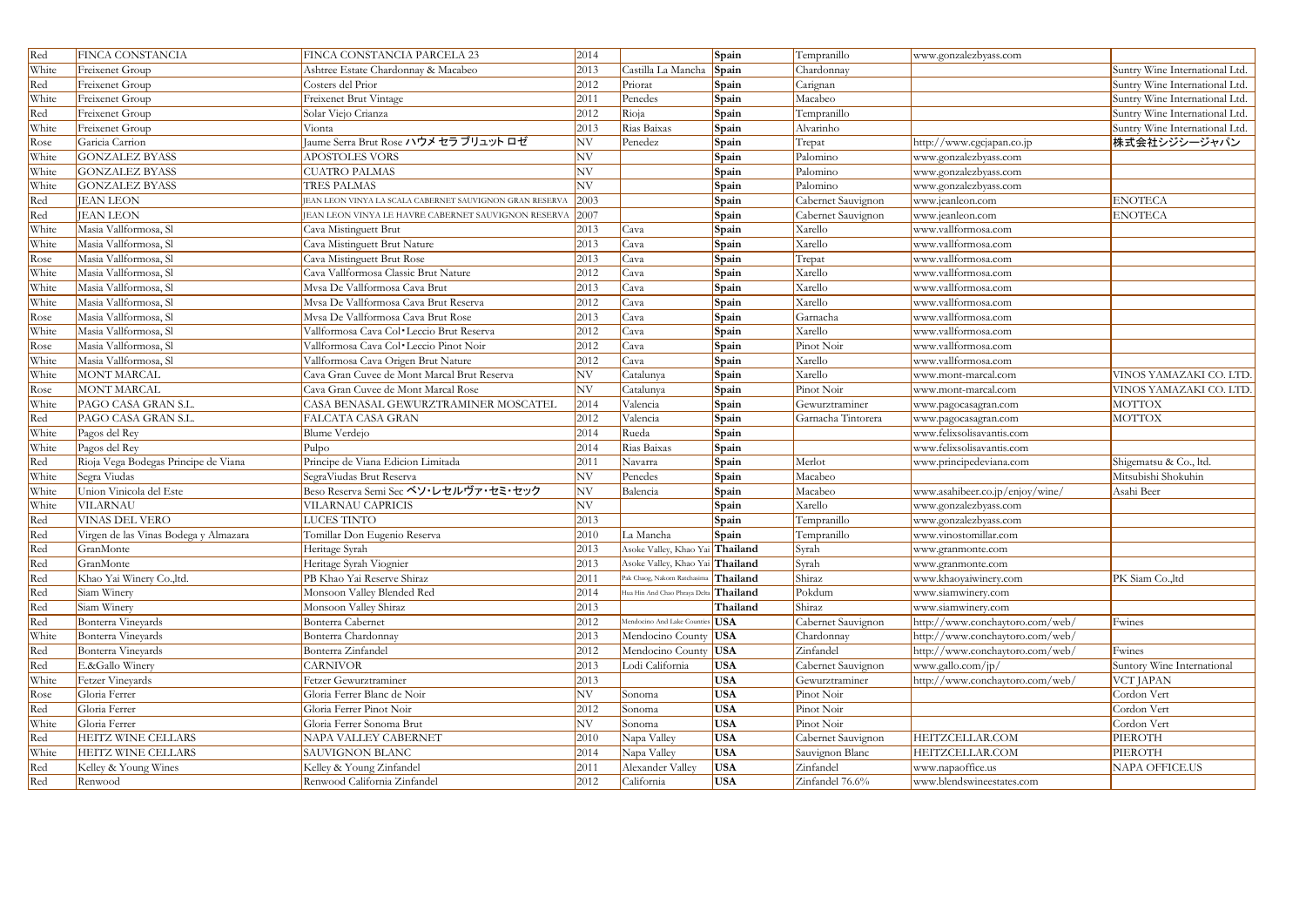| Red | FINCA CONSTANCIA | FINCA CONSTANCIA PARCELA 23 | 2014 | | Spain | Tempranillo | www.gonzalezbyass.com | |
|---|---|---|---|---|---|---|---|---|
| White | Freixenet Group | Ashtree Estate Chardonnay & Macabeo | 2013 | Castilla La Mancha | Spain | Chardonnay | | Suntry Wine International Ltd. |
| Red | Freixenet Group | Costers del Prior | 2012 | Priorat | Spain | Carignan | | Suntry Wine International Ltd. |
| White | Freixenet Group | Freixenet Brut Vintage | 2011 | Penedes | Spain | Macabeo | | Suntry Wine International Ltd. |
| Red | Freixenet Group | Solar Viejo Crianza | 2012 | Rioja | Spain | Tempranillo | | Suntry Wine International Ltd. |
| White | Freixenet Group | Vionta | 2013 | Rias Baixas | Spain | Alvarinho | | Suntry Wine International Ltd. |
| Rose | Garicia Carrion | Jaume Serra Brut Rose ハウメ セラ ブリュット ロゼ | NV | Penedez | Spain | Trepat | http://www.cgcjapan.co.jp | 株式会社シジシージャパン |
| White | GONZALEZ BYASS | APOSTOLES VORS | NV | | Spain | Palomino | www.gonzalezbyass.com | |
| White | GONZALEZ BYASS | CUATRO PALMAS | NV | | Spain | Palomino | www.gonzalezbyass.com | |
| White | GONZALEZ BYASS | TRES PALMAS | NV | | Spain | Palomino | www.gonzalezbyass.com | |
| Red | JEAN LEON | JEAN LEON VINYA LA SCALA CABERNET SAUVIGNON GRAN RESERVA | 2003 | | Spain | Cabernet Sauvignon | www.jeanleon.com | ENOTECA |
| Red | JEAN LEON | JEAN LEON VINYA LE HAVRE CABERNET SAUVIGNON RESERVA | 2007 | | Spain | Cabernet Sauvignon | www.jeanleon.com | ENOTECA |
| White | Masia Vallformosa, Sl | Cava Mistinguett Brut | 2013 | Cava | Spain | Xarello | www.vallformosa.com | |
| White | Masia Vallformosa, Sl | Cava Mistinguett Brut Nature | 2013 | Cava | Spain | Xarello | www.vallformosa.com | |
| Rose | Masia Vallformosa, Sl | Cava Mistinguett Brut Rose | 2013 | Cava | Spain | Trepat | www.vallformosa.com | |
| White | Masia Vallformosa, Sl | Cava Vallformosa Classic Brut Nature | 2012 | Cava | Spain | Xarello | www.vallformosa.com | |
| White | Masia Vallformosa, Sl | Mvsa De Vallformosa Cava Brut | 2013 | Cava | Spain | Xarello | www.vallformosa.com | |
| White | Masia Vallformosa, Sl | Mvsa De Vallformosa Cava Brut Reserva | 2012 | Cava | Spain | Xarello | www.vallformosa.com | |
| Rose | Masia Vallformosa, Sl | Mvsa De Vallformosa Cava Brut Rose | 2013 | Cava | Spain | Garnacha | www.vallformosa.com | |
| White | Masia Vallformosa, Sl | Vallformosa Cava Col•Leccio Brut Reserva | 2012 | Cava | Spain | Xarello | www.vallformosa.com | |
| Rose | Masia Vallformosa, Sl | Vallformosa Cava Col•Leccio Pinot Noir | 2012 | Cava | Spain | Pinot Noir | www.vallformosa.com | |
| White | Masia Vallformosa, Sl | Vallformosa Cava Origen Brut Nature | 2012 | Cava | Spain | Xarello | www.vallformosa.com | |
| White | MONT MARCAL | Cava Gran Cuvee de Mont Marcal Brut Reserva | NV | Catalunya | Spain | Xarello | www.mont-marcal.com | VINOS YAMAZAKI CO. LTD. |
| Rose | MONT MARCAL | Cava Gran Cuvee de Mont Marcal Rose | NV | Catalunya | Spain | Pinot Noir | www.mont-marcal.com | VINOS YAMAZAKI CO. LTD. |
| White | PAGO CASA GRAN S.L. | CASA BENASAL GEWURZTRAMINER MOSCATEL | 2014 | Valencia | Spain | Gewurztraminer | www.pagocasagran.com | MOTTOX |
| Red | PAGO CASA GRAN S.L. | FALCATA CASA GRAN | 2012 | Valencia | Spain | Garnacha Tintorera | www.pagocasagran.com | MOTTOX |
| White | Pagos del Rey | Blume Verdejo | 2014 | Rueda | Spain | | www.felixsolisavantis.com | |
| White | Pagos del Rey | Pulpo | 2014 | Rias Baixas | Spain | | www.felixsolisavantis.com | |
| Red | Rioja Vega Bodegas Principe de Viana | Principe de Viana Edicion Limitada | 2011 | Navarra | Spain | Merlot | www.principedeviana.com | Shigematsu & Co., ltd. |
| White | Segra Viudas | SegraViudas Brut Reserva | NV | Penedes | Spain | Macabeo | | Mitsubishi Shokuhin |
| White | Union Vinicola del Este | Beso Reserva Semi Sec ベソ・レセルヴァ・セミ・セック | NV | Balencia | Spain | Macabeo | www.asahibeer.co.jp/enjoy/wine/ | Asahi Beer |
| White | VILARNAU | VILARNAU CAPRICIS | NV | | Spain | Xarello | www.gonzalezbyass.com | |
| Red | VINAS DEL VERO | LUCES TINTO | 2013 | | Spain | Tempranillo | www.gonzalezbyass.com | |
| Red | Virgen de las Vinas Bodega y Almazara | Tomillar Don Eugenio Reserva | 2010 | La Mancha | Spain | Tempranillo | www.vinostomillar.com | |
| Red | GranMonte | Heritage Syrah | 2013 | Asoke Valley, Khao Yai | Thailand | Syrah | www.granmonte.com | |
| Red | GranMonte | Heritage Syrah Viognier | 2013 | Asoke Valley, Khao Yai | Thailand | Syrah | www.granmonte.com | |
| Red | Khao Yai Winery Co.,ltd. | PB Khao Yai Reserve Shiraz | 2011 | Pak Chaog, Nakorn Ratchasima | Thailand | Shiraz | www.khaoyaiwinery.com | PK Siam Co.,ltd |
| Red | Siam Winery | Monsoon Valley Blended Red | 2014 | Hua Hin And Chao Phraya Delta | Thailand | Pokdum | www.siamwinery.com | |
| Red | Siam Winery | Monsoon Valley Shiraz | 2013 | | Thailand | Shiraz | www.siamwinery.com | |
| Red | Bonterra Vineyards | Bonterra Cabernet | 2012 | Mendocino And Lake Counties | USA | Cabernet Sauvignon | http://www.conchaytoro.com/web/ | Fwines |
| White | Bonterra Vineyards | Bonterra Chardonnay | 2013 | Mendocino County | USA | Chardonnay | http://www.conchaytoro.com/web/ | |
| Red | Bonterra Vineyards | Bonterra Zinfandel | 2012 | Mendocino County | USA | Zinfandel | http://www.conchaytoro.com/web/ | Fwines |
| Red | E.&Gallo Winery | CARNIVOR | 2013 | Lodi California | USA | Cabernet Sauvignon | www.gallo.com/jp/ | Suntory Wine International |
| White | Fetzer Vineyards | Fetzer Gewurztraminer | 2013 | | USA | Gewurztraminer | http://www.conchaytoro.com/web/ | VCT JAPAN |
| Rose | Gloria Ferrer | Gloria Ferrer Blanc de Noir | NV | Sonoma | USA | Pinot Noir | | Cordon Vert |
| Red | Gloria Ferrer | Gloria Ferrer Pinot Noir | 2012 | Sonoma | USA | Pinot Noir | | Cordon Vert |
| White | Gloria Ferrer | Gloria Ferrer Sonoma Brut | NV | Sonoma | USA | Pinot Noir | | Cordon Vert |
| Red | HEITZ WINE CELLARS | NAPA VALLEY CABERNET | 2010 | Napa Valley | USA | Cabernet Sauvignon | HEITZCELLAR.COM | PIEROTH |
| White | HEITZ WINE CELLARS | SAUVIGNON BLANC | 2014 | Napa Valley | USA | Sauvignon Blanc | HEITZCELLAR.COM | PIEROTH |
| Red | Kelley & Young Wines | Kelley & Young Zinfandel | 2011 | Alexander Valley | USA | Zinfandel | www.napaoffice.us | NAPA OFFICE.US |
| Red | Renwood | Renwood California Zinfandel | 2012 | California | USA | Zinfandel 76.6% | www.blendswineestates.com | |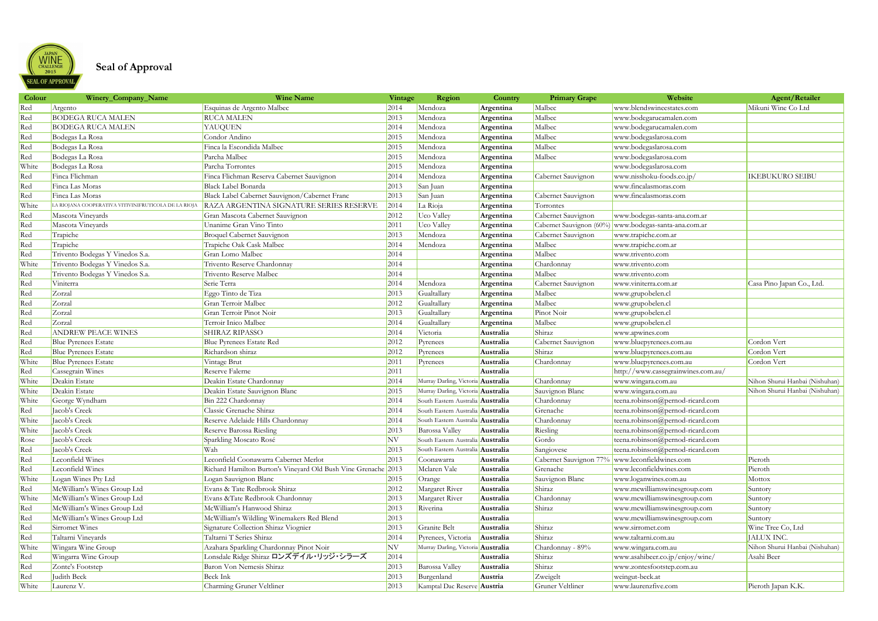# Seal of Approval

| Colour | Winery_Company_Name | Wine Name | Vintage | Region | Country | Primary Grape | Website | Agent/Retailer |
|---|---|---|---|---|---|---|---|---|
| Red | Argento | Esquinas de Argento Malbec | 2014 | Mendoza | Argentina | Malbec | www.blendswineestates.com | Mikuni Wine Co Ltd |
| Red | BODEGA RUCA MALEN | RUCA MALEN | 2013 | Mendoza | Argentina | Malbec | www.bodegarucamalen.com | |
| Red | BODEGA RUCA MALEN | YAUQUEN | 2014 | Mendoza | Argentina | Malbec | www.bodegarucamalen.com | |
| Red | Bodegas La Rosa | Condor Andino | 2015 | Mendoza | Argentina | Malbec | www.bodegaslarosa.com | |
| Red | Bodegas La Rosa | Finca la Escondida Malbec | 2015 | Mendoza | Argentina | Malbec | www.bodegaslarosa.com | |
| Red | Bodegas La Rosa | Parcha Malbec | 2015 | Mendoza | Argentina | Malbec | www.bodegaslarosa.com | |
| White | Bodegas La Rosa | Parcha Torrontes | 2015 | Mendoza | Argentina | | www.bodegaslarosa.com | |
| Red | Finca Flichman | Finca Flichman Reserva Cabernet Sauvignon | 2014 | Mendoza | Argentina | Cabernet Sauvignon | www.nisshoku-foods.co.jp/ | IKEBUKURO SEIBU |
| Red | Finca Las Moras | Black Label Bonarda | 2013 | San Juan | Argentina | | www.fincalasmoras.com | |
| Red | Finca Las Moras | Black Label Cabernet Sauvignon/Cabernet Franc | 2013 | San Juan | Argentina | Cabernet Sauvignon | www.fincalasmoras.com | |
| White | LA RIOJANA COOPERATIVA VITIVINIFRUTICOLA DE LA RIOJA | RAZA ARGENTINA SIGNATURE SERIES RESERVE | 2014 | La Rioja | Argentina | Torrontes | | |
| Red | Mascota Vineyards | Gran Mascota Cabernet Sauvignon | 2012 | Uco Valley | Argentina | Cabernet Sauvignon | www.bodegas-santa-ana.com.ar | |
| Red | Mascota Vineyards | Unanime Gran Vino Tinto | 2011 | Uco Valley | Argentina | Cabernet Sauvignon (60%) | www.bodegas-santa-ana.com.ar | |
| Red | Trapiche | Broquel Cabernet Sauvignon | 2013 | Mendoza | Argentina | Cabernet Sauvignon | www.trapiche.com.ar | |
| Red | Trapiche | Trapiche Oak Cask Malbec | 2014 | Mendoza | Argentina | Malbec | www.trapiche.com.ar | |
| Red | Trivento Bodegas Y Vinedos S.a. | Gran Lomo Malbec | 2014 | | Argentina | Malbec | www.trivento.com | |
| White | Trivento Bodegas Y Vinedos S.a. | Trivento Reserve Chardonnay | 2014 | | Argentina | Chardonnay | www.trivento.com | |
| Red | Trivento Bodegas Y Vinedos S.a. | Trivento Reserve Malbec | 2014 | | Argentina | Malbec | www.trivento.com | |
| Red | Viniterra | Serie Terra | 2014 | Mendoza | Argentina | Cabernet Sauvignon | www.viniterra.com.ar | Casa Pino Japan Co., Ltd. |
| Red | Zorzal | Eggo Tinto de Tiza | 2013 | Gualtallary | Argentina | Malbec | www.grupobelen.cl | |
| Red | Zorzal | Gran Terroir Malbec | 2012 | Gualtallary | Argentina | Malbec | www.grupobelen.cl | |
| Red | Zorzal | Gran Terroir Pinot Noir | 2013 | Gualtallary | Argentina | Pinot Noir | www.grupobelen.cl | |
| Red | Zorzal | Terroir Inico Malbec | 2014 | Gualtallary | Argentina | Malbec | www.grupobelen.cl | |
| Red | ANDREW PEACE WINES | SHIRAZ RIPASSO | 2014 | Victoria | Australia | Shiraz | www.apwines.com | |
| Red | Blue Pyrenees Estate | Blue Pyrenees Estate Red | 2012 | Pyrenees | Australia | Cabernet Sauvignon | www.bluepyrenees.com.au | Cordon Vert |
| Red | Blue Pyrenees Estate | Richardson shiraz | 2012 | Pyrenees | Australia | Shiraz | www.bluepyrenees.com.au | Cordon Vert |
| White | Blue Pyrenees Estate | Vintage Brut | 2011 | Pyrenees | Australia | Chardonnay | www.bluepyrenees.com.au | Cordon Vert |
| Red | Cassegrain Wines | Reserve Falerne | 2011 | | Australia | | http://www.cassegrainwines.com.au/ | |
| White | Deakin Estate | Deakin Estate Chardonnay | 2014 | Murray Darling, Victoria | Australia | Chardonnay | www.wingara.com.au | Nihon Shurui Hanbai (Nishuhan) |
| White | Deakin Estate | Deakin Estate Sauvignon Blanc | 2015 | Murray Darling, Victoria | Australia | Sauvignon Blanc | www.wingara.com.au | Nihon Shurui Hanbai (Nishuhan) |
| White | George Wyndham | Bin 222 Chardonnay | 2014 | South Eastern Australia | Australia | Chardonnay | teena.robinson@pernod-ricard.com | |
| Red | Jacob's Creek | Classic Grenache Shiraz | 2014 | South Eastern Australia | Australia | Grenache | teena.robinson@pernod-ricard.com | |
| White | Jacob's Creek | Reserve Adelaide Hills Chardonnay | 2014 | South Eastern Australia | Australia | Chardonnay | teena.robinson@pernod-ricard.com | |
| White | Jacob's Creek | Reserve Barossa Riesling | 2013 | Barossa Valley | Australia | Riesling | teena.robinson@pernod-ricard.com | |
| Rose | Jacob's Creek | Sparkling Moscato Rosé | NV | South Eastern Australia | Australia | Gordo | teena.robinson@pernod-ricard.com | |
| Red | Jacob's Creek | Wah | 2013 | South Eastern Australia | Australia | Sangiovese | teena.robinson@pernod-ricard.com | |
| Red | Leconfield Wines | Leconfield Coonawarra Cabernet Merlot | 2013 | Coonawarra | Australia | Cabernet Sauvignon 77% | www.leconfieldwines.com | Pieroth |
| Red | Leconfield Wines | Richard Hamilton Burton's Vineyard Old Bush Vine Grenache | 2013 | Mclaren Vale | Australia | Grenache | www.leconfieldwines.com | Pieroth |
| White | Logan Wines Pty Ltd | Logan Sauvignon Blanc | 2015 | Orange | Australia | Sauvignon Blanc | www.loganwines.com.au | Mottox |
| Red | McWilliam's Wines Group Ltd | Evans & Tate Redbrook Shiraz | 2012 | Margaret River | Australia | Shiraz | www.mcwilliamswinesgroup.com | Suntory |
| White | McWilliam's Wines Group Ltd | Evans &Tate Redbrook Chardonnay | 2013 | Margaret River | Australia | Chardonnay | www.mcwilliamswinesgroup.com | Suntory |
| Red | McWilliam's Wines Group Ltd | McWilliam's Hanwood Shiraz | 2013 | Riverina | Australia | Shiraz | www.mcwilliamswinesgroup.com | Suntory |
| Red | McWilliam's Wines Group Ltd | McWilliam's Wildling Winemakers Red Blend | 2013 | | Australia | | www.mcwilliamswinesgroup.com | Suntory |
| Red | Sirromet Wines | Signature Collection Shiraz Viognier | 2013 | Granite Belt | Australia | Shiraz | www.sirromet.com | Wine Tree Co, Ltd |
| Red | Taltarni Vineyards | Taltarni T Series Shiraz | 2014 | Pyrenees, Victoria | Australia | Shiraz | www.taltarni.com.au | JALUX INC. |
| White | Wingara Wine Group | Azahara Sparkling Chardonnay Pinot Noir | NV | Murray Darling, Victoria | Australia | Chardonnay - 89% | www.wingara.com.au | Nihon Shurui Hanbai (Nishuhan) |
| Red | Wingarra Wine Group | Lonsdale Ridge Shiraz ロンズデイル・リッジ・シラーズ | 2014 | | Australia | Shiraz | www.asahibeer.co.jp/enjoy/wine/ | Asahi Beer |
| Red | Zonte's Footstep | Baron Von Nemesis Shiraz | 2013 | Barossa Valley | Australia | Shiraz | www.zontesfootstep.com.au | |
| Red | Judith Beck | Beck Ink | 2013 | Burgenland | Austria | Zweigelt | weingut-beck.at | |
| White | Laurenz V. | Charming Gruner Veltliner | 2013 | Kamptal Dac Reserve | Austria | Gruner Veltliner | www.laurenzfive.com | Pieroth Japan K.K. |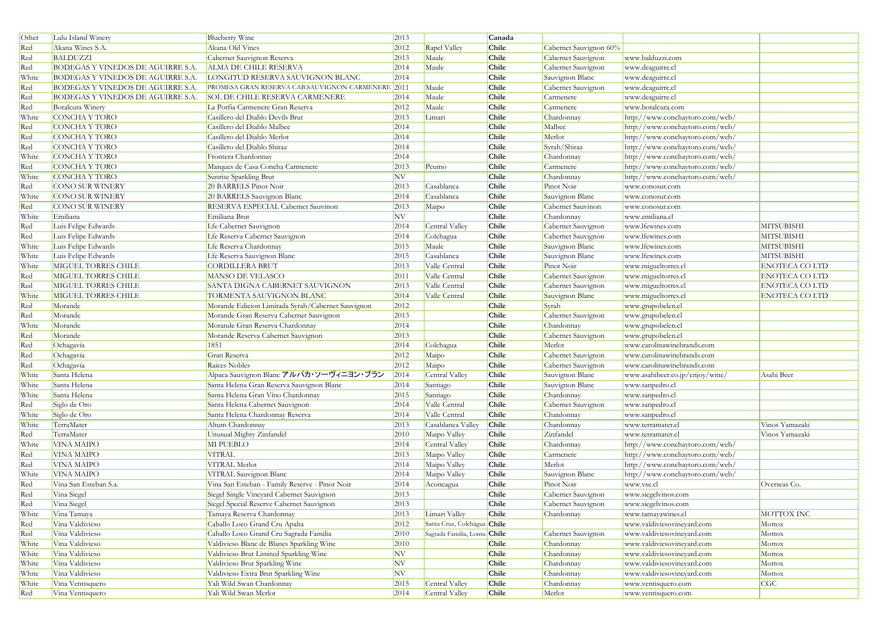| | | | | | | | | |
|---|---|---|---|---|---|---|---|---|
| Other | Lulu Island Winery | Blueberry Wine | 2013 | | Canada | | | |
| Red | Akana Wines S.A. | Akana Old Vines | 2012 | Rapel Valley | Chile | Cabernet Sauvignon 60% | | |
| Red | BALDUZZI | Cabernet Sauvignon Reserva | 2013 | Maule | Chile | Cabernet Sauvignon | www.balduzzi.com | |
| Red | BODEGAS Y VINEDOS DE AGUIRRE S.A. | ALMA DE CHILE RESERVA | 2014 | Maule | Chile | Cabernet Sauvignon | www.deaguirre.cl | |
| White | BODEGAS Y VINEDOS DE AGUIRRE S.A. | LONGITUD RESERVA SAUVIGNON BLANC | 2014 | | Chile | Sauvignon Blanc | www.deaguirre.cl | |
| Red | BODEGAS Y VINEDOS DE AGUIRRE S.A. | PROMESA GRAN RESERVA CAB.SAUVIGNON-CARMENERE | 2011 | Maule | Chile | Cabernet Sauvignon | www.deaguirre.cl | |
| Red | BODEGAS Y VINEDOS DE AGUIRRE S.A. | SOL DE CHILE RESERVA CARMENERE | 2014 | Maule | Chile | Carmenere | www.deaguirre.cl | |
| Red | Botalcura Winery | La Porfia Carmenere Gran Reserva | 2012 | Maule | Chile | Carmenere | www.botalcura.com | |
| White | CONCHA Y TORO | Casillero del Diablo Devils Brut | 2013 | Limari | Chile | Chardonnay | http://www.conchaytoro.com/web/ | |
| Red | CONCHA Y TORO | Casillero del Diablo Malbec | 2014 | | Chile | Malbec | http://www.conchaytoro.com/web/ | |
| Red | CONCHA Y TORO | Casillero del Diablo Merlot | 2014 | | Chile | Merlot | http://www.conchaytoro.com/web/ | |
| Red | CONCHA Y TORO | Casillero del Diablo Shiraz | 2014 | | Chile | Syrah/Shiraz | http://www.conchaytoro.com/web/ | |
| White | CONCHA Y TORO | Frontera Chardonnay | 2014 | | Chile | Chardonnay | http://www.conchaytoro.com/web/ | |
| Red | CONCHA Y TORO | Marques de Casa Concha Carmenere | 2013 | Peumo | Chile | Carmenere | http://www.conchaytoro.com/web/ | |
| White | CONCHA Y TORO | Sunrise Sparkling Brut | NV | | Chile | Chardonnay | http://www.conchaytoro.com/web/ | |
| Red | CONO SUR WINERY | 20 BARRELS Pinot Noir | 2013 | Casablanca | Chile | Pinot Noir | www.conosur.com | |
| White | CONO SUR WINERY | 20 BARRELS Sauvignon Blanc | 2014 | Casablanca | Chile | Sauvignon Blanc | www.conosur.com | |
| Red | CONO SUR WINERY | RESERVA ESPECIAL Cabernet Sauvinon | 2013 | Maipo | Chile | Cabernet Sauvinon | www.conosur.com | |
| White | Emiliana | Emiliana Brut | NV | | Chile | Chardonnay | www.emiliana.cl | |
| Red | Luis Felipe Edwards | Lfe Cabernet Sauvignon | 2014 | Central Valley | Chile | Cabernet Sauvignon | www.lfewines.com | MITSUBISHI |
| Red | Luis Felipe Edwards | Lfe Reserva Cabernet Sauvignon | 2014 | Colchagua | Chile | Cabernet Sauvignon | www.lfewines.com | MITSUBISHI |
| White | Luis Felipe Edwards | Lfe Reserva Chardonnay | 2015 | Maule | Chile | Sauvignon Blanc | www.lfewines.com | MITSUBISHI |
| White | Luis Felipe Edwards | Lfe Reserva Sauvignon Blanc | 2015 | Casablanca | Chile | Sauvignon Blanc | www.lfewines.com | MITSUBISHI |
| White | MIGUEL TORRES CHILE | CORDILLERA BRUT | 2013 | Valle Central | Chile | Pinot Noir | www.migueltorres.cl | ENOTECA CO LTD |
| Red | MIGUEL TORRES CHILE | MANSO DE VELASCO | 2011 | Valle Central | Chile | Cabernet Sauvignon | www.migueltorres.cl | ENOTECA CO LTD |
| Red | MIGUEL TORRES CHILE | SANTA DIGNA CABERNET SAUVIGNON | 2013 | Valle Central | Chile | Cabernet Sauvignon | www.migueltorres.cl | ENOTECA CO LTD |
| White | MIGUEL TORRES CHILE | TORMENTA SAUVIGNON BLANC | 2014 | Valle Central | Chile | Sauvignon Blanc | www.migueltorres.cl | ENOTECA CO LTD |
| Red | Morande | Morande Edicion Limitada Syrah/Cabernet Sauvignon | 2012 | | Chile | Syrah | www.grupobelen.cl | |
| Red | Morande | Morande Gran Reserva Cabernet Sauvignon | 2013 | | Chile | Cabernet Sauvignon | www.grupobelen.cl | |
| White | Morande | Morande Gran Reserva Chardonnay | 2014 | | Chile | Chardonnay | www.grupobelen.cl | |
| Red | Morande | Morande Reserva Cabernet Sauvignon | 2013 | | Chile | Cabernet Sauvignon | www.grupobelen.cl | |
| Red | Ochagavía | 1851 | 2014 | Colchagua | Chile | Merlot | www.carolinawinebrands.com | |
| Red | Ochagavía | Gran Reserva | 2012 | Maipo | Chile | Cabernet Sauvignon | www.carolinawinebrands.com | |
| Red | Ochagavía | Raices Nobles | 2012 | Maipo | Chile | Cabernet Sauvignon | www.carolinawinebrands.com | |
| White | Santa Helena | Alpaca Sauvignon Blanc アルパカ・ソーヴィニヨン・ブラン | 2014 | Central Valley | Chile | Sauvignon Blanc | www.asahibeer.co.jp/enjoy/wine/ | Asahi Beer |
| White | Santa Helena | Santa Helena Gran Reserva Sauvignon Blanc | 2014 | Santiago | Chile | Sauvignon Blanc | www.sanpedro.cl | |
| White | Santa Helena | Santa Helena Gran Vino Chardonnay | 2015 | Santiago | Chile | Chardonnay | www.sanpedro.cl | |
| Red | Siglo de Oro | Santa Helena Cabernet Sauvignon | 2014 | Valle Central | Chile | Cabernet Sauvignon | www.sanpedro.cl | |
| White | Siglo de Oro | Santa Helena Chardonnay Reserva | 2014 | Valle Central | Chile | Chardonnay | www.sanpedro.cl | |
| White | TerraMater | Altum Chardonnay | 2013 | Casablanca Valley | Chile | Chardonnay | www.terramater.cl | Vinos Yamazaki |
| Red | TerraMater | Unusual Mighty Zinfandel | 2010 | Maipo Valley | Chile | Zinfandel | www.terramater.cl | Vinos Yamazaki |
| White | VINA MAIPO | MI PUEBLO | 2014 | Central Valley | Chile | Chardonnay | http://www.conchaytoro.com/web/ | |
| Red | VINA MAIPO | VITRAL | 2013 | Maipo Valley | Chile | Carmenere | http://www.conchaytoro.com/web/ | |
| Red | VINA MAIPO | VITRAL Merlot | 2014 | Maipo Valley | Chile | Merlot | http://www.conchaytoro.com/web/ | |
| White | VINA MAIPO | VITRAL Sauvignon Blanc | 2014 | Maipo Valley | Chile | Sauvignon Blanc | http://www.conchaytoro.com/web/ | |
| Red | Vina San Esteban S.a. | Vina San Esteban - Family Reserve - Pinot Noir | 2014 | Aconcagua | Chile | Pinot Noir | www.vse.cl | Overseas Co. |
| Red | Vina Siegel | Siegel Single Vineyard Cabernet Sauvignon | 2013 | | Chile | Cabernet Sauvignon | www.siegelvinos.com | |
| Red | Vina Siegel | Siegel Special Reserve Cabernet Sauvignon | 2013 | | Chile | Cabernet Sauvignon | www.siegelvinos.com | |
| White | Vina Tamaya | Tamaya Reserva Chardonnay | 2013 | Limari Valley | Chile | Chardonnay | www.tamayawines.cl | MOTTOX INC |
| Red | Vina Valdivieso | Caballo Loco Grand Cru Apalta | 2012 | Santa Cruz, Colchagua | Chile | | www.valdiviesovineyard.com | Mottox |
| Red | Vina Valdivieso | Caballo Loco Grand Cru Sagrada Familia | 2010 | Sagrada Familia, Lontu | Chile | Cabernet Sauvignon | www.valdiviesovineyard.com | Mottox |
| White | Vina Valdivieso | Valdivieso Blanc de Blancs Sparkling Wine | 2010 | | Chile | Chardonnay | www.valdiviesovineyard.com | Mottox |
| White | Vina Valdivieso | Valdivieso Brut Limited Sparkling Wine | NV | | Chile | Chardonnay | www.valdiviesovineyard.com | Mottox |
| White | Vina Valdivieso | Valdivieso Brut Sparkling Wine | NV | | Chile | Chardonnay | www.valdiviesovineyard.com | Mottox |
| White | Vina Valdivieso | Valdivieso Extra Brut Sparkling Wine | NV | | Chile | Chardonnay | www.valdiviesovineyard.com | Mottox |
| White | Vina Ventisquero | Yali Wild Swan Chardonnay | 2015 | Central Valley | Chile | Chardonnay | www.ventisquero.com | CGC |
| Red | Vina Ventisquero | Yali Wild Swan Merlot | 2014 | Central Valley | Chile | Merlot | www.ventisquero.com | |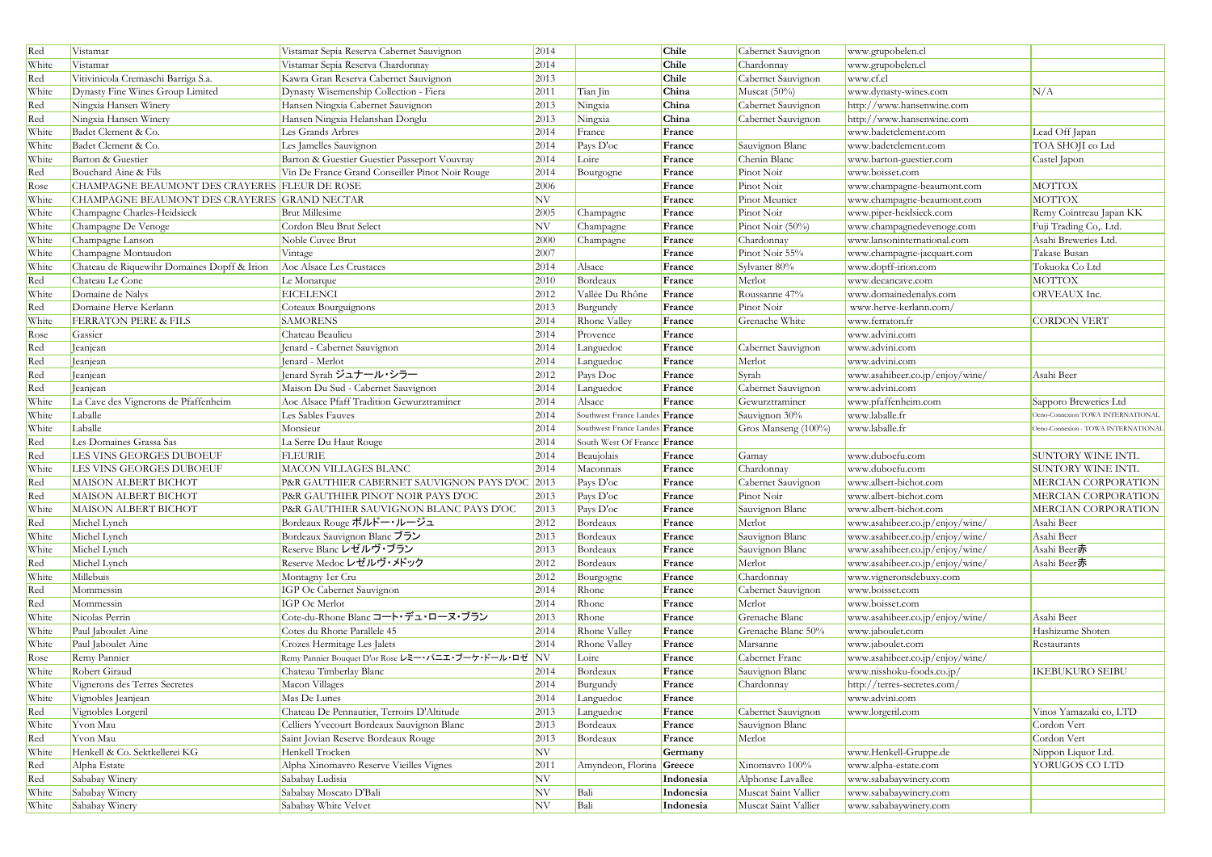| Red | Vistamar | Vistamar Sepia Reserva Cabernet Sauvignon | 2014 | | **Chile** | Cabernet Sauvignon | www.grupobelen.cl | |
|---|---|---|---|---|---|---|---|---|
| White | Vistamar | Vistamar Sepia Reserva Chardonnay | 2014 | | **Chile** | Chardonnay | www.grupobelen.cl | |
| Red | Vitivinicola Cremaschi Barriga S.a. | Kawra Gran Reserva Cabernet Sauvignon | 2013 | | **Chile** | Cabernet Sauvignon | www.cf.cl | |
| White | Dynasty Fine Wines Group Limited | Dynasty Wisemenship Collection - Fiera | 2011 | Tian Jin | **China** | Muscat (50%) | www.dynasty-wines.com | N/A |
| Red | Ningxia Hansen Winery | Hansen Ningxia Cabernet Sauvignon | 2013 | Ningxia | **China** | Cabernet Sauvignon | http://www.hansenwine.com | |
| Red | Ningxia Hansen Winery | Hansen Ningxia Helanshan Donglu | 2013 | Ningxia | **China** | Cabernet Sauvignon | http://www.hansenwine.com | |
| White | Badet Clement & Co. | Les Grands Arbres | 2014 | France | **France** | | www.badetclement.com | Lead Off Japan |
| White | Badet Clement & Co. | Les Jamelles Sauvignon | 2014 | Pays D'oc | **France** | Sauvignon Blanc | www.badetclement.com | TOA SHOJI co Ltd |
| White | Barton & Guestier | Barton & Guestier Guestier Passeport Vouvray | 2014 | Loire | **France** | Chenin Blanc | www.barton-guestier.com | Castel Japon |
| Red | Bouchard Aine & Fils | Vin De France Grand Conseiller Pinot Noir Rouge | 2014 | Bourgogne | **France** | Pinot Noir | www.boisset.com | |
| Rose | CHAMPAGNE BEAUMONT DES CRAYERES | FLEUR DE ROSE | 2006 | | **France** | Pinot Noir | www.champagne-beaumont.com | MOTTOX |
| White | CHAMPAGNE BEAUMONT DES CRAYERES | GRAND NECTAR | NV | | **France** | Pinot Meunier | www.champagne-beaumont.com | MOTTOX |
| White | Champagne Charles-Heidsieck | Brut Millesime | 2005 | Champagne | **France** | Pinot Noir | www.piper-heidsieck.com | Remy Cointreau Japan KK |
| White | Champagne De Venoge | Cordon Bleu Brut Select | NV | Champagne | **France** | Pinot Noir (50%) | www.champagnedevenoge.com | Fuji Trading Co,. Ltd. |
| White | Champagne Lanson | Noble Cuvee Brut | 2000 | Champagne | **France** | Chardonnay | www.lansoninternational.com | Asahi Breweries Ltd. |
| White | Champagne Montaudon | Vintage | 2007 | | **France** | Pinot Noir 55% | www.champagne-jacquart.com | Takase Busan |
| White | Chateau de Riquewihr Domaines Dopff & Irion | Aoc Alsace Les Crustaces | 2014 | Alsace | **France** | Sylvaner 80% | www.dopff-irion.com | Tokuoka Co Ltd |
| Red | Chateau Le Cone | Le Monarque | 2010 | Bordeaux | **France** | Merlot | www.decancave.com | MOTTOX |
| White | Domaine de Nalys | EICELENCI | 2012 | Vallée Du Rhône | **France** | Roussanne 47% | www.domainedenalys.com | ORVEAUX Inc. |
| Red | Domaine Herve Kerlann | Coteaux Bourguignons | 2013 | Burgundy | **France** | Pinot Noir | www.herve-kerlann.com/ | |
| White | FERRATON PERE & FILS | SAMORENS | 2014 | Rhone Valley | **France** | Grenache White | www.ferraton.fr | CORDON VERT |
| Rose | Gassier | Chateau Beaulieu | 2014 | Provence | **France** | | www.advini.com | |
| Red | Jeanjean | Jenard - Cabernet Sauvignon | 2014 | Languedoc | **France** | Cabernet Sauvignon | www.advini.com | |
| Red | Jeanjean | Jenard - Merlot | 2014 | Languedoc | **France** | Merlot | www.advini.com | |
| Red | Jeanjean | Jenard Syrah ジュナール・シラー | 2012 | Pays Doc | **France** | Syrah | www.asahibeer.co.jp/enjoy/wine/ | Asahi Beer |
| Red | Jeanjean | Maison Du Sud - Cabernet Sauvignon | 2014 | Languedoc | **France** | Cabernet Sauvignon | www.advini.com | |
| White | La Cave des Vignerons de Pfaffenheim | Aoc Alsace Pfaff Tradition Gewurztraminer | 2014 | Alsace | **France** | Gewurztraminer | www.pfaffenheim.com | Sapporo Breweries Ltd |
| White | Laballe | Les Sables Fauves | 2014 | Southwest France Landes | **France** | Sauvignon 30% | www.laballe.fr | Oeno-Connexion TOWA INTERNATIONAL |
| White | Laballe | Monsieur | 2014 | Southwest France Landes | **France** | Gros Manseng (100%) | www.laballe.fr | Oeno-Connexion - TOWA INTERNATIONAL |
| Red | Les Domaines Grassa Sas | La Serre Du Haut Rouge | 2014 | South West Of France | **France** | | | |
| Red | LES VINS GEORGES DUBOEUF | FLEURIE | 2014 | Beaujolais | **France** | Gamay | www.duboefu.com | SUNTORY WINE INTL |
| White | LES VINS GEORGES DUBOEUF | MACON VILLAGES BLANC | 2014 | Maconnais | **France** | Chardonnay | www.duboefu.com | SUNTORY WINE INTL |
| Red | MAISON ALBERT BICHOT | P&R GAUTHIER CABERNET SAUVIGNON PAYS D'OC | 2013 | Pays D'oc | **France** | Cabernet Sauvignon | www.albert-bichot.com | MERCIAN CORPORATION |
| Red | MAISON ALBERT BICHOT | P&R GAUTHIER PINOT NOIR PAYS D'OC | 2013 | Pays D'oc | **France** | Pinot Noir | www.albert-bichot.com | MERCIAN CORPORATION |
| White | MAISON ALBERT BICHOT | P&R GAUTHIER SAUVIGNON BLANC PAYS D'OC | 2013 | Pays D'oc | **France** | Sauvignon Blanc | www.albert-bichot.com | MERCIAN CORPORATION |
| Red | Michel Lynch | Bordeaux Rouge ボルドー・ルージュ | 2012 | Bordeaux | **France** | Merlot | www.asahibeer.co.jp/enjoy/wine/ | Asahi Beer |
| White | Michel Lynch | Bordeaux Sauvignon Blanc ブラン | 2013 | Bordeaux | **France** | Sauvignon Blanc | www.asahibeer.co.jp/enjoy/wine/ | Asahi Beer |
| White | Michel Lynch | Reserve Blanc レゼルヴ・ブラン | 2013 | Bordeaux | **France** | Sauvignon Blanc | www.asahibeer.co.jp/enjoy/wine/ | Asahi Beer赤 |
| Red | Michel Lynch | Reserve Medoc レゼルヴ・メドック | 2012 | Bordeaux | **France** | Merlot | www.asahibeer.co.jp/enjoy/wine/ | Asahi Beer赤 |
| White | Millebuis | Montagny 1er Cru | 2012 | Bourgogne | **France** | Chardonnay | www.vigneronsdebuxy.com | |
| Red | Mommessin | IGP Oc Cabernet Sauvignon | 2014 | Rhone | **France** | Cabernet Sauvignon | www.boisset.com | |
| Red | Mommessin | IGP Oc Merlot | 2014 | Rhone | **France** | Merlot | www.boisset.com | |
| White | Nicolas Perrin | Cote-du-Rhone Blanc コート・デュ・ローヌ・ブラン | 2013 | Rhone | **France** | Grenache Blanc | www.asahibeer.co.jp/enjoy/wine/ | Asahi Beer |
| White | Paul Jaboulet Aine | Cotes du Rhone Parallele 45 | 2014 | Rhone Valley | **France** | Grenache Blanc 50% | www.jaboulet.com | Hashizume Shoten |
| White | Paul Jaboulet Aine | Crozes Hermitage Les Jalets | 2014 | Rhone Valley | **France** | Marsanne | www.jaboulet.com | Restaurants |
| Rose | Remy Pannier | Remy Pannier Bouquet D'or Rose レミー・パニエ・ブーケ・ドール・ロゼ | NV | Loire | **France** | Cabernet Franc | www.asahibeer.co.jp/enjoy/wine/ | Asahi Beer |
| White | Robert Giraud | Chateau Timberlay Blanc | 2014 | Bordeaux | **France** | Sauvignon Blanc | www.nisshoku-foods.co.jp/ | IKEBUKURO SEIBU |
| White | Vignerons des Terres Secretes | Macon Villages | 2014 | Burgundy | **France** | Chardonnay | http://terres-secretes.com/ | |
| White | Vignobles Jeanjean | Mas De Lunes | 2014 | Languedoc | **France** | | www.advini.com | |
| Red | Vignobles Lorgeril | Chateau De Pennautier, Terroirs D'Altitude | 2013 | Languedoc | **France** | Cabernet Sauvignon | www.lorgeril.com | Vinos Yamazaki co, LTD |
| White | Yvon Mau | Celliers Yvecourt Bordeaux Sauvignon Blanc | 2013 | Bordeaux | **France** | Sauvignon Blanc | | Cordon Vert |
| Red | Yvon Mau | Saint Jovian Reserve Bordeaux Rouge | 2013 | Bordeaux | **France** | Merlot | | Cordon Vert |
| White | Henkell & Co. Sektkellerei KG | Henkell Trocken | NV | | **Germany** | | www.Henkell-Gruppe.de | Nippon Liquor Ltd. |
| Red | Alpha Estate | Alpha Xinomavro Reserve Vieilles Vignes | 2011 | Amyndeon, Florina | **Greece** | Xinomavro 100% | www.alpha-estate.com | YORUGOS CO LTD |
| Red | Sababay Winery | Sababay Ludisia | NV | | **Indonesia** | Alphonse Lavallee | www.sababaywinery.com | |
| White | Sababay Winery | Sababay Moscato D'Bali | NV | Bali | **Indonesia** | Muscat Saint Vallier | www.sababaywinery.com | |
| White | Sababay Winery | Sababay White Velvet | NV | Bali | **Indonesia** | Muscat Saint Vallier | www.sababaywinery.com | |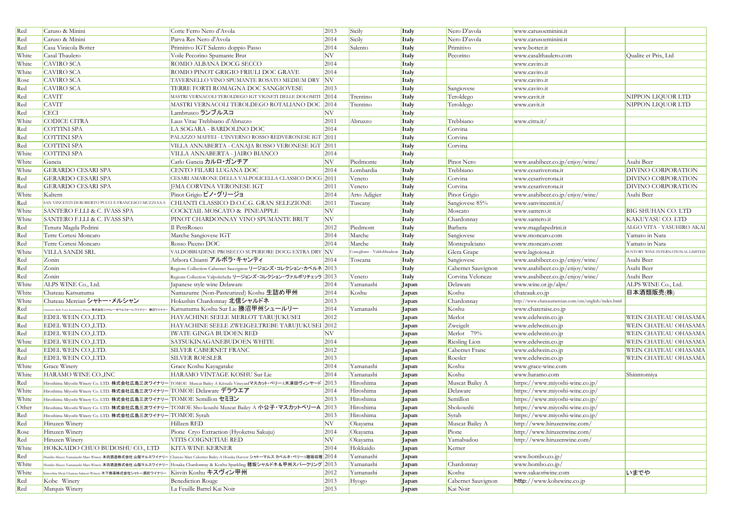| | | | | | | | | |
|---|---|---|---|---|---|---|---|---|
| Red | Caruso & Minini | Corte Ferro Nero d'Avola | 2013 | Sicily | Italy | Nero D'avola | www.carusoeminini.it | |
| Red | Caruso & Minini | Parva Res Nero d'Avola | 2014 | Sicily | Italy | Nero D'avola | www.carusoeminini.it | |
| Red | Casa Vinicola Botter | Primitivo IGT Salento doppio Passo | 2014 | Salento | Italy | Primitivo | www.botter.it | |
| White | Casal Thaulero | Voile Pecorino Spumante Brut | NV | | Italy | Pecorino | www.casalthaulero.com | Qualite et Prix, Ltd |
| White | CAVIRO SCA | ROMIO ALBANA DOCG SECCO | 2014 | | Italy | | www.caviro.it | |
| White | CAVIRO SCA | ROMIO PINOT GRIGIO FRIULI DOC GRAVE | 2014 | | Italy | | www.caviro.it | |
| Rose | CAVIRO SCA | TAVERNELLO VINO SPUMANTE ROSATO MEDIUM DRY | NV | | Italy | | www.caviro.it | |
| Red | CAVIRO SCA | TERRE FORTI ROMAGNA DOC SANGIOVESE | 2013 | | Italy | Sangiovese | www.caviro.it | |
| Red | CAVIT | MASTRI VERNACOLI TEROLDEGO IGT VIGNETI DELLE DOLOMITI | 2014 | Trentino | Italy | Teroldego | www.cavit.it | NIPPON LIQUOR LTD |
| Red | CAVIT | MASTRI VERNACOLI TEROLDEGO ROTALIANO DOC | 2014 | Trentino | Italy | Teroldego | www.cavit.it | NIPPON LIQUOR LTD |
| Red | CECI | Lambrusco ランブルスコ | NV | | Italy | | | |
| White | CODICE CITRA | Laus Vitae Trebbiano d'Abruzzo | 2011 | Abruzzo | Italy | Trebbiano | www.citra.it/ | |
| Red | COTTINI SPA | LA SOGARA - BARDOLINO DOC | 2014 | | Italy | Corvina | | |
| Red | COTTINI SPA | PALAZZO MAFFEI - L'INVERNO ROSSO REDVERONESE IGT | 2011 | | Italy | Corvina | | |
| Red | COTTINI SPA | VILLA ANNABERTA - CANAJA ROSSO VERONESE IGT | 2011 | | Italy | Corvina | | |
| White | COTTINI SPA | VILLA ANNABERTA - JAIRO BIANCO | 2014 | | Italy | | | |
| White | Gancia | Carlo Gancia カルロ・ガンチア | NV | Piedmonte | Italy | Pinot Nero | www.asahibeer.co.jp/enjoy/wine/ | Asahi Beer |
| White | GERARDO CESARI SPA | CENTO FILARI LUGANA DOC | 2014 | Lombardia | Italy | Trebbiano | www.cesariverona.it | DIVINO CORPORATION |
| Red | GERARDO CESARI SPA | CESARI AMARONE DELLA VALPOLICELLA CLASSICO DOCG | 2011 | Veneto | Italy | Corvina | www.cesariverona.it | DIVINO CORPORATION |
| Red | GERARDO CESARI SPA | J?MA CORVINA VERONESE IGT | 2011 | Veneto | Italy | Corvina | www.cesariverona.it | DIVINO CORPORATION |
| White | Kaltern | Pinot Grigio ピノ・グリージョ | 2014 | Arto Adigier | Italy | Pinot Grigio | www.asahibeer.co.jp/enjoy/wine/ | Asahi Beer |
| Red | SAN VINCENTI DI ROBERTO PUCCI E FRANCESCO MUZZI S.S.A | CHIANTI CLASSICO D.O.C.G. GRAN SELEZIONE | 2011 | Tuscany | Italy | Sangiovese 85% | www.sanvincenti.it/ | |
| White | SANTERO F.LLI & C. IVASS SPA | COCKTAIL MOSCATO & PINEAPPLE | NV | | Italy | Moscato | www.santero.it | BIG SHUHAN CO. LTD |
| White | SANTERO F.LLI & C. IVASS SPA | PINOT CHARDONNAY VINO SPUMANTE BRUT | NV | | Italy | Chardonnay | www.santero.it | KAKUYASU CO. LTD |
| Red | Tenuta Magda Pedrini | Il PettiRoseo | 2012 | Piedmont | Italy | Barbera | www.magdapedrini.it | ALGO VITA - YASUHIRO AKAI |
| Red | Terre Cortesi Moncaro | Marche Sangiovese IGT | 2014 | Marche | Italy | Sangiovese | www.moncaro.com | Yamato in Nara |
| Red | Terre Cortesi Moncaro | Rosso Piceno DOC | 2014 | Marche | Italy | Montepulciano | www.moncaro.com | Yamato in Nara |
| White | VILLA SANDI SRL | VALDOBBIADENE PROSECCO SUPERIORE DOCG EXTRA DRY | NV | Conegliano - Valdobbiadene | Italy | Glera Grape | www.lagioiosa.it | SUNTORY WINE INTERNATIONAL LIMITED |
| Red | Zonin | Arbora Chianti アルボラ・キャンティ | 2014 | Toscana | Italy | Sangiovese | www.asahibeer.co.jp/enjoy/wine/ | Asahi Beer |
| Red | Zonin | Regions Collection Cabernet Sauvignon リージョンズ・コレクション・カベルネ | 2013 | | Italy | Cabernet Sauvignon | www.asahibeer.co.jp/enjoy/wine/ | Asahi Beer |
| Red | Zonin | Regions Collection Valpolichella リージョンズ・コレクション・ヴァルポリチェッラ | 2013 | Veneto | Italy | Corvina Veloneze | www.asahibeer.co.jp/enjoy/wine/ | Asahi Beer |
| White | ALPS WINE Co., Ltd. | Japanese style wine Delaware | 2014 | Yamanashi | Japan | Delaware | www.wine.or.jp/alps/ | ALPS WINE Co., Ltd. |
| White | Chateau Katsunuma | Namazume (Non-Pasteurized) Koshu 生詰め甲州 | 2014 | Koshu | Japan | Koshu | chateauk.co.jp | 日本酒類販売(株) |
| White | Chateau Mercian シャトー・メルシャン | Hokushin Chardonnay 北信シャルドネ | 2013 | | Japan | Chardonnay | http://www.chateaumercian.com/cm/english/index.html | |
| Red | Chateraise Belle Foret Katsunuma Winery 株式会社シャトレーゼベルフォーレワイナリー 勝沼ワイナリー | Katsunuma Koshu Sur Lie 勝沼甲州シュールリー | 2014 | Yamanashi | Japan | Koshu | www.chateraise.co.jp | |
| Red | EDEL WEIN CO.,LTD. | HAYACHINE SEELE MERLOT TARUJUKUSEI | 2012 | | Japan | Merlot | www.edelwein.co.jp | WEIN CHATEAU OHASAMA |
| Red | EDEL WEIN CO.,LTD. | HAYACHINE SEELE ZWEIGELTREBE TARUJUKUSEI | 2012 | | Japan | Zweigelt | www.edelwein.co.jp | WEIN CHATEAU OHASAMA |
| Red | EDEL WEIN CO.,LTD. | IWATE GINGA BUDOEN RED | NV | | Japan | Merlot 79% | www.edelwein.co.jp | WEIN CHATEAU OHASAMA |
| White | EDEL WEIN CO.,LTD. | SATSUKINAGANEBUDOEN WHITE | 2014 | | Japan | Riesling Lion | www.edelwein.co.jp | WEIN CHATEAU OHASAMA |
| Red | EDEL WEIN CO.,LTD. | SILVER CABERNET FRANC | 2012 | | Japan | Cabernet Franc | www.edelwein.co.jp | WEIN CHATEAU OHASAMA |
| Red | EDEL WEIN CO.,LTD. | SILVER ROESLER | 2013 | | Japan | Roesler | www.edelwein.co.jp | WEIN CHATEAU OHASAMA |
| White | Grace Winery | Grace Koshu Kayagatake | 2014 | Yamanashi | Japan | Koshu | www.grace-wine.com | |
| White | HARAMO WINE CO.,INC | HARAMO VINTAGE KOSHU Sur Lie | 2014 | Yamanashi | Japan | Koshu | www.haramo.com | Shinntomiya |
| Red | Hiroshima Miyoshi Winery Co. LTD. 株式会社広島三次ワイナリー | TOMOE Muscat Bailey A Kitsuda Vineyardマスカット・ベリーA木津田ヴィンヤード | 2013 | Hiroshima | Japan | Muscat Bailey A | https://www.miyoshi-wine.co.jp/ | |
| White | Hiroshima Miyoshi Winery Co. LTD. 株式会社広島三次ワイナリー | TOMOE Delaware デラウエア | 2014 | Hiroshima | Japan | Delaware | https://www.miyoshi-wine.co.jp/ | |
| White | Hiroshima Miyoshi Winery Co. LTD. 株式会社広島三次ワイナリー | TOMOE Semillon セミヨン | 2013 | Hiroshima | Japan | Semillon | https://www.miyoshi-wine.co.jp/ | |
| Other | Hiroshima Miyoshi Winery Co. LTD. 株式会社広島三次ワイナリー | TOMOE Sho-koushi Muscat Bailey A 小公子・マスカットベリーA | 2013 | Hiroshima | Japan | Shokoushi | https://www.miyoshi-wine.co.jp/ | |
| Red | Hiroshima Miyoshi Winery Co. LTD. 株式会社広島三次ワイナリー | TOMOE Syrah | 2013 | Hiroshima | Japan | Syrah | https://www.miyoshi-wine.co.jp/ | |
| Red | Hiruzen Winery | Hillzen RED | NV | Okayama | Japan | Muscat Bailey A | http://www.hiruzenwine.com/ | |
| Rose | Hiruzen Winery | Pione Cryo Extraction (Hyoketsu Sakuju) | 2014 | Okayama | Japan | Pione | http://www.hiruzenwine.com/ | |
| Red | Hiruzen Winery | VITIS COIGNETIAE RED | NV | Okayama | Japan | Yamabudou | http://www.hiruzenwine.com/ | |
| White | HOKKAIDO CHUO BUDOSHU CO., LTD | KITA WINE KERNER | 2014 | Hokkaido | Japan | Kerner | | |
| Red | Hombo Shuzo Yamanashi Mars Winery 本坊酒造株式会社 山梨マルスワイナリー | Chateau Mars Cabernet Bailey-A Hosaka Harvest シャトーマルス カベルネ・ベリーA穂坂収穫 | 2014 | Yamanashi | Japan | | www.hombo.co.jp/ | |
| White | Hombo Shuzo Yamanashi Mars Winery 本坊酒造株式会社 山梨マルスワイナリー | Hosaka Chardonnay & Koshu Sparkling 穂坂シャルドネ＆甲州スパークリング | 2013 | Yamanashi | Japan | Chardonnay | www.hombo.co.jp/ | |
| White | Kinoshita Shoji Chateau Sakaori Winery 木下商事株式会社シャトー酒折ワイナリー | Kisvin Koshu キスヴィン甲州 | 2012 | Yamanashi | Japan | Koshu | www.sakaoriwine.com | いまでや |
| Red | Kobe Winery | Benediction Rouge | 2013 | Hyogo | Japan | Cabernet Sauvignon | http://www.kobewine.co.jp | |
| Red | Marquis Winery | La Feuille Barrel Kai Noir | 2013 | | Japan | Kai Noir | | |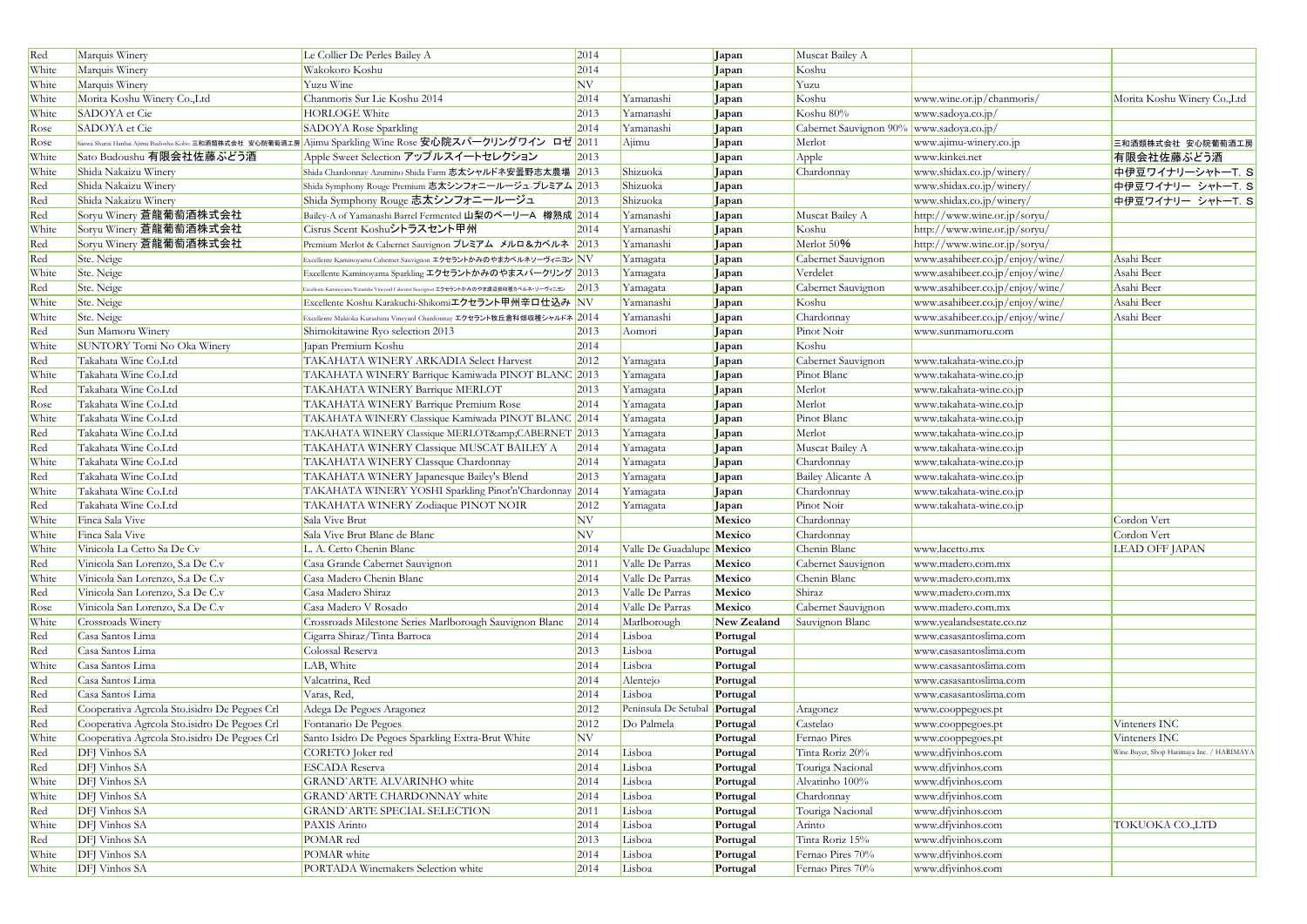| Red | Marquis Winery | Le Collier De Perles Bailey A | 2014 | | **Japan** | Muscat Bailey A | | |
|---|---|---|---|---|---|---|---|---|
| White | Marquis Winery | Wakokoro Koshu | 2014 | | **Japan** | Koshu | | |
| White | Marquis Winery | Yuzu Wine | NV | | **Japan** | Yuzu | | |
| White | Morita Koshu Winery Co.,Ltd | Chanmoris Sur Lie Koshu 2014 | 2014 | Yamanashi | **Japan** | Koshu | www.wine.or.jp/chanmoris/ | Morita Koshu Winery Co.,Ltd |
| White | SADOYA et Cie | HORLOGE White | 2013 | Yamanashi | **Japan** | Koshu 80% | www.sadoya.co.jp/ | |
| Rose | SADOYA et Cie | SADOYA Rose Sparkling | 2014 | Yamanashi | **Japan** | Cabernet Sauvignon 90% | www.sadoya.co.jp/ | |
| Rose | Sanwa Shurui Hanbai Ajimu Budoshu Kobo 三和酒類株式会社 安心院葡萄酒工房 | Ajimu Sparkling Wine Rose 安心院スパークリングワイン ロゼ | 2011 | Ajimu | **Japan** | Merlot | www.ajimu-winery.co.jp | 三和酒類株式会社 安心院葡萄酒工房 |
| White | Sato Budoushu 有限会社佐藤ぶどう酒 | Apple Sweet Selection アップルスイートセレクション | 2013 | | **Japan** | Apple | www.kinkei.net | 有限会社佐藤ぶどう酒 |
| White | Shida Nakaizu Winery | Shida Chardonnay Azumino Shida Farm 志太シャルドネ安曇野志太農場 | 2013 | Shizuoka | **Japan** | Chardonnay | www.shidax.co.jp/winery/ | 中伊豆ワイナリーシャトーT. S |
| Red | Shida Nakaizu Winery | Shida Symphony Rouge Premium 志太シンフォニールージュ-プレミアム | 2013 | Shizuoka | **Japan** | | www.shidax.co.jp/winery/ | 中伊豆ワイナリー シャトーT. S |
| Red | Shida Nakaizu Winery | Shida Symphony Rouge 志太シンフォニールージュ | 2013 | Shizuoka | **Japan** | | www.shidax.co.jp/winery/ | 中伊豆ワイナリー シャトーT. S |
| Red | Soryu Winery 蒼龍葡萄酒株式会社 | Bailey-A of Yamanashi Barrel Fermented 山梨のベーリーA 樽熟成 | 2014 | Yamanashi | **Japan** | Muscat Bailey A | http://www.wine.or.jp/soryu/ | |
| White | Soryu Winery 蒼龍葡萄酒株式会社 | Cisrus Scent Koshuシトラスセント甲州 | 2014 | Yamanashi | **Japan** | Koshu | http://www.wine.or.jp/soryu/ | |
| Red | Soryu Winery 蒼龍葡萄酒株式会社 | Premium Merlot & Cabernet Sauvignon プレミアム メルロ＆カベルネ | 2013 | Yamanashi | **Japan** | Merlot 50% | http://www.wine.or.jp/soryu/ | |
| Red | Ste. Neige | Excellente Kaminoyama Cabernet Sauvignon エクセラントかみのやまカベルネソーヴィニヨン | NV | Yamagata | **Japan** | Cabernet Sauvignon | www.asahibeer.co.jp/enjoy/wine/ | Asahi Beer |
| White | Ste. Neige | Excellente Kaminoyama Sparkling エクセラントかみのやまスパークリング | 2013 | Yamagata | **Japan** | Verdelet | www.asahibeer.co.jp/enjoy/wine/ | Asahi Beer |
| Red | Ste. Neige | Excellente Kaminoyama Watanabe Vineyard Cabernet Sauvignon エクセラントかみのやま渡辺畑収穫カベルネ・ソーヴィニヨン | 2013 | Yamagata | **Japan** | Cabernet Sauvignon | www.asahibeer.co.jp/enjoy/wine/ | Asahi Beer |
| White | Ste. Neige | Excellente Koshu Karakuchi-Shikomiエクセラント甲州辛口仕込み | NV | Yamanashi | **Japan** | Koshu | www.asahibeer.co.jp/enjoy/wine/ | Asahi Beer |
| White | Ste. Neige | Excellente Makioka Kurashina Vineyard Chardonnay エクセラント牧丘倉科畑収穫シャルドネ | 2014 | Yamanashi | **Japan** | Chardonnay | www.asahibeer.co.jp/enjoy/wine/ | Asahi Beer |
| Red | Sun Mamoru Winery | Shimokitawine Ryo selection 2013 | 2013 | Aomori | **Japan** | Pinot Noir | www.sunmamoru.com | |
| White | SUNTORY Tomi No Oka Winery | Japan Premium Koshu | 2014 | | **Japan** | Koshu | | |
| Red | Takahata Wine Co.Ltd | TAKAHATA WINERY ARKADIA Select Harvest | 2012 | Yamagata | **Japan** | Cabernet Sauvignon | www.takahata-wine.co.jp | |
| White | Takahata Wine Co.Ltd | TAKAHATA WINERY Barrique Kamiwada PINOT BLANC | 2013 | Yamagata | **Japan** | Pinot Blanc | www.takahata-wine.co.jp | |
| Red | Takahata Wine Co.Ltd | TAKAHATA WINERY Barrique MERLOT | 2013 | Yamagata | **Japan** | Merlot | www.takahata-wine.co.jp | |
| Rose | Takahata Wine Co.Ltd | TAKAHATA WINERY Barrique Premium Rose | 2014 | Yamagata | **Japan** | Merlot | www.takahata-wine.co.jp | |
| White | Takahata Wine Co.Ltd | TAKAHATA WINERY Classique Kamiwada PINOT BLANC | 2014 | Yamagata | **Japan** | Pinot Blanc | www.takahata-wine.co.jp | |
| Red | Takahata Wine Co.Ltd | TAKAHATA WINERY Classique MERLOT&amp;CABERNET | 2013 | Yamagata | **Japan** | Merlot | www.takahata-wine.co.jp | |
| Red | Takahata Wine Co.Ltd | TAKAHATA WINERY Classique MUSCAT BAILEY A | 2014 | Yamagata | **Japan** | Muscat Bailey A | www.takahata-wine.co.jp | |
| White | Takahata Wine Co.Ltd | TAKAHATA WINERY Classque Chardonnay | 2014 | Yamagata | **Japan** | Chardonnay | www.takahata-wine.co.jp | |
| Red | Takahata Wine Co.Ltd | TAKAHATA WINERY Japanesque Bailey's Blend | 2013 | Yamagata | **Japan** | Bailey Alicante A | www.takahata-wine.co.jp | |
| White | Takahata Wine Co.Ltd | TAKAHATA WINERY YOSHI Sparkling Pinot'n'Chardonnay | 2014 | Yamagata | **Japan** | Chardonnay | www.takahata-wine.co.jp | |
| Red | Takahata Wine Co.Ltd | TAKAHATA WINERY Zodiaque PINOT NOIR | 2012 | Yamagata | **Japan** | Pinot Noir | www.takahata-wine.co.jp | |
| White | Finca Sala Vive | Sala Vive Brut | NV | | **Mexico** | Chardonnay | | Cordon Vert |
| White | Finca Sala Vive | Sala Vive Brut Blanc de Blanc | NV | | **Mexico** | Chardonnay | | Cordon Vert |
| White | Vinicola La Cetto Sa De Cv | L. A. Cetto Chenin Blanc | 2014 | Valle De Guadalupe | **Mexico** | Chenin Blanc | www.lacetto.mx | LEAD OFF JAPAN |
| Red | Vinicola San Lorenzo, S.a De C.v | Casa Grande Cabernet Sauvignon | 2011 | Valle De Parras | **Mexico** | Cabernet Sauvignon | www.madero.com.mx | |
| White | Vinicola San Lorenzo, S.a De C.v | Casa Madero Chenin Blanc | 2014 | Valle De Parras | **Mexico** | Chenin Blanc | www.madero.com.mx | |
| Red | Vinicola San Lorenzo, S.a De C.v | Casa Madero Shiraz | 2013 | Valle De Parras | **Mexico** | Shiraz | www.madero.com.mx | |
| Rose | Vinicola San Lorenzo, S.a De C.v | Casa Madero V Rosado | 2014 | Valle De Parras | **Mexico** | Cabernet Sauvignon | www.madero.com.mx | |
| White | Crossroads Winery | Crossroads Milestone Series Marlborough Sauvignon Blanc | 2014 | Marlborough | **New Zealand** | Sauvignon Blanc | www.yealandsestate.co.nz | |
| Red | Casa Santos Lima | Cigarra Shiraz/Tinta Barroca | 2014 | Lisboa | **Portugal** | | www.casasantoslima.com | |
| Red | Casa Santos Lima | Colossal Reserva | 2013 | Lisboa | **Portugal** | | www.casasantoslima.com | |
| White | Casa Santos Lima | LAB, White | 2014 | Lisboa | **Portugal** | | www.casasantoslima.com | |
| Red | Casa Santos Lima | Valcatrina, Red | 2014 | Alentejo | **Portugal** | | www.casasantoslima.com | |
| Red | Casa Santos Lima | Varas, Red, | 2014 | Lisboa | **Portugal** | | www.casasantoslima.com | |
| Red | Cooperativa Agrcola Sto.isidro De Pegoes Crl | Adega De Pegoes Aragonez | 2012 | Peninsula De Setubal | **Portugal** | Aragonez | www.cooppegoes.pt | |
| Red | Cooperativa Agrcola Sto.isidro De Pegoes Crl | Fontanario De Pegoes | 2012 | Do Palmela | **Portugal** | Castelao | www.cooppegoes.pt | Vinteners INC |
| White | Cooperativa Agrcola Sto.isidro De Pegoes Crl | Santo Isidro De Pegoes Sparkling Extra-Brut White | NV | | **Portugal** | Fernao Pires | www.cooppegoes.pt | Vinteners INC |
| Red | DFJ Vinhos SA | CORETO Joker red | 2014 | Lisboa | **Portugal** | Tinta Roriz 20% | www.dfjvinhos.com | Wine Buyer, Shop Harimaya Inc. / HARIMAYA |
| Red | DFJ Vinhos SA | ESCADA Reserva | 2014 | Lisboa | **Portugal** | Touriga Nacional | www.dfjvinhos.com | |
| White | DFJ Vinhos SA | GRAND`ARTE ALVARINHO white | 2014 | Lisboa | **Portugal** | Alvarinho 100% | www.dfjvinhos.com | |
| White | DFJ Vinhos SA | GRAND`ARTE CHARDONNAY white | 2014 | Lisboa | **Portugal** | Chardonnay | www.dfjvinhos.com | |
| Red | DFJ Vinhos SA | GRAND`ARTE SPECIAL SELECTION | 2011 | Lisboa | **Portugal** | Touriga Nacional | www.dfjvinhos.com | |
| White | DFJ Vinhos SA | PAXIS Arinto | 2014 | Lisboa | **Portugal** | Arinto | www.dfjvinhos.com | TOKUOKA CO.,LTD |
| Red | DFJ Vinhos SA | POMAR red | 2013 | Lisboa | **Portugal** | Tinta Roriz 15% | www.dfjvinhos.com | |
| White | DFJ Vinhos SA | POMAR white | 2014 | Lisboa | **Portugal** | Fernao Pires 70% | www.dfjvinhos.com | |
| White | DFJ Vinhos SA | PORTADA Winemakers Selection white | 2014 | Lisboa | **Portugal** | Fernao Pires 70% | www.dfjvinhos.com | |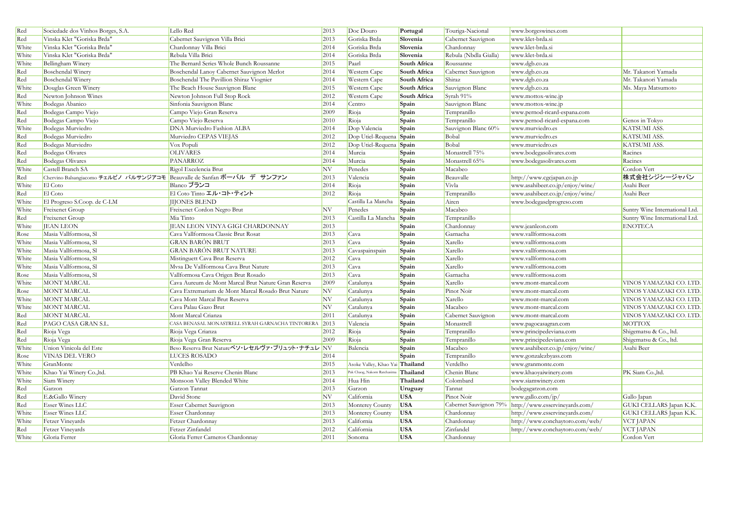| | | | | | | | | |
|---|---|---|---|---|---|---|---|---|
| Red | Sociedade dos Vinhos Borges, S.A. | Lello Red | 2013 | Doc Douro | **Portugal** | Touriga-Nacional | www.borgeswines.com | |
| Red | Vinska Klet "Goriska Brda" | Cabernet Sauvignon Villa Brici | 2013 | Goriska Brda | **Slovenia** | Cabernet Sauvignon | www.klet-brda.si | |
| White | Vinska Klet "Goriska Brda" | Chardonnay Villa Brici | 2014 | Goriska Brda | **Slovenia** | Chardonnay | www.klet-brda.si | |
| White | Vinska Klet "Goriska Brda" | Rebula Villa Brici | 2014 | Goriska Brda | **Slovenia** | Rebula (Nbdla Gialla) | www.klet-brda.si | |
| White | Bellingham Winery | The Bernard Series Whole Bunch Roussanne | 2015 | Paarl | **South Africa** | Roussanne | www.dgb.co.za | |
| Red | Boschendal Winery | Boschendal Lanoy Cabernet Sauvignon Merlot | 2014 | Western Cape | **South Africa** | Cabernet Sauvignon | www.dgb.co.za | Mr. Takanori Yamada |
| Red | Boschendal Winery | Boschendal The Pavillion Shiraz Viognier | 2014 | Western Cape | **South Africa** | Shiraz | www.dgb.co.za | Mr. Takanori Yamada |
| White | Douglas Green Winery | The Beach House Sauvignon Blanc | 2015 | Western Cape | **South Africa** | Sauvignon Blanc | www.dgb.co.za | Ms. Maya Matsumoto |
| Red | Newton Johnson Wines | Newton Johnson Full Stop Rock | 2012 | Western Cape | **South Africa** | Syrah 91% | www.mottox-wine.jp | |
| White | Bodegas Abanico | Sinfonia Sauvignon Blanc | 2014 | Centro | **Spain** | Sauvignon Blanc | www.mottox-wine.jp | |
| Red | Bodegas Campo Viejo | Campo Viejo Gran Reserva | 2009 | Rioja | **Spain** | Tempranillo | www.pernod-ricard-espana.com | |
| Red | Bodegas Campo Viejo | Campo Viejo Reserva | 2010 | Rioja | **Spain** | Tempranillo | www.pernod-ricard-espana.com | Genos in Tokyo |
| White | Bodegas Murviedro | DNA Murviedro Fashion ALBA | 2014 | Dop Valencia | **Spain** | Sauvignon Blanc 60% | www.murviedro.es | KATSUMI ASS. |
| Red | Bodegas Murviedro | Murviedro CEPAS VIEJAS | 2012 | Dop Utiel-Requena | **Spain** | Bobal | www.murviedro.es | KATSUMI ASS. |
| Red | Bodegas Murviedro | Vox Populi | 2012 | Dop Utiel-Requena | **Spain** | Bobal | www.murviedro.es | KATSUMI ASS. |
| Red | Bodegas Olivares | OLIVARES | 2014 | Murcia | **Spain** | Monastrell 75% | www.bodegasolivares.com | Racines |
| Red | Bodegas Olivares | PANARROZ | 2014 | Murcia | **Spain** | Monastrell 65% | www.bodegasolivares.com | Racines |
| White | Castell Branch SA | Rigol Excelencia Brut | NV | Penedes | **Spain** | Macabeo | | Cordon Vert |
| Red | Chervino Balsangiacomo チェルビノ バルサンジアコモ | Beauvalle de Sanfan ボーバル デ サンファン | 2013 | Valencia | **Spain** | Beauvalle | http://www.cgcjapan.co.jp | 株式会社シジシージャパン |
| White | El Coto | Blanco ブランコ | 2014 | Rioja | **Spain** | Vivla | www.asahibeer.co.jp/enjoy/wine/ | Asahi Beer |
| Red | El Coto | El Coto Tinto エル・コト・ティント | 2012 | Rioja | **Spain** | Tempranillo | www.asahibeer.co.jp/enjoy/wine/ | Asahi Beer |
| White | El Progreso S.Coop. de C-LM | JIJONES BLEND | | Castilla La Mancha | **Spain** | Airen | www.bodegaselprogreso.com | |
| White | Freixenet Group | Freixenet Cordon Negro Brut | NV | Penedes | **Spain** | Macabeo | | Suntry Wine International Ltd. |
| Red | Freixenet Group | Mia Tinto | 2013 | Castilla La Mancha | **Spain** | Tempranillo | | Suntry Wine International Ltd. |
| White | JEAN LEON | JEAN LEON VINYA GIGI CHARDONNAY | 2013 | | **Spain** | Chardonnay | www.jeanleon.com | ENOTECA |
| Rose | Masia Vallformosa, Sl | Cava Vallformosa Classic Brut Rosat | 2013 | Cava | **Spain** | Garnacha | www.vallformosa.com | |
| White | Masia Vallformosa, Sl | GRAN BARÓN BRUT | 2013 | Cava | **Spain** | Xarello | www.vallformosa.com | |
| White | Masia Vallformosa, Sl | GRAN BARÓN BRUT NATURE | 2013 | Cavaspainspain | **Spain** | Xarello | www.vallformosa.com | |
| White | Masia Vallformosa, Sl | Mistinguett Cava Brut Reserva | 2012 | Cava | **Spain** | Xarello | www.vallformosa.com | |
| White | Masia Vallformosa, Sl | Mvsa De Vallformosa Cava Brut Nature | 2013 | Cava | **Spain** | Xarello | www.vallformosa.com | |
| Rose | Masia Vallformosa, Sl | Vallformosa Cava Origen Brut Rosado | 2013 | Cava | **Spain** | Garnacha | www.vallformosa.com | |
| White | MONT MARCAL | Cava Aureum de Mont Marcal Brut Nature Gran Reserva | 2009 | Catalunya | **Spain** | Xarello | www.mont-marcal.com | VINOS YAMAZAKI CO. LTD. |
| Rose | MONT MARCAL | Cava Extremarium de Mont Marcal Rosado Brut Nature | NV | Catalunya | **Spain** | Pinot Noir | www.mont-marcal.com | VINOS YAMAZAKI CO. LTD. |
| White | MONT MARCAL | Cava Mont Marcal Brut Reserva | NV | Catalunya | **Spain** | Xarello | www.mont-marcal.com | VINOS YAMAZAKI CO. LTD. |
| White | MONT MARCAL | Cava Palau Gazo Brut | NV | Catalunya | **Spain** | Macabeo | www.mont-marcal.com | VINOS YAMAZAKI CO. LTD. |
| Red | MONT MARCAL | Mont Marcal Crianza | 2011 | Catalunya | **Spain** | Cabernet Sauvignon | www.mont-marcal.com | VINOS YAMAZAKI CO. LTD. |
| Red | PAGO CASA GRAN S.L. | CASA BENASAL MONASTRELL SYRAH GARNACHA TINTORERA | 2013 | Valencia | **Spain** | Monastrell | www.pagocasagran.com | MOTTOX |
| Red | Rioja Vega | Rioja Vega Crianza | 2012 | Rioja | **Spain** | Tempranillo | www.principedeviana.com | Shigematsu & Co., ltd. |
| Red | Rioja Vega | Rioja Vega Gran Reserva | 2009 | Rioja | **Spain** | Tempranillo | www.principedeviana.com | Shigematsu & Co., ltd. |
| White | Union Vinicola del Este | Beso Reserva Brut Natureベソ・レセルヴァ・ブリュット・ナチュレ | NV | Balencia | **Spain** | Macabeo | www.asahibeer.co.jp/enjoy/wine/ | Asahi Beer |
| Rose | VINAS DEL VERO | LUCES ROSADO | 2014 | | **Spain** | Tempranillo | www.gonzalezbyass.com | |
| White | GranMonte | Verdelho | 2015 | Asoke Valley, Khao Yai | **Thailand** | Verdelho | www.granmonte.com | |
| White | Khao Yai Winery Co.,ltd. | PB Khao Yai Reserve Chenin Blanc | 2013 | Pak Chong, Nakorn Ratchasima | **Thailand** | Chenin Blanc | www.khaoyaiwinery.com | PK Siam Co.,ltd. |
| White | Siam Winery | Monsoon Valley Blended White | 2014 | Hua Hin | **Thailand** | Colombard | www.siamwinery.com | |
| Red | Garzon | Garzon Tannat | 2013 | Garzon | **Uruguay** | Tannat | bodegagarzon.com | |
| Red | E.&Gallo Winery | David Stone | NV | California | **USA** | Pinot Noir | www.gallo.com/jp/ | Gallo Japan |
| Red | Esser Wines LLC | Esser Cabernet Sauvignon | 2013 | Monterey County | **USA** | Cabernet Sauvignon 79% | http://www.esservineyards.com/ | GUKI CELLARS Japan K.K. |
| White | Esser Wines LLC | Esser Chardonnay | 2013 | Monterey County | **USA** | Chardonnay | http://www.esservineyards.com/ | GUKI CELLARS Japan K.K. |
| White | Fetzer Vineyards | Fetzer Chardonnay | 2013 | California | **USA** | Chardonnay | http://www.conchaytoro.com/web/ | VCT JAPAN |
| Red | Fetzer Vineyards | Fetzer Zinfandel | 2012 | California | **USA** | Zinfandel | http://www.conchaytoro.com/web/ | VCT JAPAN |
| White | Gloria Ferrer | Gloria Ferrer Carneros Chardonnay | 2011 | Sonoma | **USA** | Chardonnay | | Cordon Vert |